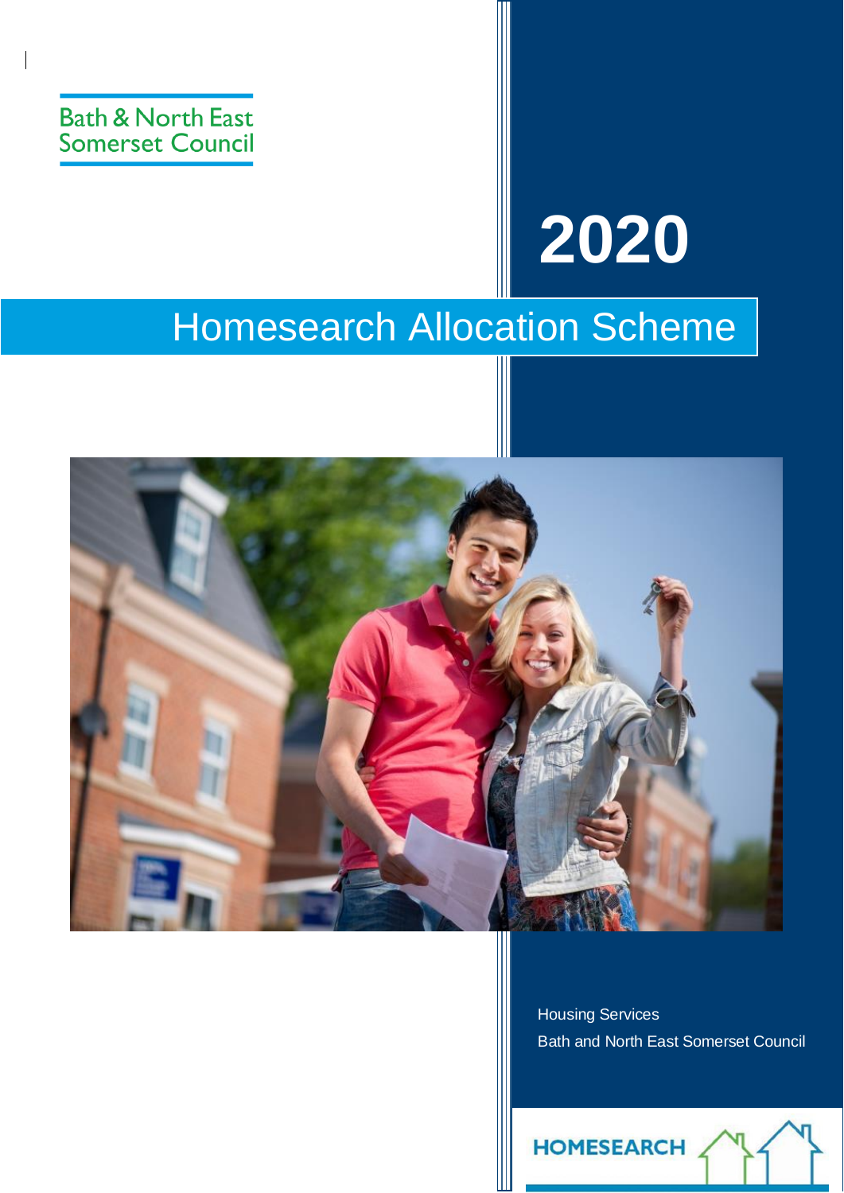Bath & North East Somerset Council

# 2020

# Homesearch Allocation Scheme

Housing Services

Bath and North East Somerset Council

HOMESEARCH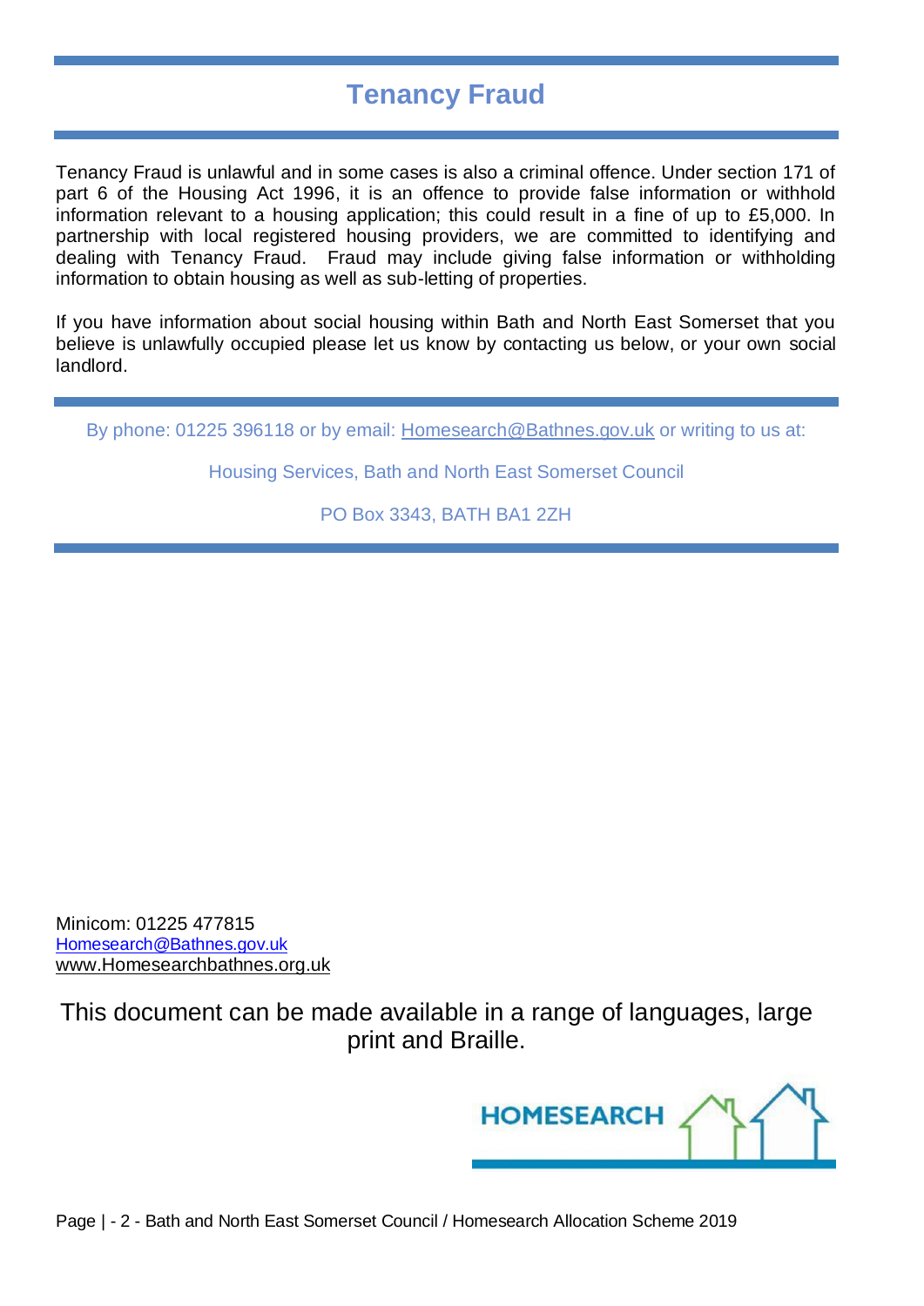# Tenancy Fraud

Tenancy Fraud is unlawful and in some cases is also a criminal offence. Under section 171 of part 6 of the Housing Act 1996, it is an offence to provide false information or withhold information relevant to a housing application; this could result in a fine of up to £5,000. In partnership with local registered housing providers, we are committed to identifying and dealing with Tenancy Fraud. Fraud may include giving false information or withholding information to obtain housing as well as sub-letting of properties.

If you have information about social housing within Bath and North East Somerset that you believe is unlawfully occupied please let us know by contacting us below, or your own social landlord.

By phone: 01225 396118 or by email: Homesearch@Bathnes.gov.uk or writing to us at:

Housing Services, Bath and North East Somerset Council

PO Box 3343, BATH BA1 2ZH

Minicom: 01225 477815
Homesearch@Bathnes.gov.uk
www.Homesearchbathnes.org.uk

This document can be made available in a range of languages, large print and Braille.

HOMESEARCH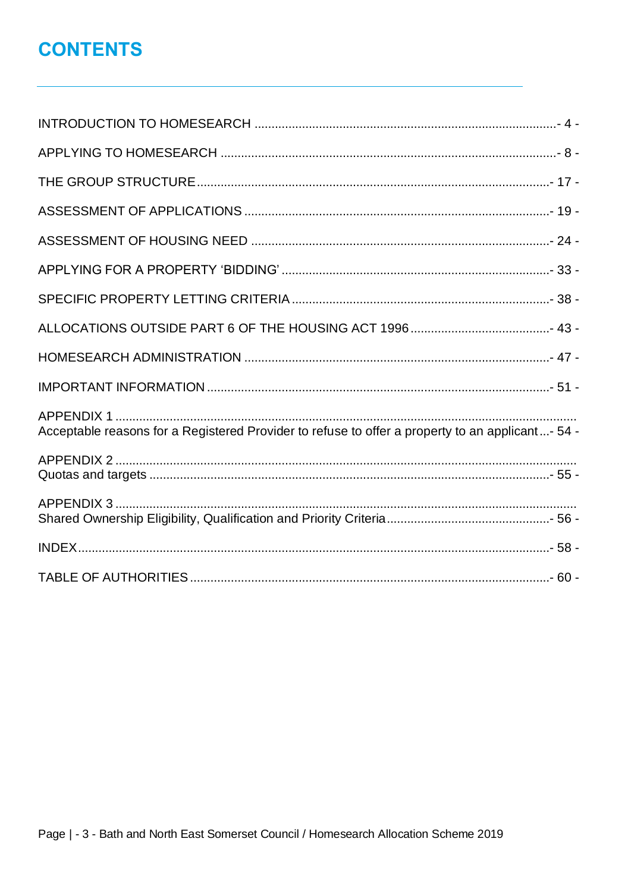# CONTENTS

INTRODUCTION TO HOMESEARCH ........................................................................................- 4 -

APPLYING TO HOMESEARCH ..................................................................................................- 8 -

THE GROUP STRUCTURE.......................................................................................................- 17 -

ASSESSMENT OF APPLICATIONS .........................................................................................- 19 -

ASSESSMENT OF HOUSING NEED .......................................................................................- 24 -

APPLYING FOR A PROPERTY 'BIDDING' ..............................................................................- 33 -

SPECIFIC PROPERTY LETTING CRITERIA ...........................................................................- 38 -

ALLOCATIONS OUTSIDE PART 6 OF THE HOUSING ACT 1996.........................................- 43 -

HOMESEARCH ADMINISTRATION .........................................................................................- 47 -

IMPORTANT INFORMATION ....................................................................................................- 51 -

APPENDIX 1 ......................................................................................................................
Acceptable reasons for a Registered Provider to refuse to offer a property to an applicant...- 54 -

APPENDIX 2 .......................................................................................................................
Quotas and targets ....................................................................................................................- 55 -

APPENDIX 3 .......................................................................................................................
Shared Ownership Eligibility, Qualification and Priority Criteria................................................- 56 -

INDEX.........................................................................................................................................- 58 -

TABLE OF AUTHORITIES.........................................................................................................- 60 -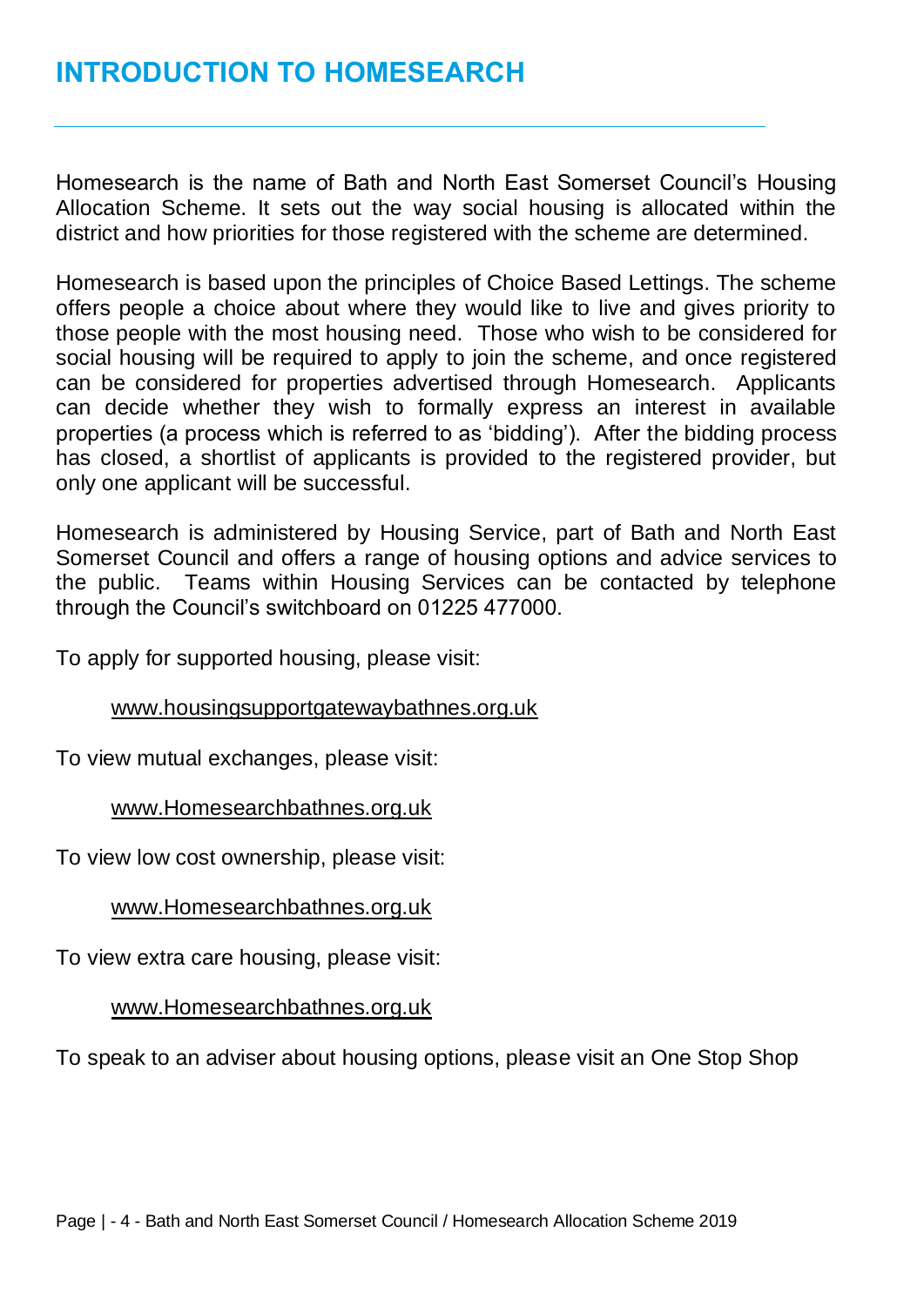# INTRODUCTION TO HOMESEARCH

Homesearch is the name of Bath and North East Somerset Council's Housing Allocation Scheme. It sets out the way social housing is allocated within the district and how priorities for those registered with the scheme are determined.

Homesearch is based upon the principles of Choice Based Lettings. The scheme offers people a choice about where they would like to live and gives priority to those people with the most housing need. Those who wish to be considered for social housing will be required to apply to join the scheme, and once registered can be considered for properties advertised through Homesearch. Applicants can decide whether they wish to formally express an interest in available properties (a process which is referred to as 'bidding'). After the bidding process has closed, a shortlist of applicants is provided to the registered provider, but only one applicant will be successful.

Homesearch is administered by Housing Service, part of Bath and North East Somerset Council and offers a range of housing options and advice services to the public. Teams within Housing Services can be contacted by telephone through the Council's switchboard on 01225 477000.

To apply for supported housing, please visit:

www.housingsupportgatewaybathnes.org.uk

To view mutual exchanges, please visit:

www.Homesearchbathnes.org.uk

To view low cost ownership, please visit:

www.Homesearchbathnes.org.uk

To view extra care housing, please visit:

www.Homesearchbathnes.org.uk

To speak to an adviser about housing options, please visit an One Stop Shop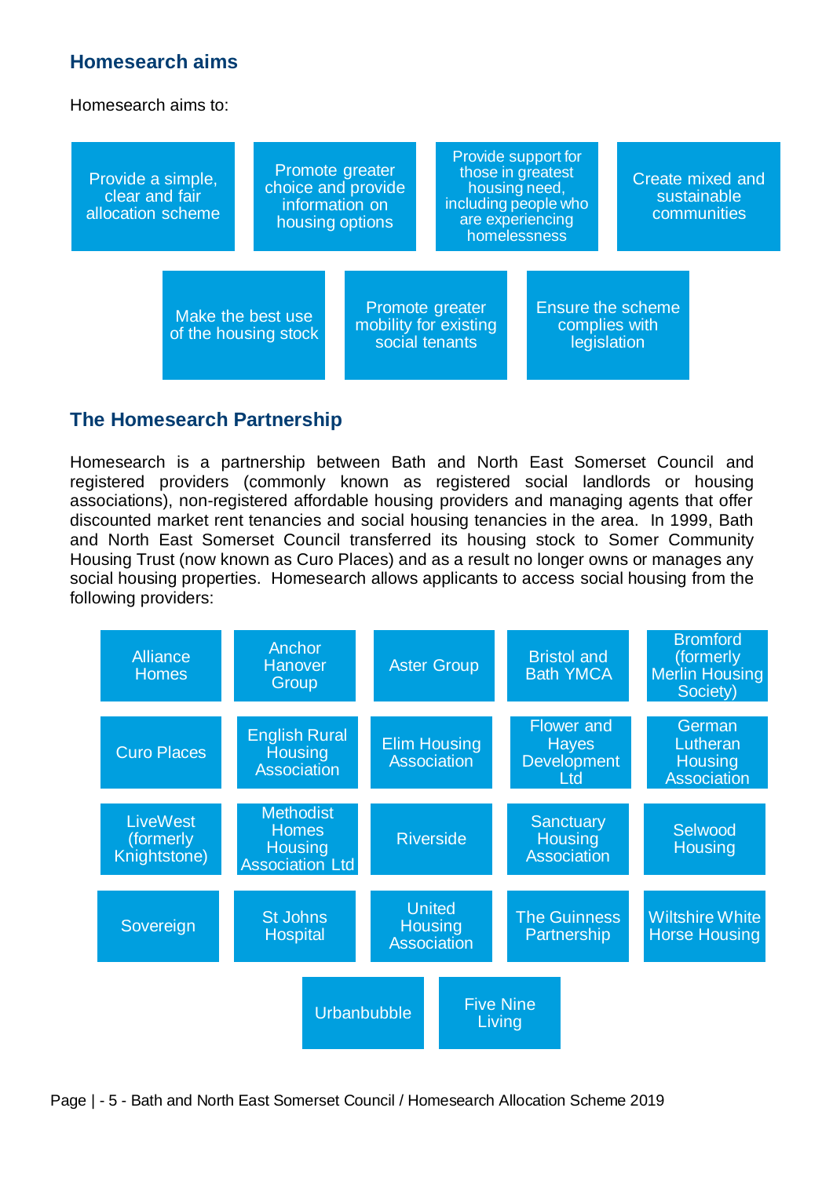## Homesearch aims

Homesearch aims to:

- Provide a simple, clear and fair allocation scheme
- Promote greater choice and provide information on housing options
- Provide support for those in greatest housing need, including people who are experiencing homelessness
- Create mixed and sustainable communities
- Make the best use of the housing stock
- Promote greater mobility for existing social tenants
- Ensure the scheme complies with legislation

## The Homesearch Partnership

Homesearch is a partnership between Bath and North East Somerset Council and registered providers (commonly known as registered social landlords or housing associations), non-registered affordable housing providers and managing agents that offer discounted market rent tenancies and social housing tenancies in the area. In 1999, Bath and North East Somerset Council transferred its housing stock to Somer Community Housing Trust (now known as Curo Places) and as a result no longer owns or manages any social housing properties. Homesearch allows applicants to access social housing from the following providers:

- Alliance Homes
- Anchor Hanover Group
- Aster Group
- Bristol and Bath YMCA
- Bromford (formerly Merlin Housing Society)
- Curo Places
- English Rural Housing Association
- Elim Housing Association
- Flower and Hayes Development Ltd
- German Lutheran Housing Association
- LiveWest (formerly Knightstone)
- Methodist Homes Housing Association Ltd
- Riverside
- Sanctuary Housing Association
- Selwood Housing
- Sovereign
- St Johns Hospital
- United Housing Association
- The Guinness Partnership
- Wiltshire White Horse Housing
- Urbanbubble
- Five Nine Living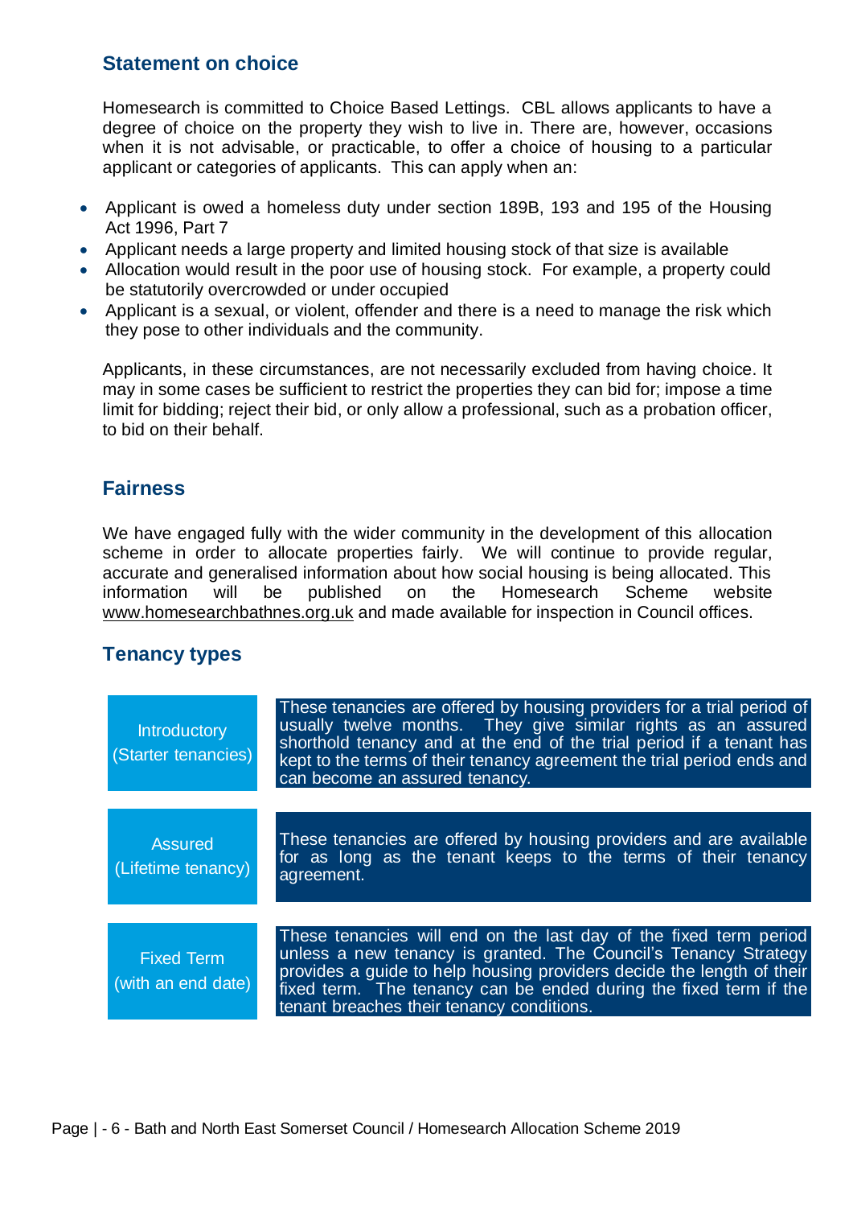## Statement on choice

Homesearch is committed to Choice Based Lettings. CBL allows applicants to have a degree of choice on the property they wish to live in. There are, however, occasions when it is not advisable, or practicable, to offer a choice of housing to a particular applicant or categories of applicants. This can apply when an:

- Applicant is owed a homeless duty under section 189B, 193 and 195 of the Housing Act 1996, Part 7
- Applicant needs a large property and limited housing stock of that size is available
- Allocation would result in the poor use of housing stock. For example, a property could be statutorily overcrowded or under occupied
- Applicant is a sexual, or violent, offender and there is a need to manage the risk which they pose to other individuals and the community.

Applicants, in these circumstances, are not necessarily excluded from having choice. It may in some cases be sufficient to restrict the properties they can bid for; impose a time limit for bidding; reject their bid, or only allow a professional, such as a probation officer, to bid on their behalf.

## Fairness

We have engaged fully with the wider community in the development of this allocation scheme in order to allocate properties fairly. We will continue to provide regular, accurate and generalised information about how social housing is being allocated. This information will be published on the Homesearch Scheme website www.homesearchbathnes.org.uk and made available for inspection in Council offices.

## Tenancy types

| Tenancy type | Description |
|---|---|
| Introductory (Starter tenancies) | These tenancies are offered by housing providers for a trial period of usually twelve months. They give similar rights as an assured shorthold tenancy and at the end of the trial period if a tenant has kept to the terms of their tenancy agreement the trial period ends and can become an assured tenancy. |
| Assured (Lifetime tenancy) | These tenancies are offered by housing providers and are available for as long as the tenant keeps to the terms of their tenancy agreement. |
| Fixed Term (with an end date) | These tenancies will end on the last day of the fixed term period unless a new tenancy is granted. The Council's Tenancy Strategy provides a guide to help housing providers decide the length of their fixed term. The tenancy can be ended during the fixed term if the tenant breaches their tenancy conditions. |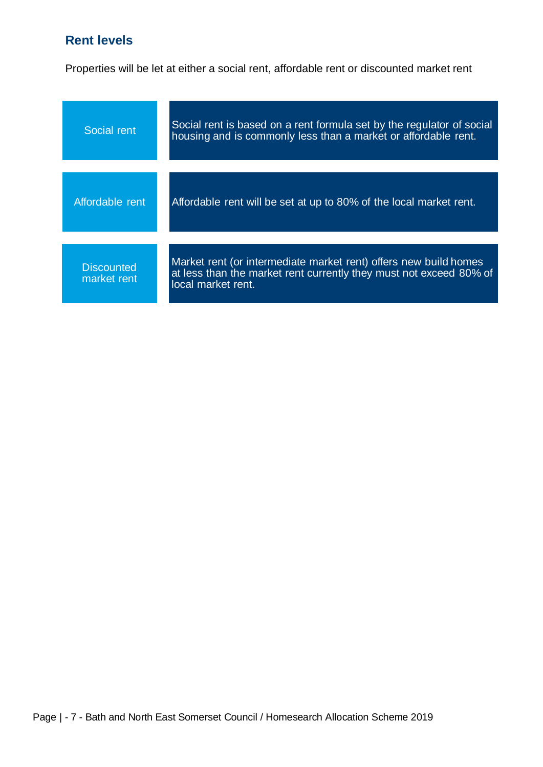## Rent levels

Properties will be let at either a social rent, affordable rent or discounted market rent

| | |
|---|---|
| Social rent | Social rent is based on a rent formula set by the regulator of social housing and is commonly less than a market or affordable rent. |
| Affordable rent | Affordable rent will be set at up to 80% of the local market rent. |
| Discounted market rent | Market rent (or intermediate market rent) offers new build homes at less than the market rent currently they must not exceed 80% of local market rent. |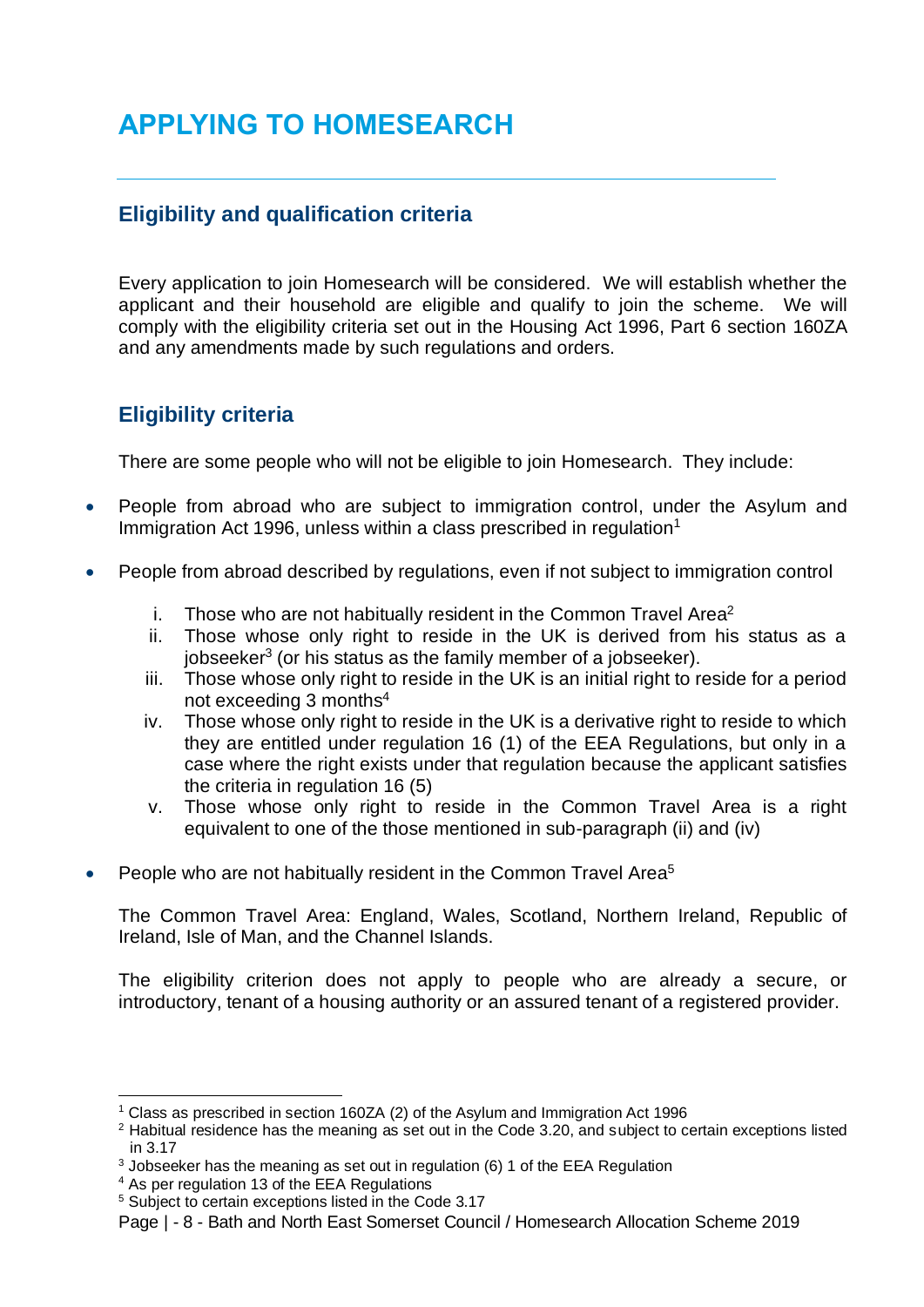# APPLYING TO HOMESEARCH

## Eligibility and qualification criteria

Every application to join Homesearch will be considered. We will establish whether the applicant and their household are eligible and qualify to join the scheme. We will comply with the eligibility criteria set out in the Housing Act 1996, Part 6 section 160ZA and any amendments made by such regulations and orders.

## Eligibility criteria

There are some people who will not be eligible to join Homesearch. They include:

- People from abroad who are subject to immigration control, under the Asylum and Immigration Act 1996, unless within a class prescribed in regulation[1]

- People from abroad described by regulations, even if not subject to immigration control

  i. Those who are not habitually resident in the Common Travel Area[2]
  ii. Those whose only right to reside in the UK is derived from his status as a jobseeker[3] (or his status as the family member of a jobseeker).
  iii. Those whose only right to reside in the UK is an initial right to reside for a period not exceeding 3 months[4]
  iv. Those whose only right to reside in the UK is a derivative right to reside to which they are entitled under regulation 16 (1) of the EEA Regulations, but only in a case where the right exists under that regulation because the applicant satisfies the criteria in regulation 16 (5)
  v. Those whose only right to reside in the Common Travel Area is a right equivalent to one of the those mentioned in sub-paragraph (ii) and (iv)

- People who are not habitually resident in the Common Travel Area[5]

  The Common Travel Area: England, Wales, Scotland, Northern Ireland, Republic of Ireland, Isle of Man, and the Channel Islands.

  The eligibility criterion does not apply to people who are already a secure, or introductory, tenant of a housing authority or an assured tenant of a registered provider.

---

[1] Class as prescribed in section 160ZA (2) of the Asylum and Immigration Act 1996
[2] Habitual residence has the meaning as set out in the Code 3.20, and subject to certain exceptions listed in 3.17
[3] Jobseeker has the meaning as set out in regulation (6) 1 of the EEA Regulation
[4] As per regulation 13 of the EEA Regulations
[5] Subject to certain exceptions listed in the Code 3.17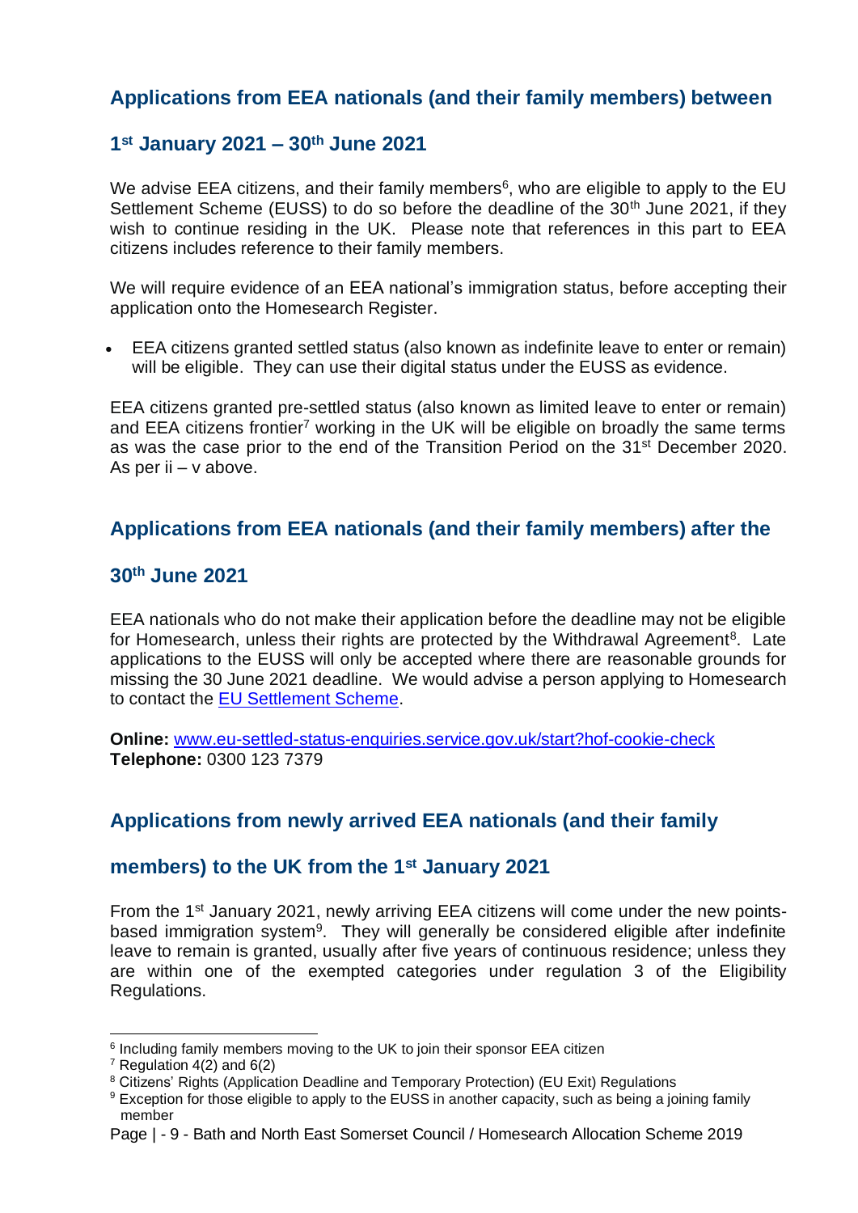## Applications from EEA nationals (and their family members) between 1st January 2021 – 30th June 2021

We advise EEA citizens, and their family members[6], who are eligible to apply to the EU Settlement Scheme (EUSS) to do so before the deadline of the 30th June 2021, if they wish to continue residing in the UK. Please note that references in this part to EEA citizens includes reference to their family members.

We will require evidence of an EEA national's immigration status, before accepting their application onto the Homesearch Register.

- EEA citizens granted settled status (also known as indefinite leave to enter or remain) will be eligible. They can use their digital status under the EUSS as evidence.

EEA citizens granted pre-settled status (also known as limited leave to enter or remain) and EEA citizens frontier[7] working in the UK will be eligible on broadly the same terms as was the case prior to the end of the Transition Period on the 31st December 2020. As per ii – v above.

## Applications from EEA nationals (and their family members) after the 30th June 2021

EEA nationals who do not make their application before the deadline may not be eligible for Homesearch, unless their rights are protected by the Withdrawal Agreement[8]. Late applications to the EUSS will only be accepted where there are reasonable grounds for missing the 30 June 2021 deadline. We would advise a person applying to Homesearch to contact the EU Settlement Scheme.

**Online:** www.eu-settled-status-enquiries.service.gov.uk/start?hof-cookie-check
**Telephone:** 0300 123 7379

## Applications from newly arrived EEA nationals (and their family members) to the UK from the 1st January 2021

From the 1st January 2021, newly arriving EEA citizens will come under the new points-based immigration system[9]. They will generally be considered eligible after indefinite leave to remain is granted, usually after five years of continuous residence; unless they are within one of the exempted categories under regulation 3 of the Eligibility Regulations.

[6] Including family members moving to the UK to join their sponsor EEA citizen
[7] Regulation 4(2) and 6(2)
[8] Citizens' Rights (Application Deadline and Temporary Protection) (EU Exit) Regulations
[9] Exception for those eligible to apply to the EUSS in another capacity, such as being a joining family member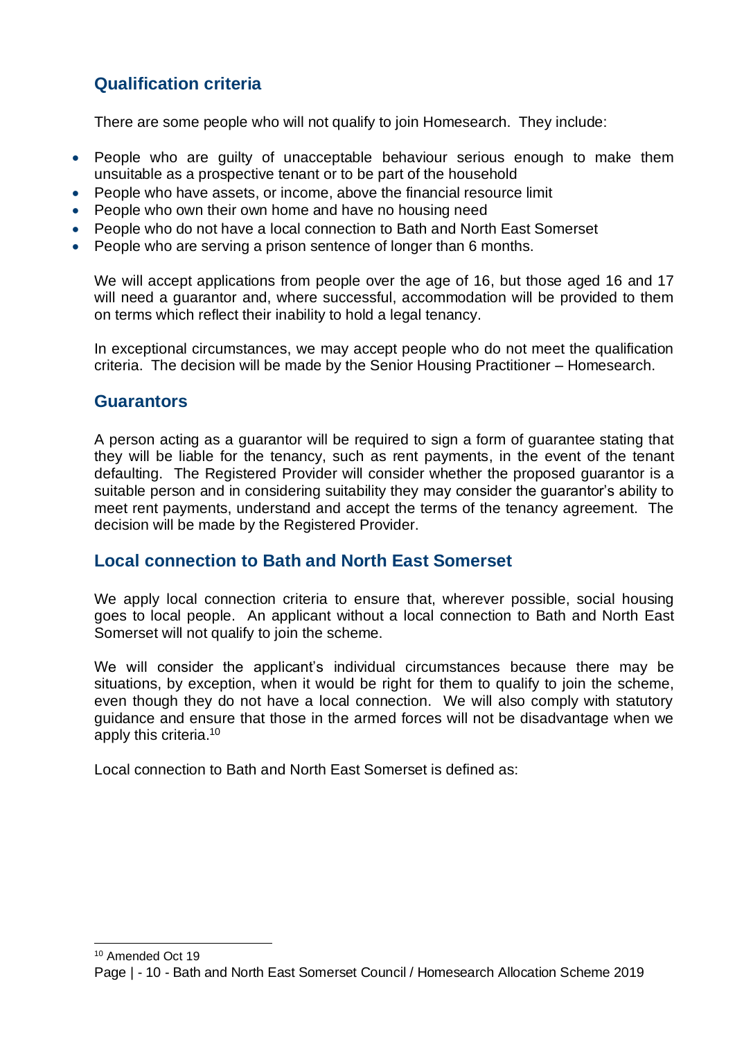## Qualification criteria

There are some people who will not qualify to join Homesearch. They include:

- People who are guilty of unacceptable behaviour serious enough to make them unsuitable as a prospective tenant or to be part of the household
- People who have assets, or income, above the financial resource limit
- People who own their own home and have no housing need
- People who do not have a local connection to Bath and North East Somerset
- People who are serving a prison sentence of longer than 6 months.

We will accept applications from people over the age of 16, but those aged 16 and 17 will need a guarantor and, where successful, accommodation will be provided to them on terms which reflect their inability to hold a legal tenancy.

In exceptional circumstances, we may accept people who do not meet the qualification criteria. The decision will be made by the Senior Housing Practitioner – Homesearch.

## Guarantors

A person acting as a guarantor will be required to sign a form of guarantee stating that they will be liable for the tenancy, such as rent payments, in the event of the tenant defaulting. The Registered Provider will consider whether the proposed guarantor is a suitable person and in considering suitability they may consider the guarantor's ability to meet rent payments, understand and accept the terms of the tenancy agreement. The decision will be made by the Registered Provider.

## Local connection to Bath and North East Somerset

We apply local connection criteria to ensure that, wherever possible, social housing goes to local people. An applicant without a local connection to Bath and North East Somerset will not qualify to join the scheme.

We will consider the applicant's individual circumstances because there may be situations, by exception, when it would be right for them to qualify to join the scheme, even though they do not have a local connection. We will also comply with statutory guidance and ensure that those in the armed forces will not be disadvantage when we apply this criteria.[10]

Local connection to Bath and North East Somerset is defined as:

---

[10] Amended Oct 19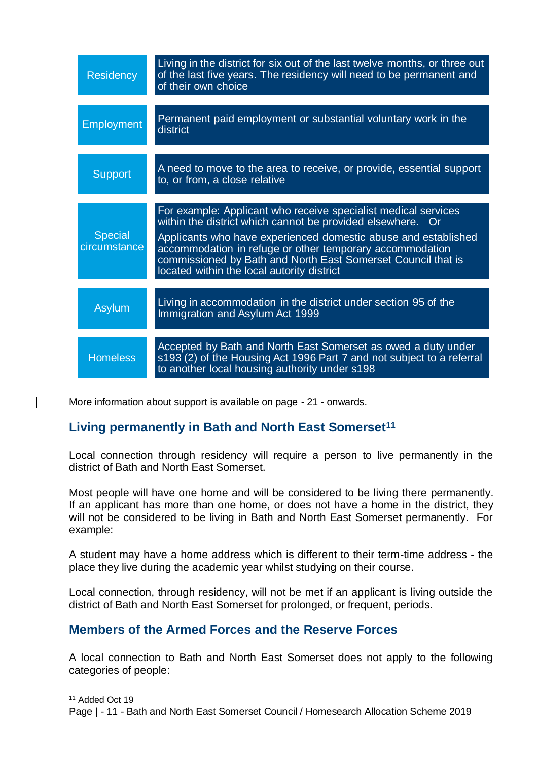| | |
|---|---|
| Residency | Living in the district for six out of the last twelve months, or three out of the last five years. The residency will need to be permanent and of their own choice |
| Employment | Permanent paid employment or substantial voluntary work in the district |
| Support | A need to move to the area to receive, or provide, essential support to, or from, a close relative |
| Special circumstance | For example: Applicant who receive specialist medical services within the district which cannot be provided elsewhere. Or<br>Applicants who have experienced domestic abuse and established accommodation in refuge or other temporary accommodation commissioned by Bath and North East Somerset Council that is located within the local autority district |
| Asylum | Living in accommodation in the district under section 95 of the Immigration and Asylum Act 1999 |
| Homeless | Accepted by Bath and North East Somerset as owed a duty under s193 (2) of the Housing Act 1996 Part 7 and not subject to a referral to another local housing authority under s198 |

More information about support is available on page - 21 - onwards.

## Living permanently in Bath and North East Somerset[11]

Local connection through residency will require a person to live permanently in the district of Bath and North East Somerset.

Most people will have one home and will be considered to be living there permanently. If an applicant has more than one home, or does not have a home in the district, they will not be considered to be living in Bath and North East Somerset permanently. For example:

A student may have a home address which is different to their term-time address - the place they live during the academic year whilst studying on their course.

Local connection, through residency, will not be met if an applicant is living outside the district of Bath and North East Somerset for prolonged, or frequent, periods.

## Members of the Armed Forces and the Reserve Forces

A local connection to Bath and North East Somerset does not apply to the following categories of people:

[11] Added Oct 19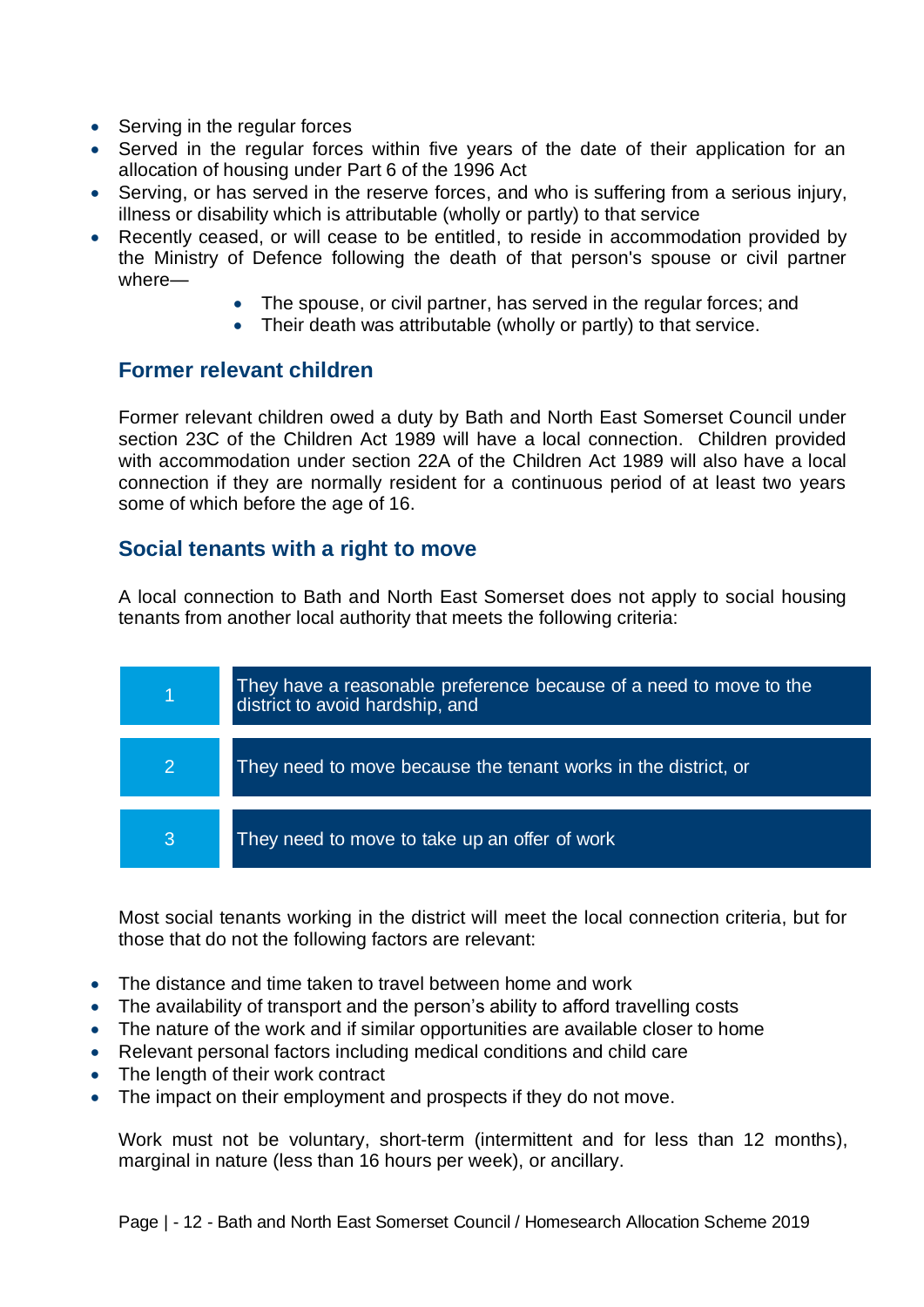- Serving in the regular forces
- Served in the regular forces within five years of the date of their application for an allocation of housing under Part 6 of the 1996 Act
- Serving, or has served in the reserve forces, and who is suffering from a serious injury, illness or disability which is attributable (wholly or partly) to that service
- Recently ceased, or will cease to be entitled, to reside in accommodation provided by the Ministry of Defence following the death of that person's spouse or civil partner where—
    - The spouse, or civil partner, has served in the regular forces; and
    - Their death was attributable (wholly or partly) to that service.

## Former relevant children

Former relevant children owed a duty by Bath and North East Somerset Council under section 23C of the Children Act 1989 will have a local connection. Children provided with accommodation under section 22A of the Children Act 1989 will also have a local connection if they are normally resident for a continuous period of at least two years some of which before the age of 16.

## Social tenants with a right to move

A local connection to Bath and North East Somerset does not apply to social housing tenants from another local authority that meets the following criteria:

| | |
|---|---|
| 1 | They have a reasonable preference because of a need to move to the district to avoid hardship, and |
| 2 | They need to move because the tenant works in the district, or |
| 3 | They need to move to take up an offer of work |

Most social tenants working in the district will meet the local connection criteria, but for those that do not the following factors are relevant:

- The distance and time taken to travel between home and work
- The availability of transport and the person's ability to afford travelling costs
- The nature of the work and if similar opportunities are available closer to home
- Relevant personal factors including medical conditions and child care
- The length of their work contract
- The impact on their employment and prospects if they do not move.

Work must not be voluntary, short-term (intermittent and for less than 12 months), marginal in nature (less than 16 hours per week), or ancillary.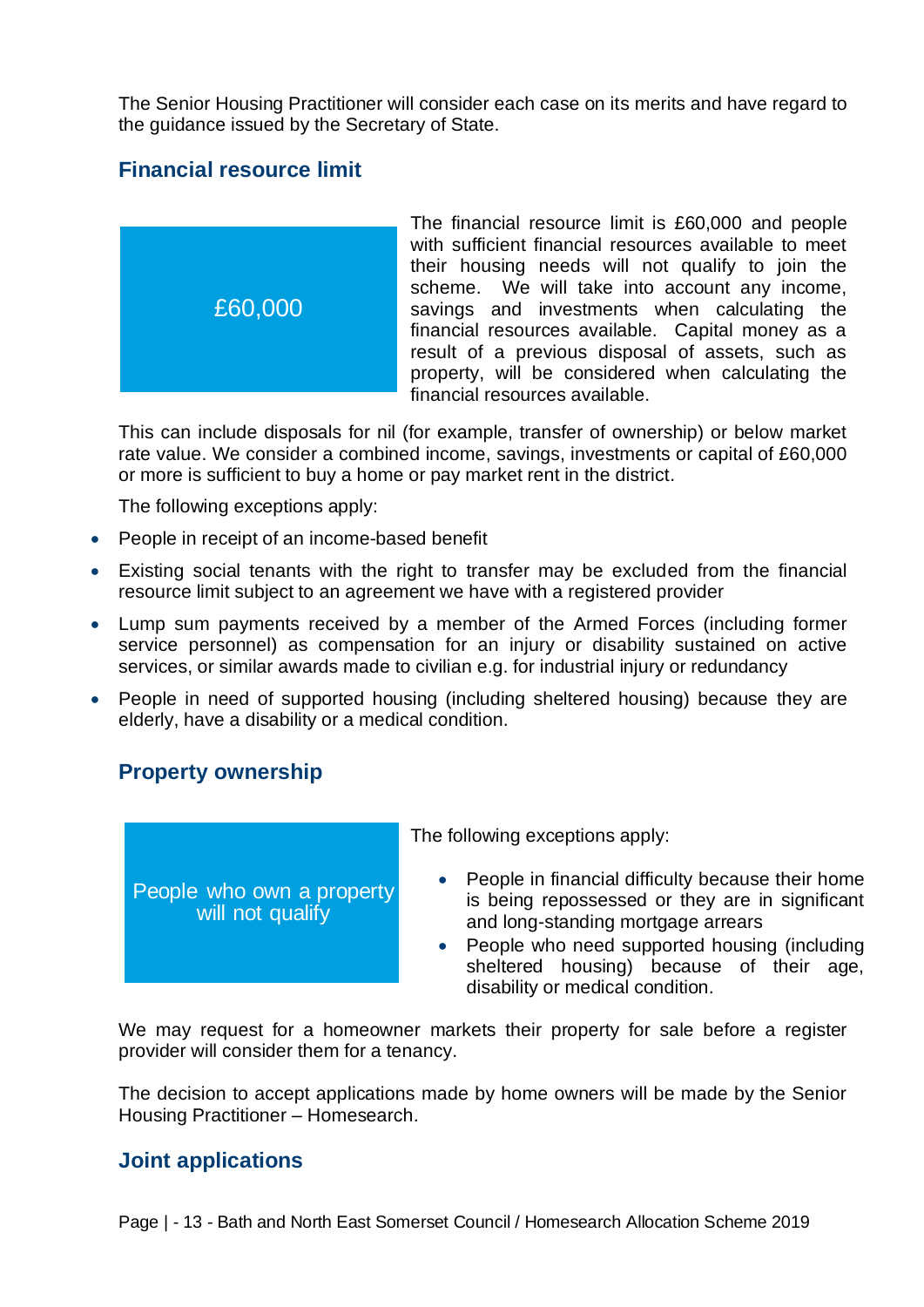The Senior Housing Practitioner will consider each case on its merits and have regard to the guidance issued by the Secretary of State.

## Financial resource limit

£60,000

The financial resource limit is £60,000 and people with sufficient financial resources available to meet their housing needs will not qualify to join the scheme. We will take into account any income, savings and investments when calculating the financial resources available. Capital money as a result of a previous disposal of assets, such as property, will be considered when calculating the financial resources available.

This can include disposals for nil (for example, transfer of ownership) or below market rate value. We consider a combined income, savings, investments or capital of £60,000 or more is sufficient to buy a home or pay market rent in the district.

The following exceptions apply:

- People in receipt of an income-based benefit
- Existing social tenants with the right to transfer may be excluded from the financial resource limit subject to an agreement we have with a registered provider
- Lump sum payments received by a member of the Armed Forces (including former service personnel) as compensation for an injury or disability sustained on active services, or similar awards made to civilian e.g. for industrial injury or redundancy
- People in need of supported housing (including sheltered housing) because they are elderly, have a disability or a medical condition.

## Property ownership

People who own a property will not qualify

The following exceptions apply:

- People in financial difficulty because their home is being repossessed or they are in significant and long-standing mortgage arrears
- People who need supported housing (including sheltered housing) because of their age, disability or medical condition.

We may request for a homeowner markets their property for sale before a register provider will consider them for a tenancy.

The decision to accept applications made by home owners will be made by the Senior Housing Practitioner – Homesearch.

## Joint applications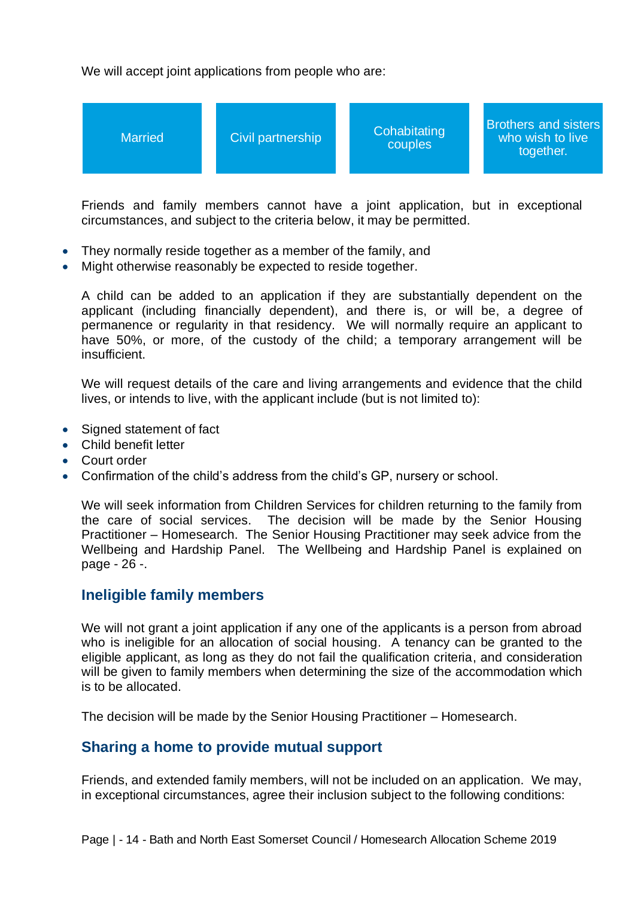We will accept joint applications from people who are:

- Married
- Civil partnership
- Cohabiting couples
- Brothers and sisters who wish to live together.

Friends and family members cannot have a joint application, but in exceptional circumstances, and subject to the criteria below, it may be permitted.

- They normally reside together as a member of the family, and
- Might otherwise reasonably be expected to reside together.

A child can be added to an application if they are substantially dependent on the applicant (including financially dependent), and there is, or will be, a degree of permanence or regularity in that residency. We will normally require an applicant to have 50%, or more, of the custody of the child; a temporary arrangement will be insufficient.

We will request details of the care and living arrangements and evidence that the child lives, or intends to live, with the applicant include (but is not limited to):

- Signed statement of fact
- Child benefit letter
- Court order
- Confirmation of the child's address from the child's GP, nursery or school.

We will seek information from Children Services for children returning to the family from the care of social services. The decision will be made by the Senior Housing Practitioner – Homesearch. The Senior Housing Practitioner may seek advice from the Wellbeing and Hardship Panel. The Wellbeing and Hardship Panel is explained on page - 26 -.

## Ineligible family members

We will not grant a joint application if any one of the applicants is a person from abroad who is ineligible for an allocation of social housing. A tenancy can be granted to the eligible applicant, as long as they do not fail the qualification criteria, and consideration will be given to family members when determining the size of the accommodation which is to be allocated.

The decision will be made by the Senior Housing Practitioner – Homesearch.

## Sharing a home to provide mutual support

Friends, and extended family members, will not be included on an application. We may, in exceptional circumstances, agree their inclusion subject to the following conditions: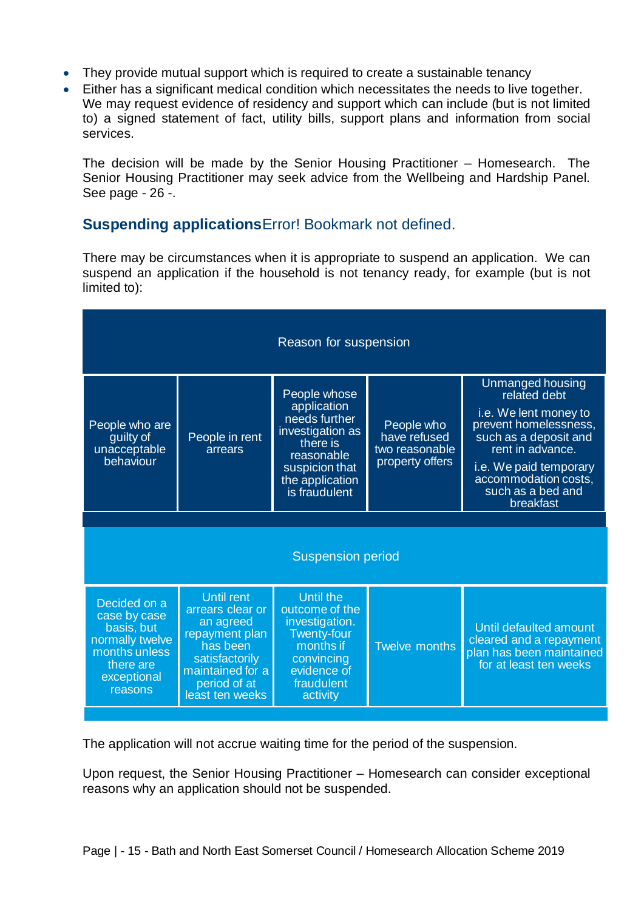- They provide mutual support which is required to create a sustainable tenancy
- Either has a significant medical condition which necessitates the needs to live together. We may request evidence of residency and support which can include (but is not limited to) a signed statement of fact, utility bills, support plans and information from social services.

The decision will be made by the Senior Housing Practitioner – Homesearch. The Senior Housing Practitioner may seek advice from the Wellbeing and Hardship Panel. See page - 26 -.

### Suspending applicationsError! Bookmark not defined.

There may be circumstances when it is appropriate to suspend an application. We can suspend an application if the household is not tenancy ready, for example (but is not limited to):

| Reason for suspension | | | | |
|---|---|---|---|---|
| People who are guilty of unacceptable behaviour | People in rent arrears | People whose application needs further investigation as there is reasonable suspicion that the application is fraudulent | People who have refused two reasonable property offers | Unmanged housing related debt<br>i.e. We lent money to prevent homelessness, such as a deposit and rent in advance.<br>i.e. We paid temporary accommodation costs, such as a bed and breakfast |
| **Suspension period** | | | | |
| Decided on a case by case basis, but normally twelve months unless there are exceptional reasons | Until rent arrears clear or an agreed repayment plan has been satisfactorily maintained for a period of at least ten weeks | Until the outcome of the investigation. Twenty-four months if convincing evidence of fraudulent activity | Twelve months | Until defaulted amount cleared and a repayment plan has been maintained for at least ten weeks |

The application will not accrue waiting time for the period of the suspension.

Upon request, the Senior Housing Practitioner – Homesearch can consider exceptional reasons why an application should not be suspended.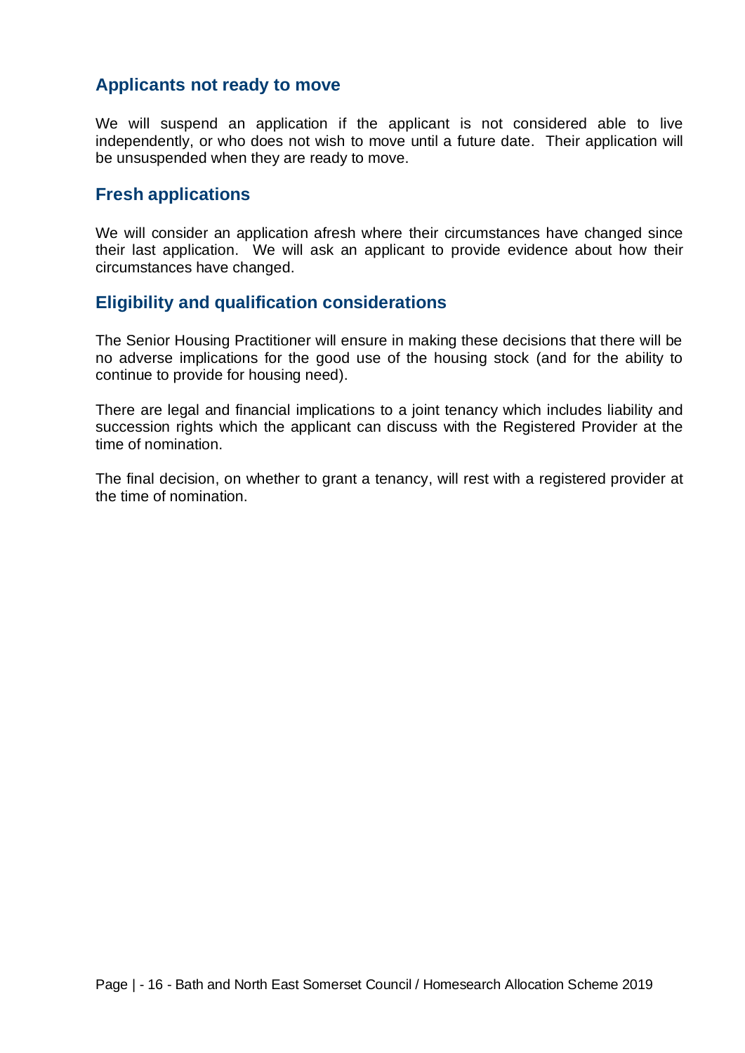## Applicants not ready to move

We will suspend an application if the applicant is not considered able to live independently, or who does not wish to move until a future date. Their application will be unsuspended when they are ready to move.

## Fresh applications

We will consider an application afresh where their circumstances have changed since their last application. We will ask an applicant to provide evidence about how their circumstances have changed.

## Eligibility and qualification considerations

The Senior Housing Practitioner will ensure in making these decisions that there will be no adverse implications for the good use of the housing stock (and for the ability to continue to provide for housing need).

There are legal and financial implications to a joint tenancy which includes liability and succession rights which the applicant can discuss with the Registered Provider at the time of nomination.

The final decision, on whether to grant a tenancy, will rest with a registered provider at the time of nomination.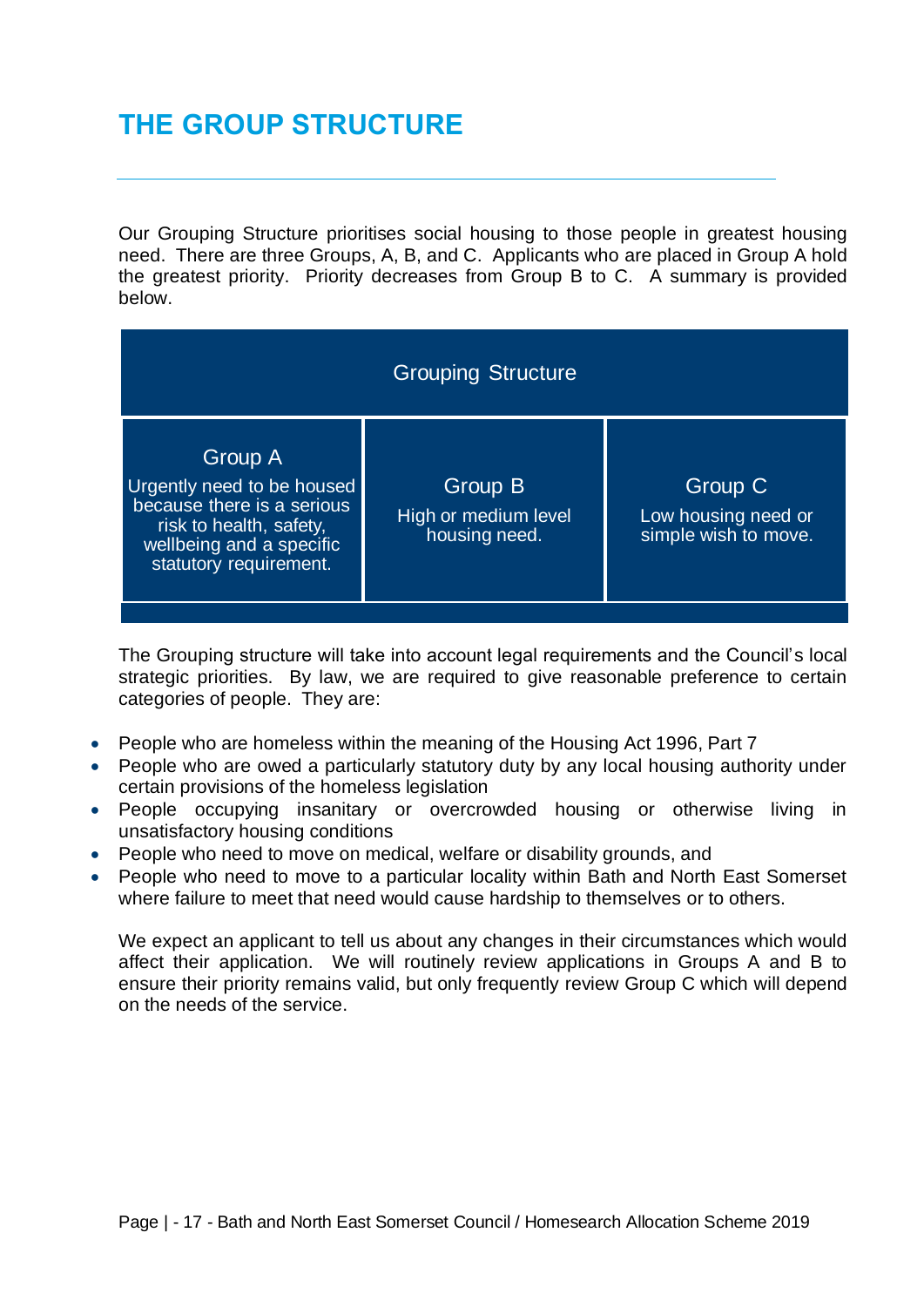# THE GROUP STRUCTURE

Our Grouping Structure prioritises social housing to those people in greatest housing need. There are three Groups, A, B, and C. Applicants who are placed in Group A hold the greatest priority. Priority decreases from Group B to C. A summary is provided below.

| Grouping Structure | | |
|---|---|---|
| **Group A**<br>Urgently need to be housed because there is a serious risk to health, safety, wellbeing and a specific statutory requirement. | **Group B**<br>High or medium level housing need. | **Group C**<br>Low housing need or simple wish to move. |

The Grouping structure will take into account legal requirements and the Council's local strategic priorities. By law, we are required to give reasonable preference to certain categories of people. They are:

- People who are homeless within the meaning of the Housing Act 1996, Part 7
- People who are owed a particularly statutory duty by any local housing authority under certain provisions of the homeless legislation
- People occupying insanitary or overcrowded housing or otherwise living in unsatisfactory housing conditions
- People who need to move on medical, welfare or disability grounds, and
- People who need to move to a particular locality within Bath and North East Somerset where failure to meet that need would cause hardship to themselves or to others.

We expect an applicant to tell us about any changes in their circumstances which would affect their application. We will routinely review applications in Groups A and B to ensure their priority remains valid, but only frequently review Group C which will depend on the needs of the service.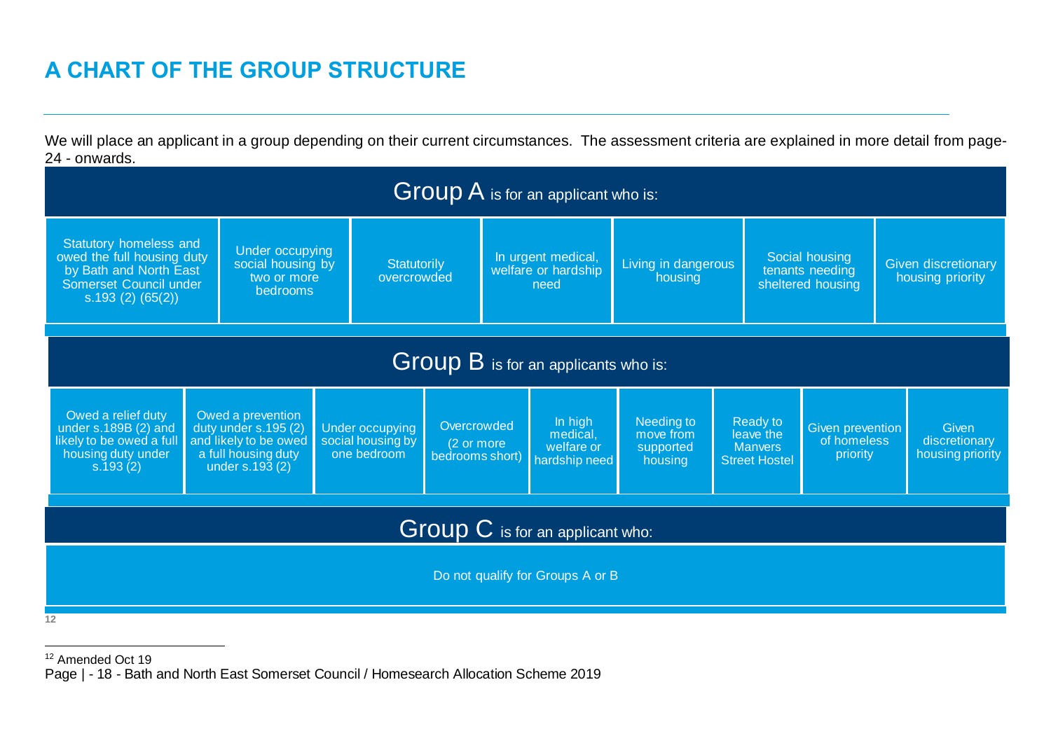# A CHART OF THE GROUP STRUCTURE

We will place an applicant in a group depending on their current circumstances. The assessment criteria are explained in more detail from page-24 - onwards.

**Group A** is for an applicant who is:

- Statutory homeless and owed the full housing duty by Bath and North East Somerset Council under s.193 (2) (65(2))
- Under occupying social housing by two or more bedrooms
- Statutorily overcrowded
- In urgent medical, welfare or hardship need
- Living in dangerous housing
- Social housing tenants needing sheltered housing
- Given discretionary housing priority

**Group B** is for an applicants who is:

- Owed a relief duty under s.189B (2) and likely to be owed a full housing duty under s.193 (2)
- Owed a prevention duty under s.195 (2) and likely to be owed a full housing duty under s.193 (2)
- Under occupying social housing by one bedroom
- Overcrowded (2 or more bedrooms short)
- In high medical, welfare or hardship need
- Needing to move from supported housing
- Ready to leave the Manvers Street Hostel
- Given prevention of homeless priority
- Given discretionary housing priority

**Group C** is for an applicant who:

- Do not qualify for Groups A or B

[12]

---

[12] Amended Oct 19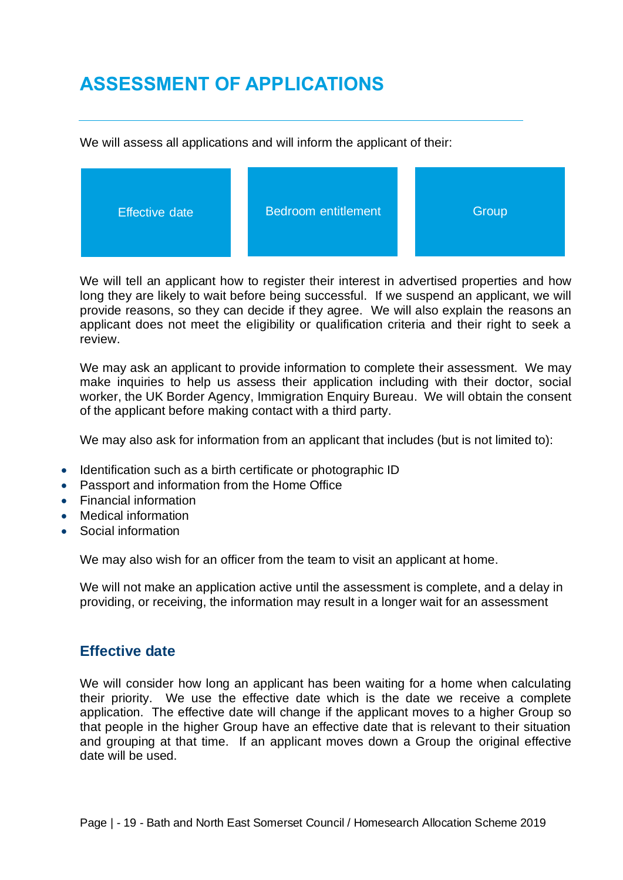# ASSESSMENT OF APPLICATIONS

We will assess all applications and will inform the applicant of their:

- Effective date
- Bedroom entitlement
- Group

We will tell an applicant how to register their interest in advertised properties and how long they are likely to wait before being successful. If we suspend an applicant, we will provide reasons, so they can decide if they agree. We will also explain the reasons an applicant does not meet the eligibility or qualification criteria and their right to seek a review.

We may ask an applicant to provide information to complete their assessment. We may make inquiries to help us assess their application including with their doctor, social worker, the UK Border Agency, Immigration Enquiry Bureau. We will obtain the consent of the applicant before making contact with a third party.

We may also ask for information from an applicant that includes (but is not limited to):

- Identification such as a birth certificate or photographic ID
- Passport and information from the Home Office
- Financial information
- Medical information
- Social information

We may also wish for an officer from the team to visit an applicant at home.

We will not make an application active until the assessment is complete, and a delay in providing, or receiving, the information may result in a longer wait for an assessment

## Effective date

We will consider how long an applicant has been waiting for a home when calculating their priority. We use the effective date which is the date we receive a complete application. The effective date will change if the applicant moves to a higher Group so that people in the higher Group have an effective date that is relevant to their situation and grouping at that time. If an applicant moves down a Group the original effective date will be used.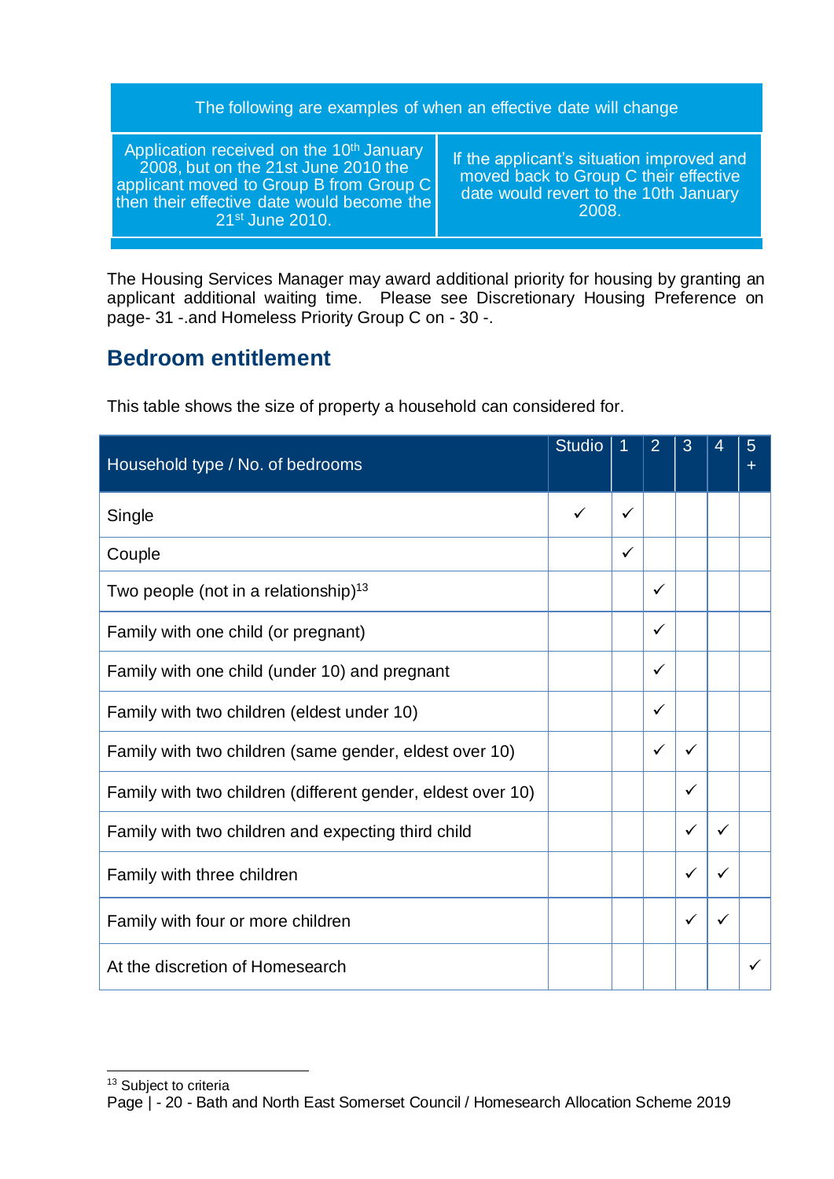| The following are examples of when an effective date will change | |
|---|---|
| Application received on the 10th January 2008, but on the 21st June 2010 the applicant moved to Group B from Group C then their effective date would become the 21st June 2010. | If the applicant's situation improved and moved back to Group C their effective date would revert to the 10th January 2008. |

The Housing Services Manager may award additional priority for housing by granting an applicant additional waiting time. Please see Discretionary Housing Preference on page- 31 -.and Homeless Priority Group C on - 30 -.

## Bedroom entitlement

This table shows the size of property a household can considered for.

| Household type / No. of bedrooms | Studio | 1 | 2 | 3 | 4 | 5 + |
|---|---|---|---|---|---|---|
| Single | ✓ | ✓ | | | | |
| Couple | | ✓ | | | | |
| Two people (not in a relationship)[13] | | | ✓ | | | |
| Family with one child (or pregnant) | | | ✓ | | | |
| Family with one child (under 10) and pregnant | | | ✓ | | | |
| Family with two children (eldest under 10) | | | ✓ | | | |
| Family with two children (same gender, eldest over 10) | | | ✓ | ✓ | | |
| Family with two children (different gender, eldest over 10) | | | | ✓ | | |
| Family with two children and expecting third child | | | | ✓ | ✓ | |
| Family with three children | | | | ✓ | ✓ | |
| Family with four or more children | | | | ✓ | ✓ | |
| At the discretion of Homesearch | | | | | | ✓ |

[13] Subject to criteria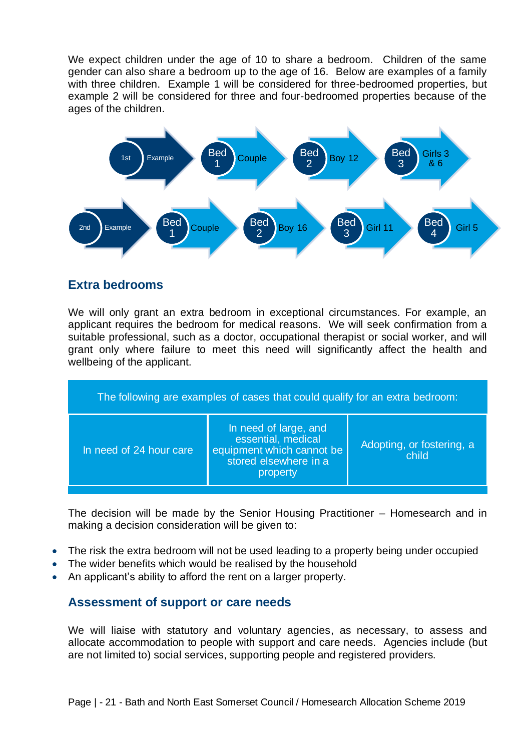We expect children under the age of 10 to share a bedroom. Children of the same gender can also share a bedroom up to the age of 16. Below are examples of a family with three children. Example 1 will be considered for three-bedroomed properties, but example 2 will be considered for three and four-bedroomed properties because of the ages of the children.

| Example | Bed 1 | Bed 2 | Bed 3 | Bed 4 |
|---|---|---|---|---|
| 1st Example | Couple | Boy 12 | Girls 3 & 6 | |
| 2nd Example | Couple | Boy 16 | Girl 11 | Girl 5 |

## Extra bedrooms

We will only grant an extra bedroom in exceptional circumstances. For example, an applicant requires the bedroom for medical reasons. We will seek confirmation from a suitable professional, such as a doctor, occupational therapist or social worker, and will grant only where failure to meet this need will significantly affect the health and wellbeing of the applicant.

| The following are examples of cases that could qualify for an extra bedroom: | | |
|---|---|---|
| In need of 24 hour care | In need of large, and essential, medical equipment which cannot be stored elsewhere in a property | Adopting, or fostering, a child |

The decision will be made by the Senior Housing Practitioner – Homesearch and in making a decision consideration will be given to:

- The risk the extra bedroom will not be used leading to a property being under occupied
- The wider benefits which would be realised by the household
- An applicant's ability to afford the rent on a larger property.

## Assessment of support or care needs

We will liaise with statutory and voluntary agencies, as necessary, to assess and allocate accommodation to people with support and care needs. Agencies include (but are not limited to) social services, supporting people and registered providers.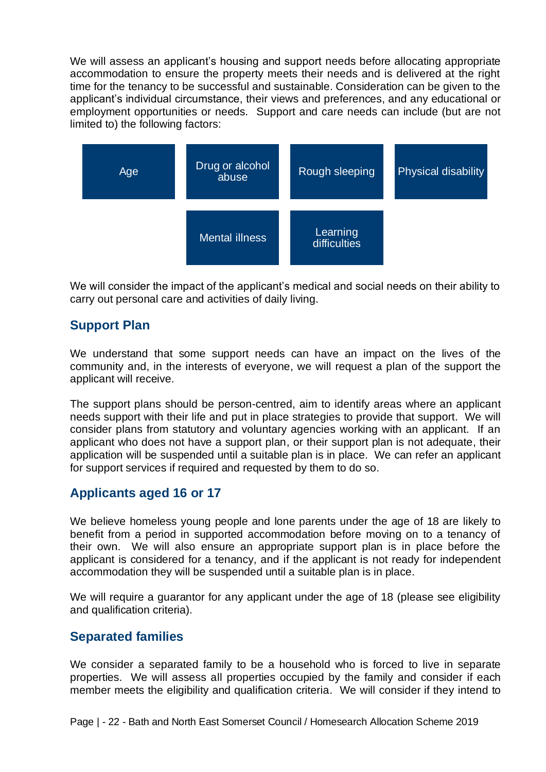We will assess an applicant's housing and support needs before allocating appropriate accommodation to ensure the property meets their needs and is delivered at the right time for the tenancy to be successful and sustainable. Consideration can be given to the applicant's individual circumstance, their views and preferences, and any educational or employment opportunities or needs. Support and care needs can include (but are not limited to) the following factors:

- Age
- Drug or alcohol abuse
- Rough sleeping
- Physical disability
- Mental illness
- Learning difficulties

We will consider the impact of the applicant's medical and social needs on their ability to carry out personal care and activities of daily living.

## Support Plan

We understand that some support needs can have an impact on the lives of the community and, in the interests of everyone, we will request a plan of the support the applicant will receive.

The support plans should be person-centred, aim to identify areas where an applicant needs support with their life and put in place strategies to provide that support. We will consider plans from statutory and voluntary agencies working with an applicant. If an applicant who does not have a support plan, or their support plan is not adequate, their application will be suspended until a suitable plan is in place. We can refer an applicant for support services if required and requested by them to do so.

## Applicants aged 16 or 17

We believe homeless young people and lone parents under the age of 18 are likely to benefit from a period in supported accommodation before moving on to a tenancy of their own. We will also ensure an appropriate support plan is in place before the applicant is considered for a tenancy, and if the applicant is not ready for independent accommodation they will be suspended until a suitable plan is in place.

We will require a guarantor for any applicant under the age of 18 (please see eligibility and qualification criteria).

## Separated families

We consider a separated family to be a household who is forced to live in separate properties. We will assess all properties occupied by the family and consider if each member meets the eligibility and qualification criteria. We will consider if they intend to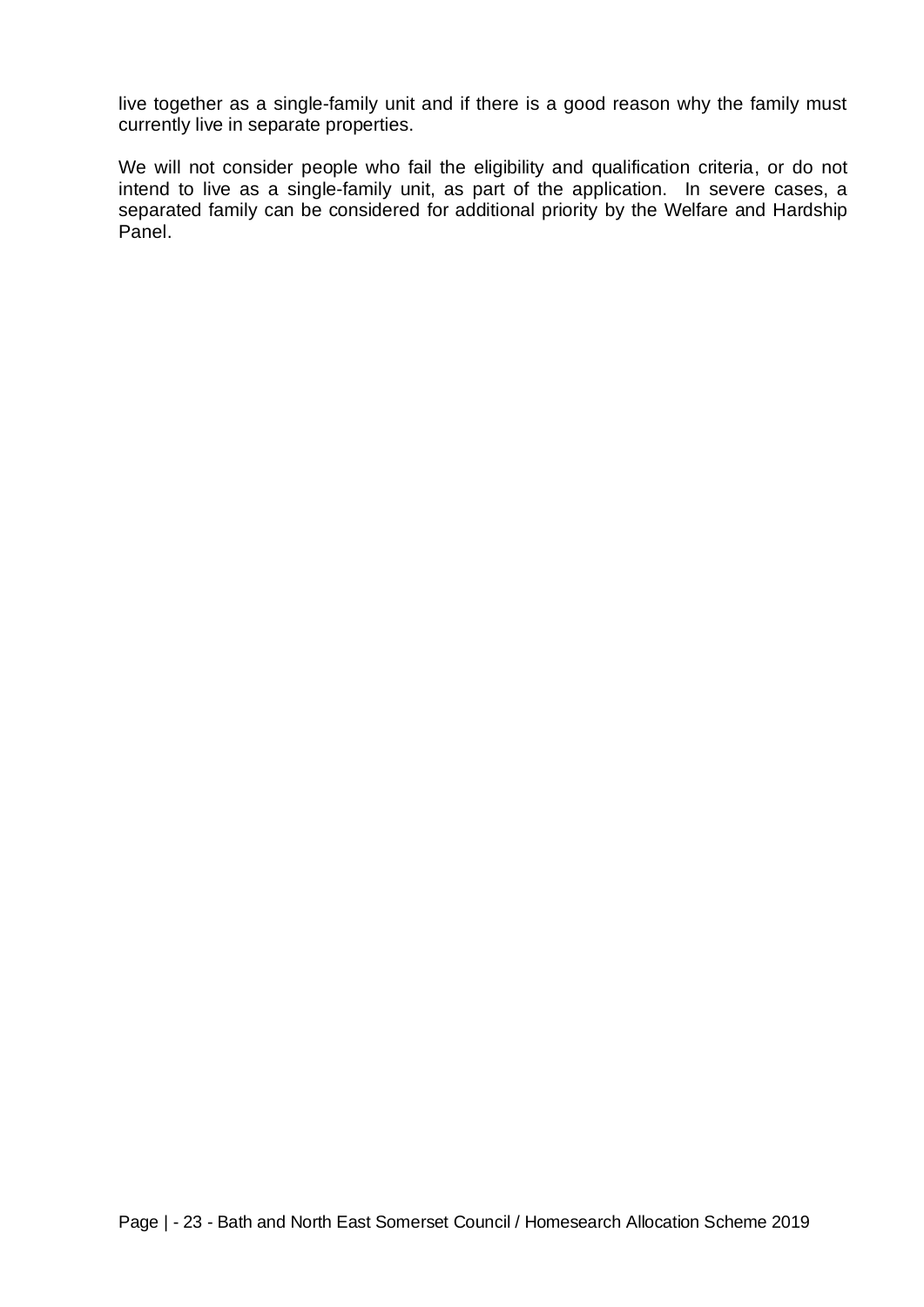live together as a single-family unit and if there is a good reason why the family must currently live in separate properties.

We will not consider people who fail the eligibility and qualification criteria, or do not intend to live as a single-family unit, as part of the application. In severe cases, a separated family can be considered for additional priority by the Welfare and Hardship Panel.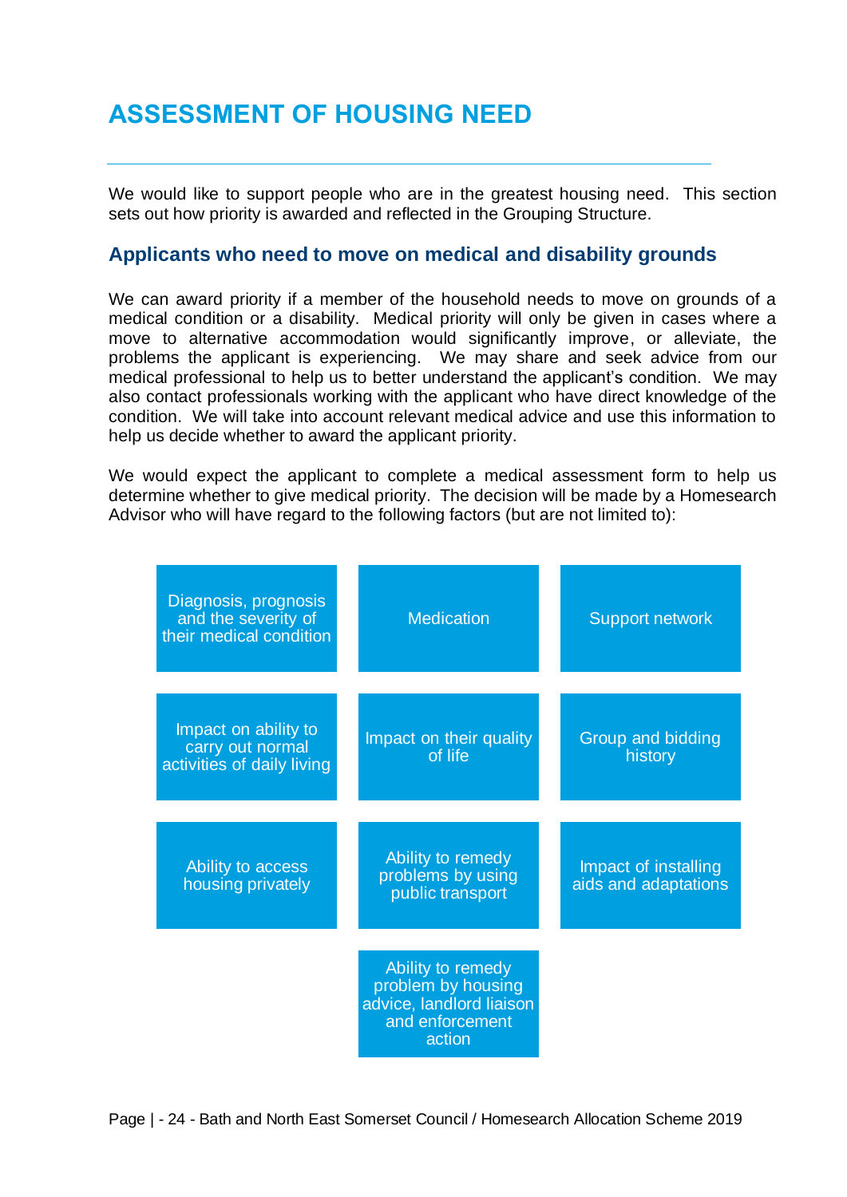# ASSESSMENT OF HOUSING NEED

We would like to support people who are in the greatest housing need. This section sets out how priority is awarded and reflected in the Grouping Structure.

## Applicants who need to move on medical and disability grounds

We can award priority if a member of the household needs to move on grounds of a medical condition or a disability. Medical priority will only be given in cases where a move to alternative accommodation would significantly improve, or alleviate, the problems the applicant is experiencing. We may share and seek advice from our medical professional to help us to better understand the applicant's condition. We may also contact professionals working with the applicant who have direct knowledge of the condition. We will take into account relevant medical advice and use this information to help us decide whether to award the applicant priority.

We would expect the applicant to complete a medical assessment form to help us determine whether to give medical priority. The decision will be made by a Homesearch Advisor who will have regard to the following factors (but are not limited to):

- Diagnosis, prognosis and the severity of their medical condition
- Medication
- Support network
- Impact on ability to carry out normal activities of daily living
- Impact on their quality of life
- Group and bidding history
- Ability to access housing privately
- Ability to remedy problems by using public transport
- Impact of installing aids and adaptations
- Ability to remedy problem by housing advice, landlord liaison and enforcement action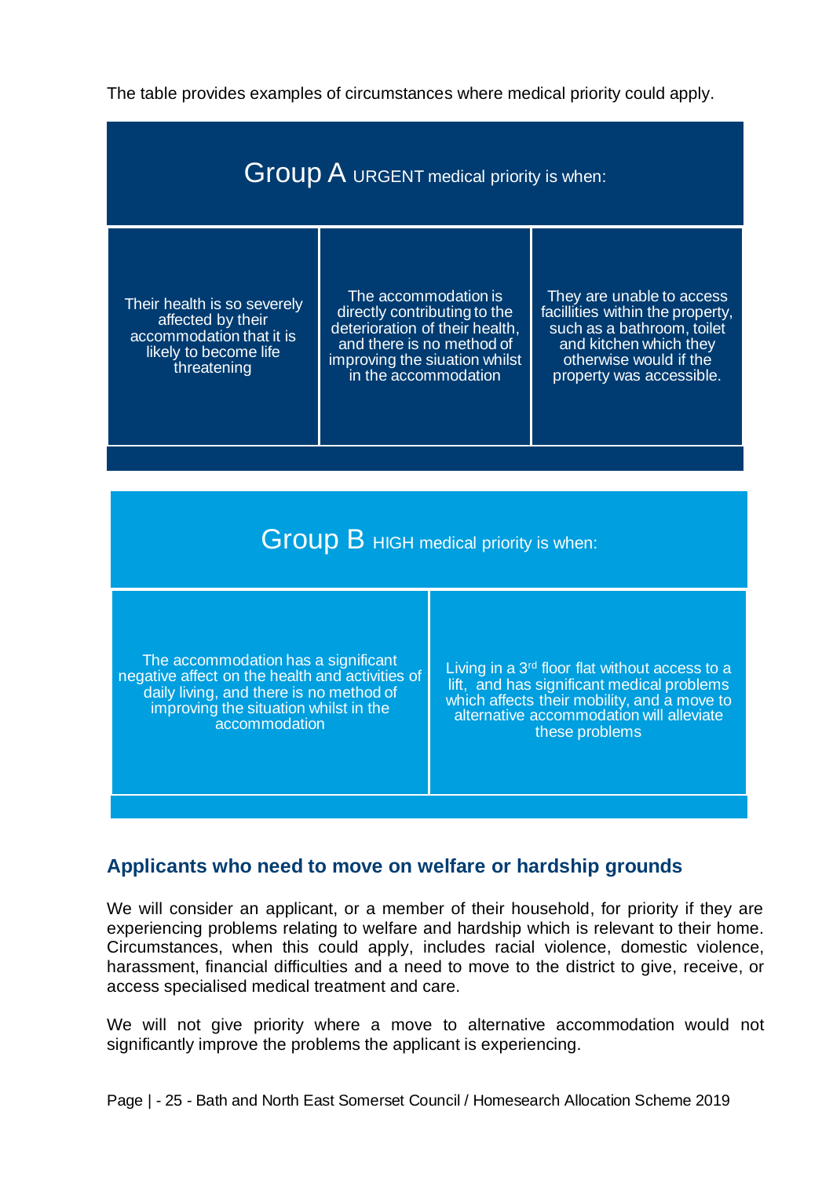The table provides examples of circumstances where medical priority could apply.

| Group A URGENT medical priority is when: | | |
|---|---|---|
| Their health is so severely affected by their accommodation that it is likely to become life threatening | The accommodation is directly contributing to the deterioration of their health, and there is no method of improving the siuation whilst in the accommodation | They are unable to access facillities within the property, such as a bathroom, toilet and kitchen which they otherwise would if the property was accessible. |

| Group B HIGH medical priority is when: | |
|---|---|
| The accommodation has a significant negative affect on the health and activities of daily living, and there is no method of improving the situation whilst in the accommodation | Living in a 3rd floor flat without access to a lift, and has significant medical problems which affects their mobility, and a move to alternative accommodation will alleviate these problems |

## Applicants who need to move on welfare or hardship grounds

We will consider an applicant, or a member of their household, for priority if they are experiencing problems relating to welfare and hardship which is relevant to their home. Circumstances, when this could apply, includes racial violence, domestic violence, harassment, financial difficulties and a need to move to the district to give, receive, or access specialised medical treatment and care.

We will not give priority where a move to alternative accommodation would not significantly improve the problems the applicant is experiencing.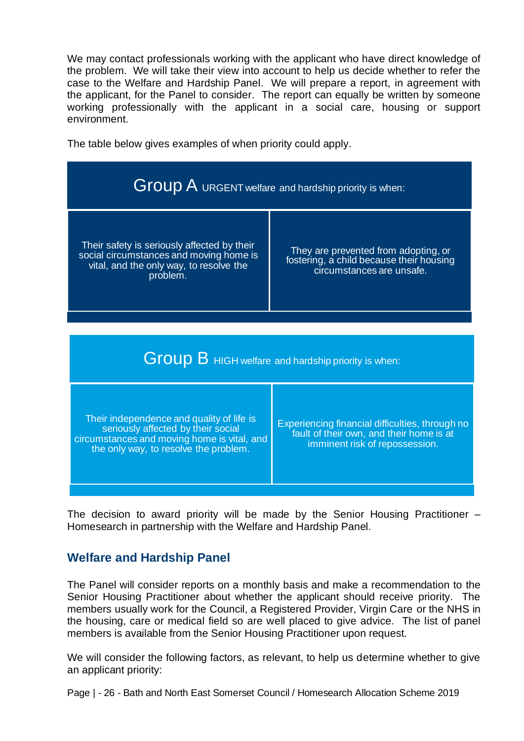We may contact professionals working with the applicant who have direct knowledge of the problem. We will take their view into account to help us decide whether to refer the case to the Welfare and Hardship Panel. We will prepare a report, in agreement with the applicant, for the Panel to consider. The report can equally be written by someone working professionally with the applicant in a social care, housing or support environment.

The table below gives examples of when priority could apply.

| Group A URGENT welfare and hardship priority is when: | |
|---|---|
| Their safety is seriously affected by their social circumstances and moving home is vital, and the only way, to resolve the problem. | They are prevented from adopting, or fostering, a child because their housing circumstances are unsafe. |

| Group B HIGH welfare and hardship priority is when: | |
|---|---|
| Their independence and quality of life is seriously affected by their social circumstances and moving home is vital, and the only way, to resolve the problem. | Experiencing financial difficulties, through no fault of their own, and their home is at imminent risk of repossession. |

The decision to award priority will be made by the Senior Housing Practitioner – Homesearch in partnership with the Welfare and Hardship Panel.

## Welfare and Hardship Panel

The Panel will consider reports on a monthly basis and make a recommendation to the Senior Housing Practitioner about whether the applicant should receive priority. The members usually work for the Council, a Registered Provider, Virgin Care or the NHS in the housing, care or medical field so are well placed to give advice. The list of panel members is available from the Senior Housing Practitioner upon request.

We will consider the following factors, as relevant, to help us determine whether to give an applicant priority: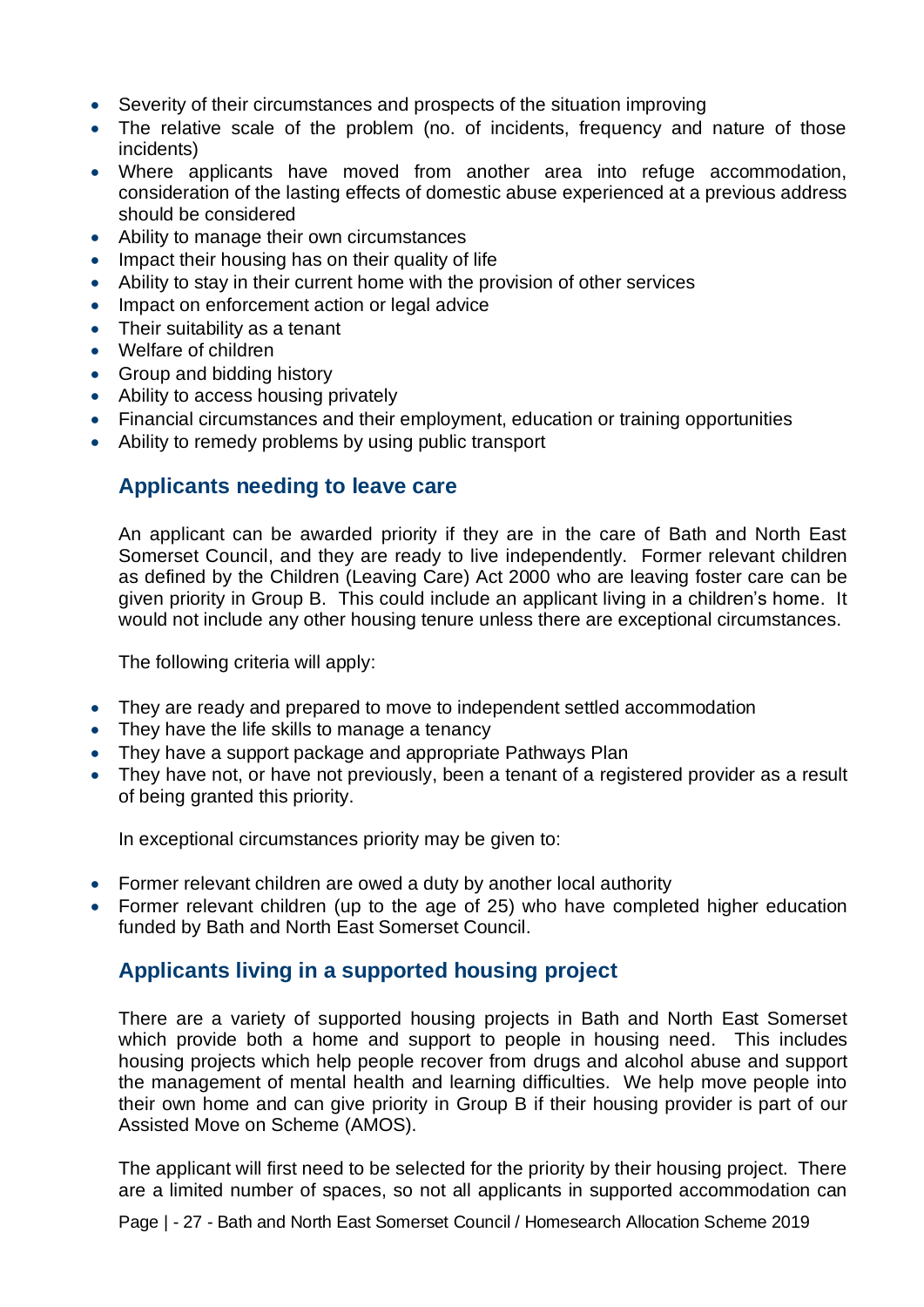- Severity of their circumstances and prospects of the situation improving
- The relative scale of the problem (no. of incidents, frequency and nature of those incidents)
- Where applicants have moved from another area into refuge accommodation, consideration of the lasting effects of domestic abuse experienced at a previous address should be considered
- Ability to manage their own circumstances
- Impact their housing has on their quality of life
- Ability to stay in their current home with the provision of other services
- Impact on enforcement action or legal advice
- Their suitability as a tenant
- Welfare of children
- Group and bidding history
- Ability to access housing privately
- Financial circumstances and their employment, education or training opportunities
- Ability to remedy problems by using public transport

## Applicants needing to leave care

An applicant can be awarded priority if they are in the care of Bath and North East Somerset Council, and they are ready to live independently. Former relevant children as defined by the Children (Leaving Care) Act 2000 who are leaving foster care can be given priority in Group B. This could include an applicant living in a children's home. It would not include any other housing tenure unless there are exceptional circumstances.

The following criteria will apply:

- They are ready and prepared to move to independent settled accommodation
- They have the life skills to manage a tenancy
- They have a support package and appropriate Pathways Plan
- They have not, or have not previously, been a tenant of a registered provider as a result of being granted this priority.

In exceptional circumstances priority may be given to:

- Former relevant children are owed a duty by another local authority
- Former relevant children (up to the age of 25) who have completed higher education funded by Bath and North East Somerset Council.

## Applicants living in a supported housing project

There are a variety of supported housing projects in Bath and North East Somerset which provide both a home and support to people in housing need. This includes housing projects which help people recover from drugs and alcohol abuse and support the management of mental health and learning difficulties. We help move people into their own home and can give priority in Group B if their housing provider is part of our Assisted Move on Scheme (AMOS).

The applicant will first need to be selected for the priority by their housing project. There are a limited number of spaces, so not all applicants in supported accommodation can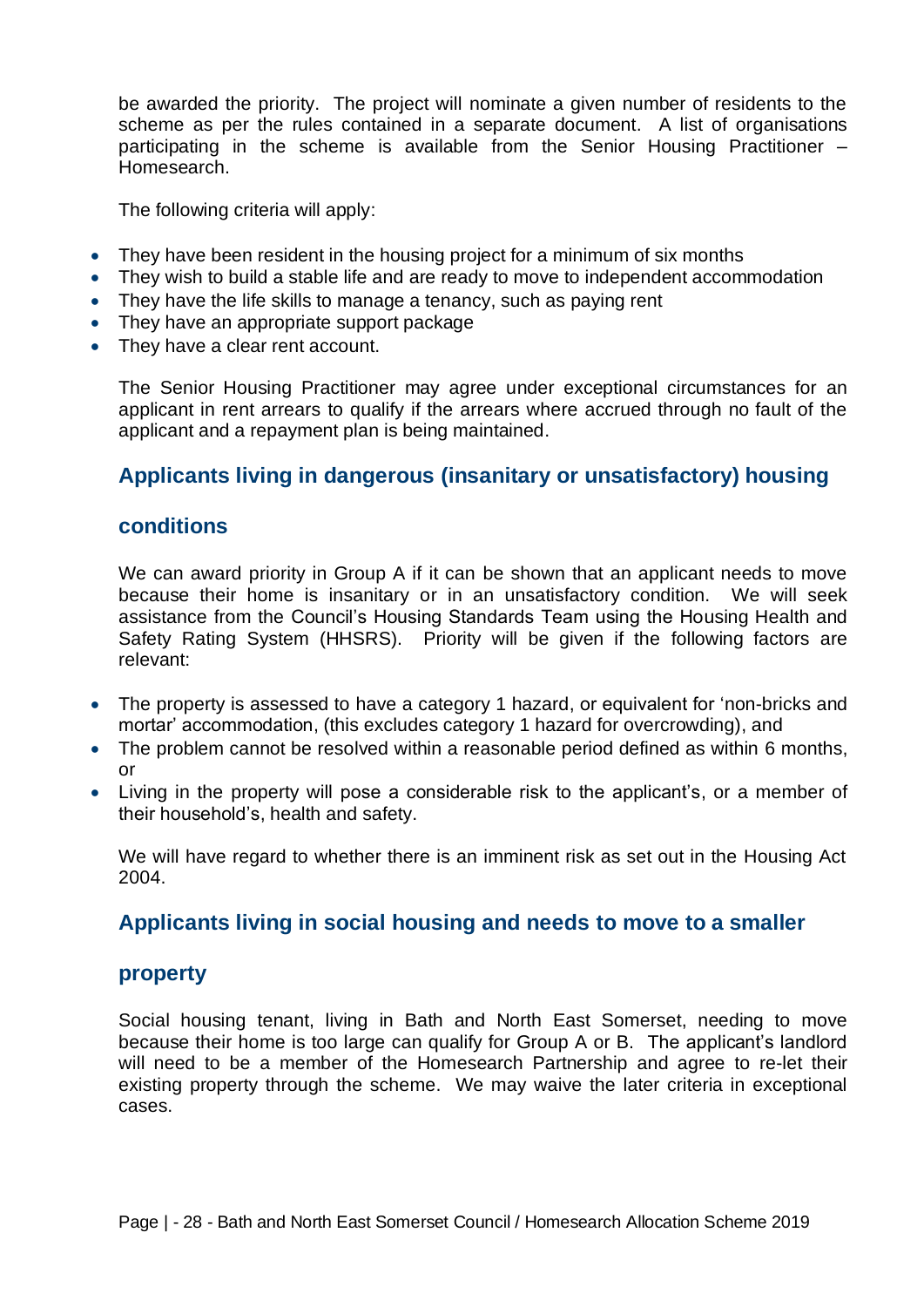be awarded the priority. The project will nominate a given number of residents to the scheme as per the rules contained in a separate document. A list of organisations participating in the scheme is available from the Senior Housing Practitioner – Homesearch.

The following criteria will apply:

- They have been resident in the housing project for a minimum of six months
- They wish to build a stable life and are ready to move to independent accommodation
- They have the life skills to manage a tenancy, such as paying rent
- They have an appropriate support package
- They have a clear rent account.

The Senior Housing Practitioner may agree under exceptional circumstances for an applicant in rent arrears to qualify if the arrears where accrued through no fault of the applicant and a repayment plan is being maintained.

## Applicants living in dangerous (insanitary or unsatisfactory) housing conditions

We can award priority in Group A if it can be shown that an applicant needs to move because their home is insanitary or in an unsatisfactory condition. We will seek assistance from the Council's Housing Standards Team using the Housing Health and Safety Rating System (HHSRS). Priority will be given if the following factors are relevant:

- The property is assessed to have a category 1 hazard, or equivalent for 'non-bricks and mortar' accommodation, (this excludes category 1 hazard for overcrowding), and
- The problem cannot be resolved within a reasonable period defined as within 6 months, or
- Living in the property will pose a considerable risk to the applicant's, or a member of their household's, health and safety.

We will have regard to whether there is an imminent risk as set out in the Housing Act 2004.

## Applicants living in social housing and needs to move to a smaller property

Social housing tenant, living in Bath and North East Somerset, needing to move because their home is too large can qualify for Group A or B. The applicant's landlord will need to be a member of the Homesearch Partnership and agree to re-let their existing property through the scheme. We may waive the later criteria in exceptional cases.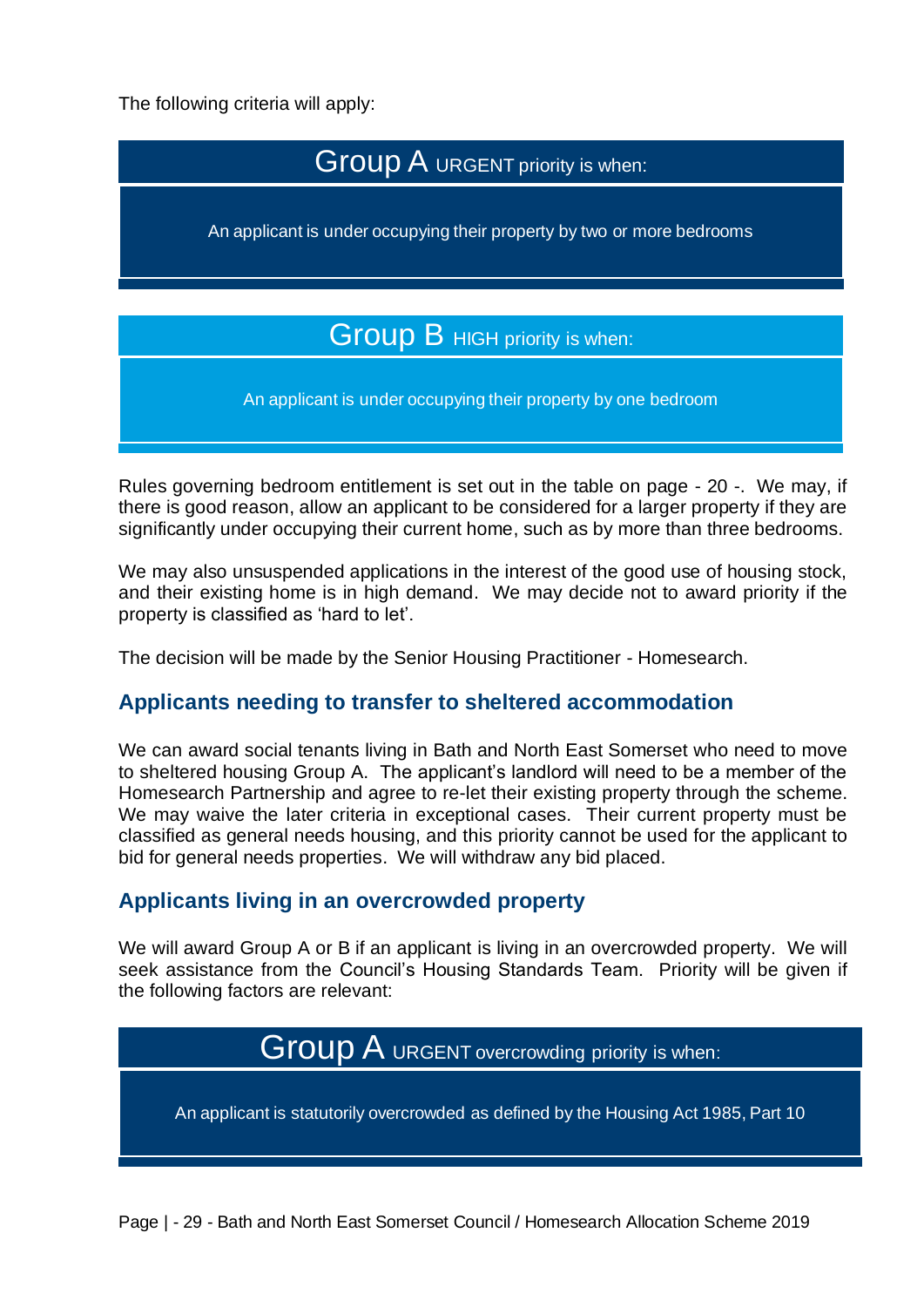The following criteria will apply:

| Group A URGENT priority is when: |
| --- |
| An applicant is under occupying their property by two or more bedrooms |

| Group B HIGH priority is when: |
| --- |
| An applicant is under occupying their property by one bedroom |

Rules governing bedroom entitlement is set out in the table on page - 20 -. We may, if there is good reason, allow an applicant to be considered for a larger property if they are significantly under occupying their current home, such as by more than three bedrooms.

We may also unsuspended applications in the interest of the good use of housing stock, and their existing home is in high demand. We may decide not to award priority if the property is classified as 'hard to let'.

The decision will be made by the Senior Housing Practitioner - Homesearch.

### Applicants needing to transfer to sheltered accommodation

We can award social tenants living in Bath and North East Somerset who need to move to sheltered housing Group A. The applicant's landlord will need to be a member of the Homesearch Partnership and agree to re-let their existing property through the scheme. We may waive the later criteria in exceptional cases. Their current property must be classified as general needs housing, and this priority cannot be used for the applicant to bid for general needs properties. We will withdraw any bid placed.

### Applicants living in an overcrowded property

We will award Group A or B if an applicant is living in an overcrowded property. We will seek assistance from the Council's Housing Standards Team. Priority will be given if the following factors are relevant:

| Group A URGENT overcrowding priority is when: |
| --- |
| An applicant is statutorily overcrowded as defined by the Housing Act 1985, Part 10 |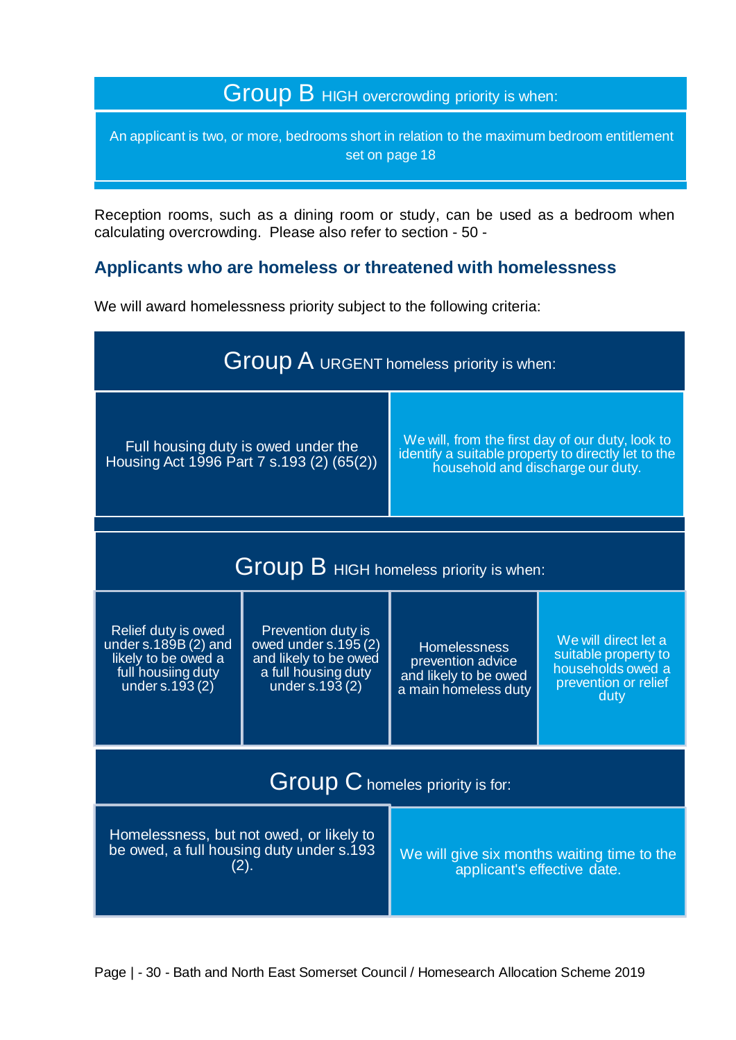| Group B HIGH overcrowding priority is when: |
| --- |
| An applicant is two, or more, bedrooms short in relation to the maximum bedroom entitlement set on page 18 |

Reception rooms, such as a dining room or study, can be used as a bedroom when calculating overcrowding. Please also refer to section - 50 -

## Applicants who are homeless or threatened with homelessness

We will award homelessness priority subject to the following criteria:

| Group A URGENT homeless priority is when: | |
| --- | --- |
| Full housing duty is owed under the Housing Act 1996 Part 7 s.193 (2) (65(2)) | We will, from the first day of our duty, look to identify a suitable property to directly let to the household and discharge our duty. |

| Group B HIGH homeless priority is when: | | | |
| --- | --- | --- | --- |
| Relief duty is owed under s.189B (2) and likely to be owed a full housiing duty under s.193 (2) | Prevention duty is owed under s.195 (2) and likely to be owed a full housing duty under s.193 (2) | Homelessness prevention advice and likely to be owed a main homeless duty | We will direct let a suitable property to households owed a prevention or relief duty |

| Group C homeles priority is for: | |
| --- | --- |
| Homelessness, but not owed, or likely to be owed, a full housing duty under s.193 (2). | We will give six months waiting time to the applicant's effective date. |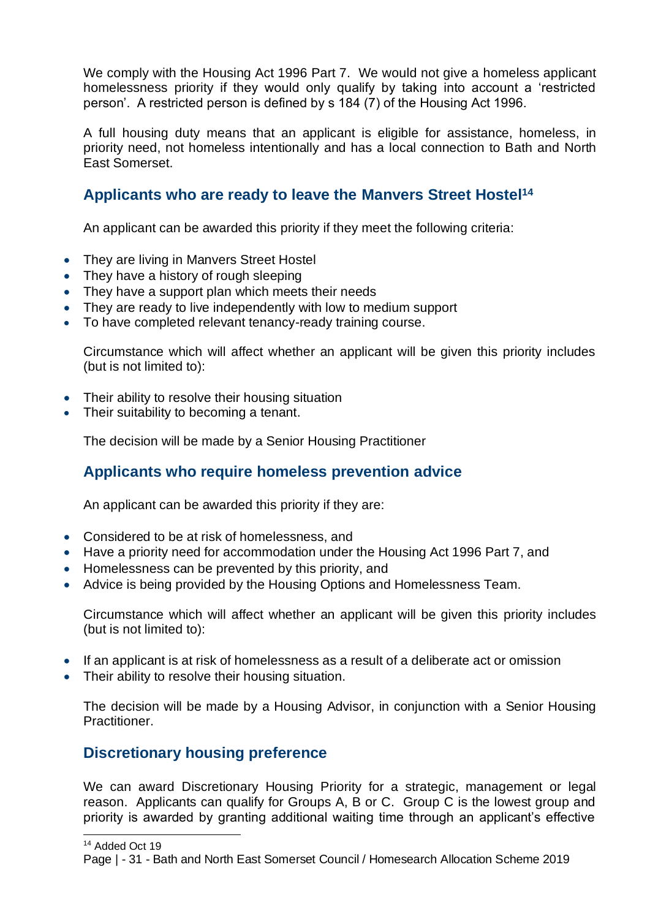We comply with the Housing Act 1996 Part 7. We would not give a homeless applicant homelessness priority if they would only qualify by taking into account a 'restricted person'. A restricted person is defined by s 184 (7) of the Housing Act 1996.

A full housing duty means that an applicant is eligible for assistance, homeless, in priority need, not homeless intentionally and has a local connection to Bath and North East Somerset.

## Applicants who are ready to leave the Manvers Street Hostel[14]

An applicant can be awarded this priority if they meet the following criteria:

- They are living in Manvers Street Hostel
- They have a history of rough sleeping
- They have a support plan which meets their needs
- They are ready to live independently with low to medium support
- To have completed relevant tenancy-ready training course.

Circumstance which will affect whether an applicant will be given this priority includes (but is not limited to):

- Their ability to resolve their housing situation
- Their suitability to becoming a tenant.

The decision will be made by a Senior Housing Practitioner

## Applicants who require homeless prevention advice

An applicant can be awarded this priority if they are:

- Considered to be at risk of homelessness, and
- Have a priority need for accommodation under the Housing Act 1996 Part 7, and
- Homelessness can be prevented by this priority, and
- Advice is being provided by the Housing Options and Homelessness Team.

Circumstance which will affect whether an applicant will be given this priority includes (but is not limited to):

- If an applicant is at risk of homelessness as a result of a deliberate act or omission
- Their ability to resolve their housing situation.

The decision will be made by a Housing Advisor, in conjunction with a Senior Housing Practitioner.

## Discretionary housing preference

We can award Discretionary Housing Priority for a strategic, management or legal reason. Applicants can qualify for Groups A, B or C. Group C is the lowest group and priority is awarded by granting additional waiting time through an applicant's effective

[14] Added Oct 19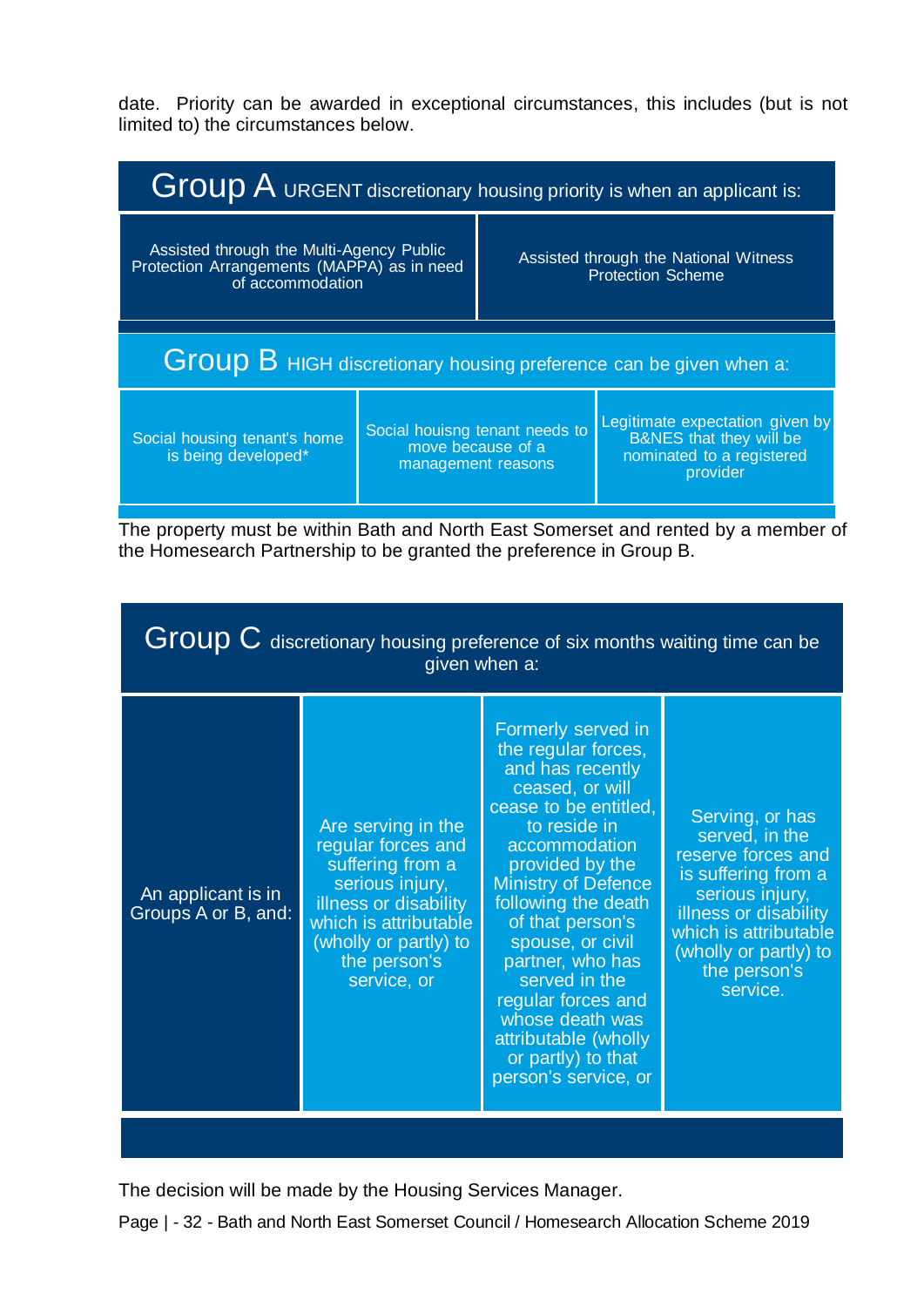date. Priority can be awarded in exceptional circumstances, this includes (but is not limited to) the circumstances below.

| Group A URGENT discretionary housing priority is when an applicant is: | |
|---|---|
| Assisted through the Multi-Agency Public Protection Arrangements (MAPPA) as in need of accommodation | Assisted through the National Witness Protection Scheme |

| Group B HIGH discretionary housing preference can be given when a: | | |
|---|---|---|
| Social housing tenant's home is being developed* | Social houisng tenant needs to move because of a management reasons | Legitimate expectation given by B&NES that they will be nominated to a registered provider |

The property must be within Bath and North East Somerset and rented by a member of the Homesearch Partnership to be granted the preference in Group B.

| Group C discretionary housing preference of six months waiting time can be given when a: | | | |
|---|---|---|---|
| An applicant is in Groups A or B, and: | Are serving in the regular forces and suffering from a serious injury, illness or disability which is attributable (wholly or partly) to the person's service, or | Formerly served in the regular forces, and has recently ceased, or will cease to be entitled, to reside in accommodation provided by the Ministry of Defence following the death of that person's spouse, or civil partner, who has served in the regular forces and whose death was attributable (wholly or partly) to that person's service, or | Serving, or has served, in the reserve forces and is suffering from a serious injury, illness or disability which is attributable (wholly or partly) to the person's service. |

The decision will be made by the Housing Services Manager.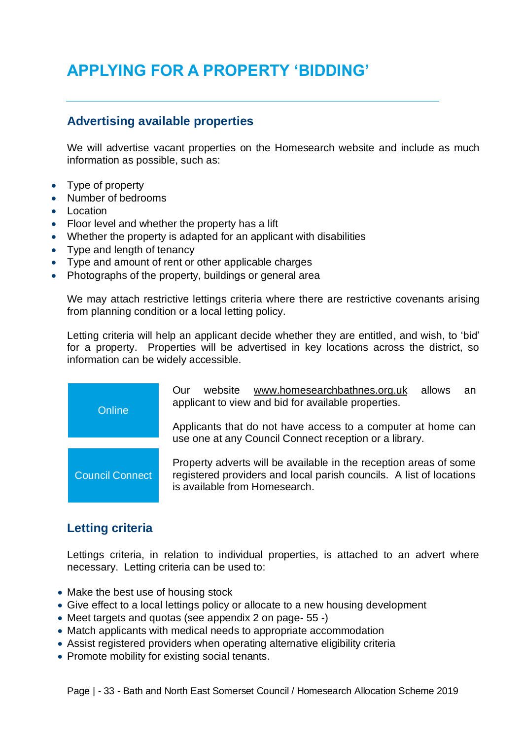# APPLYING FOR A PROPERTY 'BIDDING'

## Advertising available properties

We will advertise vacant properties on the Homesearch website and include as much information as possible, such as:

- Type of property
- Number of bedrooms
- Location
- Floor level and whether the property has a lift
- Whether the property is adapted for an applicant with disabilities
- Type and length of tenancy
- Type and amount of rent or other applicable charges
- Photographs of the property, buildings or general area

We may attach restrictive lettings criteria where there are restrictive covenants arising from planning condition or a local letting policy.

Letting criteria will help an applicant decide whether they are entitled, and wish, to 'bid' for a property. Properties will be advertised in key locations across the district, so information can be widely accessible.

| | |
|---|---|
| Online | Our website www.homesearchbathnes.org.uk allows an applicant to view and bid for available properties.<br><br>Applicants that do not have access to a computer at home can use one at any Council Connect reception or a library. |
| Council Connect | Property adverts will be available in the reception areas of some registered providers and local parish councils. A list of locations is available from Homesearch. |

## Letting criteria

Lettings criteria, in relation to individual properties, is attached to an advert where necessary. Letting criteria can be used to:

- Make the best use of housing stock
- Give effect to a local lettings policy or allocate to a new housing development
- Meet targets and quotas (see appendix 2 on page- 55 -)
- Match applicants with medical needs to appropriate accommodation
- Assist registered providers when operating alternative eligibility criteria
- Promote mobility for existing social tenants.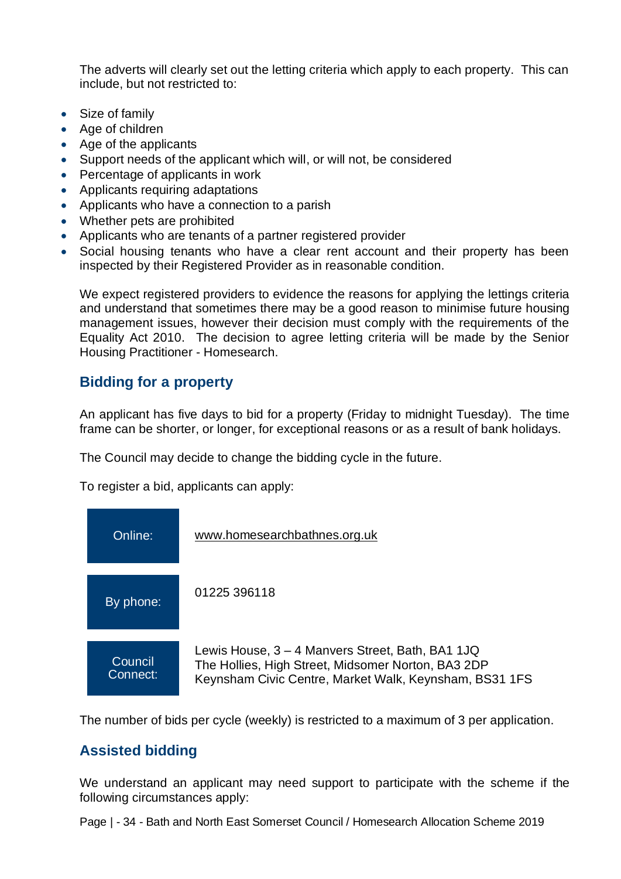The adverts will clearly set out the letting criteria which apply to each property. This can include, but not restricted to:

- Size of family
- Age of children
- Age of the applicants
- Support needs of the applicant which will, or will not, be considered
- Percentage of applicants in work
- Applicants requiring adaptations
- Applicants who have a connection to a parish
- Whether pets are prohibited
- Applicants who are tenants of a partner registered provider
- Social housing tenants who have a clear rent account and their property has been inspected by their Registered Provider as in reasonable condition.

We expect registered providers to evidence the reasons for applying the lettings criteria and understand that sometimes there may be a good reason to minimise future housing management issues, however their decision must comply with the requirements of the Equality Act 2010. The decision to agree letting criteria will be made by the Senior Housing Practitioner - Homesearch.

## Bidding for a property

An applicant has five days to bid for a property (Friday to midnight Tuesday). The time frame can be shorter, or longer, for exceptional reasons or as a result of bank holidays.

The Council may decide to change the bidding cycle in the future.

To register a bid, applicants can apply:

| | |
|---|---|
| Online: | www.homesearchbathnes.org.uk |
| By phone: | 01225 396118 |
| Council Connect: | Lewis House, 3 – 4 Manvers Street, Bath, BA1 1JQ<br>The Hollies, High Street, Midsomer Norton, BA3 2DP<br>Keynsham Civic Centre, Market Walk, Keynsham, BS31 1FS |

The number of bids per cycle (weekly) is restricted to a maximum of 3 per application.

## Assisted bidding

We understand an applicant may need support to participate with the scheme if the following circumstances apply: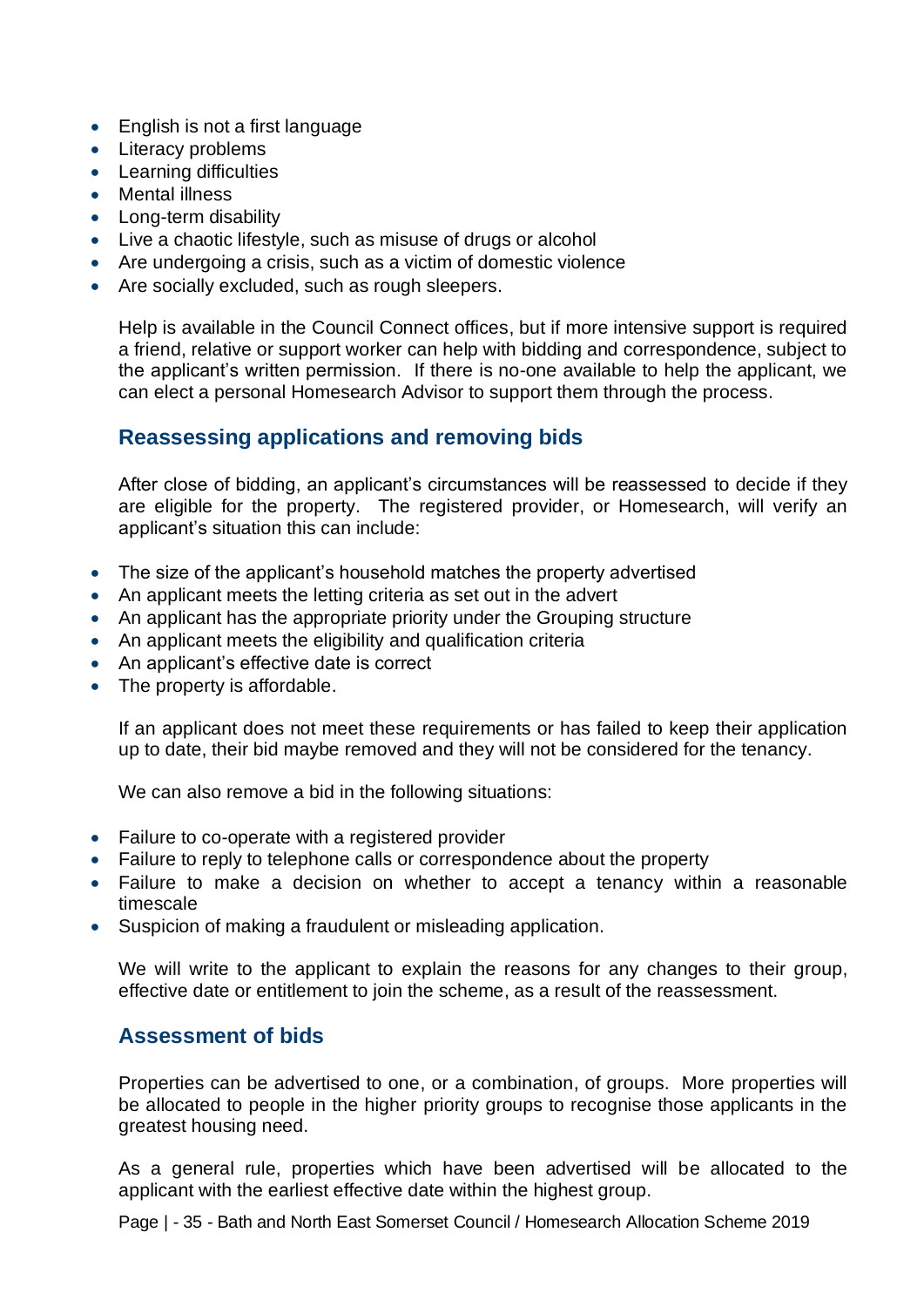- English is not a first language
- Literacy problems
- Learning difficulties
- Mental illness
- Long-term disability
- Live a chaotic lifestyle, such as misuse of drugs or alcohol
- Are undergoing a crisis, such as a victim of domestic violence
- Are socially excluded, such as rough sleepers.

Help is available in the Council Connect offices, but if more intensive support is required a friend, relative or support worker can help with bidding and correspondence, subject to the applicant's written permission. If there is no-one available to help the applicant, we can elect a personal Homesearch Advisor to support them through the process.

## Reassessing applications and removing bids

After close of bidding, an applicant's circumstances will be reassessed to decide if they are eligible for the property. The registered provider, or Homesearch, will verify an applicant's situation this can include:

- The size of the applicant's household matches the property advertised
- An applicant meets the letting criteria as set out in the advert
- An applicant has the appropriate priority under the Grouping structure
- An applicant meets the eligibility and qualification criteria
- An applicant's effective date is correct
- The property is affordable.

If an applicant does not meet these requirements or has failed to keep their application up to date, their bid maybe removed and they will not be considered for the tenancy.

We can also remove a bid in the following situations:

- Failure to co-operate with a registered provider
- Failure to reply to telephone calls or correspondence about the property
- Failure to make a decision on whether to accept a tenancy within a reasonable timescale
- Suspicion of making a fraudulent or misleading application.

We will write to the applicant to explain the reasons for any changes to their group, effective date or entitlement to join the scheme, as a result of the reassessment.

## Assessment of bids

Properties can be advertised to one, or a combination, of groups. More properties will be allocated to people in the higher priority groups to recognise those applicants in the greatest housing need.

As a general rule, properties which have been advertised will be allocated to the applicant with the earliest effective date within the highest group.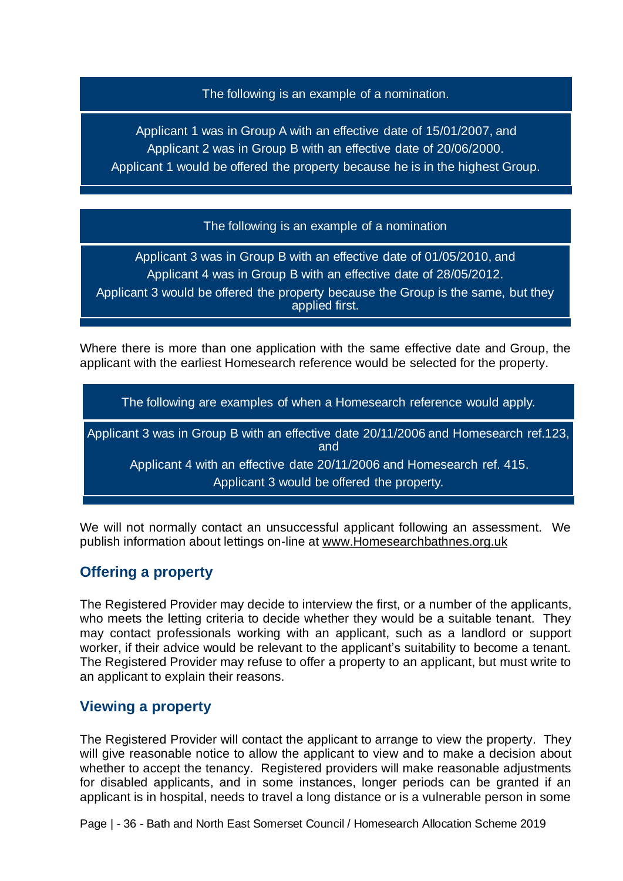> The following is an example of a nomination.
>
> Applicant 1 was in Group A with an effective date of 15/01/2007, and
> Applicant 2 was in Group B with an effective date of 20/06/2000.
> Applicant 1 would be offered the property because he is in the highest Group.

> The following is an example of a nomination
>
> Applicant 3 was in Group B with an effective date of 01/05/2010, and
> Applicant 4 was in Group B with an effective date of 28/05/2012.
> Applicant 3 would be offered the property because the Group is the same, but they applied first.

Where there is more than one application with the same effective date and Group, the applicant with the earliest Homesearch reference would be selected for the property.

> The following are examples of when a Homesearch reference would apply.
>
> Applicant 3 was in Group B with an effective date 20/11/2006 and Homesearch ref.123, and
> Applicant 4 with an effective date 20/11/2006 and Homesearch ref. 415.
> Applicant 3 would be offered the property.

We will not normally contact an unsuccessful applicant following an assessment. We publish information about lettings on-line at www.Homesearchbathnes.org.uk

## Offering a property

The Registered Provider may decide to interview the first, or a number of the applicants, who meets the letting criteria to decide whether they would be a suitable tenant. They may contact professionals working with an applicant, such as a landlord or support worker, if their advice would be relevant to the applicant's suitability to become a tenant. The Registered Provider may refuse to offer a property to an applicant, but must write to an applicant to explain their reasons.

## Viewing a property

The Registered Provider will contact the applicant to arrange to view the property. They will give reasonable notice to allow the applicant to view and to make a decision about whether to accept the tenancy. Registered providers will make reasonable adjustments for disabled applicants, and in some instances, longer periods can be granted if an applicant is in hospital, needs to travel a long distance or is a vulnerable person in some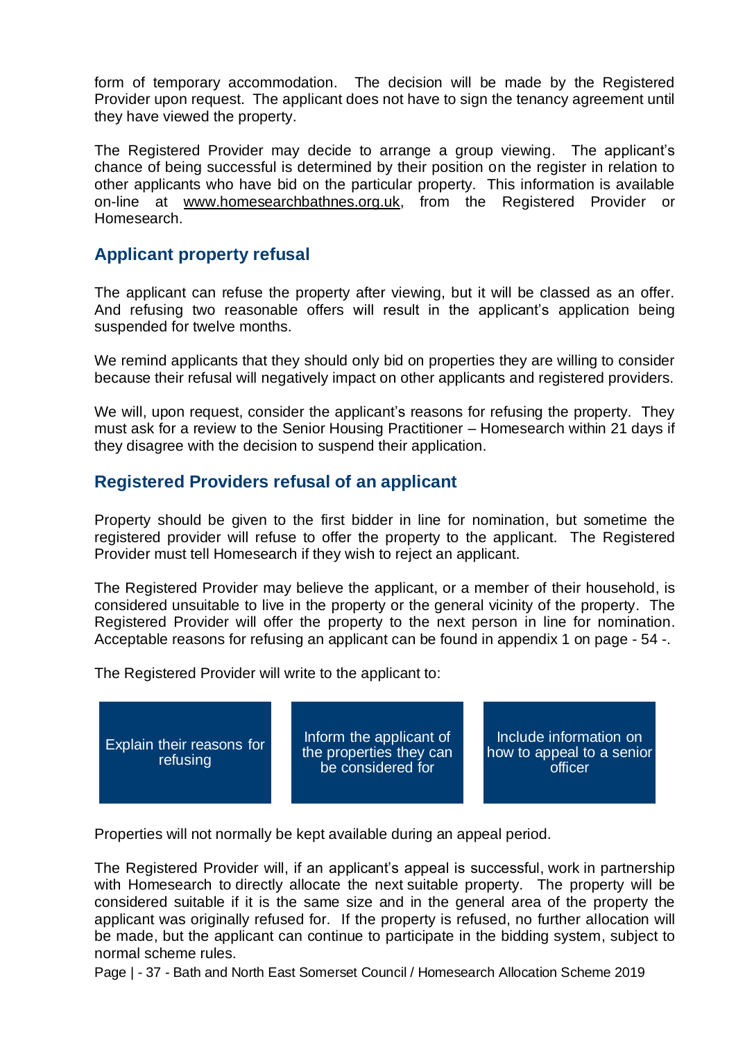form of temporary accommodation. The decision will be made by the Registered Provider upon request. The applicant does not have to sign the tenancy agreement until they have viewed the property.

The Registered Provider may decide to arrange a group viewing. The applicant's chance of being successful is determined by their position on the register in relation to other applicants who have bid on the particular property. This information is available on-line at www.homesearchbathnes.org.uk, from the Registered Provider or Homesearch.

## Applicant property refusal

The applicant can refuse the property after viewing, but it will be classed as an offer. And refusing two reasonable offers will result in the applicant's application being suspended for twelve months.

We remind applicants that they should only bid on properties they are willing to consider because their refusal will negatively impact on other applicants and registered providers.

We will, upon request, consider the applicant's reasons for refusing the property. They must ask for a review to the Senior Housing Practitioner – Homesearch within 21 days if they disagree with the decision to suspend their application.

## Registered Providers refusal of an applicant

Property should be given to the first bidder in line for nomination, but sometime the registered provider will refuse to offer the property to the applicant. The Registered Provider must tell Homesearch if they wish to reject an applicant.

The Registered Provider may believe the applicant, or a member of their household, is considered unsuitable to live in the property or the general vicinity of the property. The Registered Provider will offer the property to the next person in line for nomination. Acceptable reasons for refusing an applicant can be found in appendix 1 on page - 54 -.

The Registered Provider will write to the applicant to:

- Explain their reasons for refusing
- Inform the applicant of the properties they can be considered for
- Include information on how to appeal to a senior officer

Properties will not normally be kept available during an appeal period.

The Registered Provider will, if an applicant's appeal is successful, work in partnership with Homesearch to directly allocate the next suitable property. The property will be considered suitable if it is the same size and in the general area of the property the applicant was originally refused for. If the property is refused, no further allocation will be made, but the applicant can continue to participate in the bidding system, subject to normal scheme rules.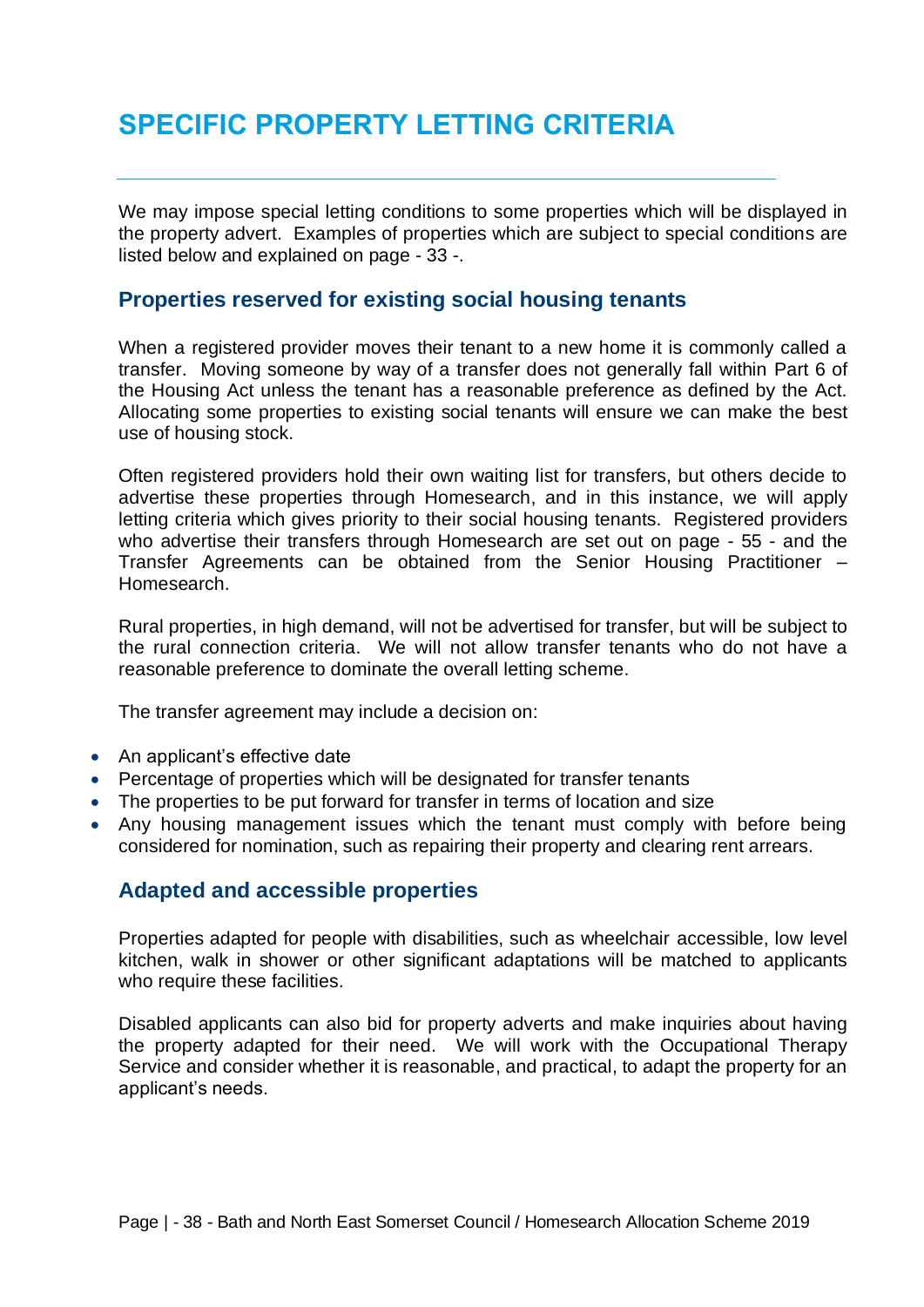# SPECIFIC PROPERTY LETTING CRITERIA

We may impose special letting conditions to some properties which will be displayed in the property advert. Examples of properties which are subject to special conditions are listed below and explained on page - 33 -.

## Properties reserved for existing social housing tenants

When a registered provider moves their tenant to a new home it is commonly called a transfer. Moving someone by way of a transfer does not generally fall within Part 6 of the Housing Act unless the tenant has a reasonable preference as defined by the Act. Allocating some properties to existing social tenants will ensure we can make the best use of housing stock.

Often registered providers hold their own waiting list for transfers, but others decide to advertise these properties through Homesearch, and in this instance, we will apply letting criteria which gives priority to their social housing tenants. Registered providers who advertise their transfers through Homesearch are set out on page - 55 - and the Transfer Agreements can be obtained from the Senior Housing Practitioner – Homesearch.

Rural properties, in high demand, will not be advertised for transfer, but will be subject to the rural connection criteria. We will not allow transfer tenants who do not have a reasonable preference to dominate the overall letting scheme.

The transfer agreement may include a decision on:

- An applicant's effective date
- Percentage of properties which will be designated for transfer tenants
- The properties to be put forward for transfer in terms of location and size
- Any housing management issues which the tenant must comply with before being considered for nomination, such as repairing their property and clearing rent arrears.

## Adapted and accessible properties

Properties adapted for people with disabilities, such as wheelchair accessible, low level kitchen, walk in shower or other significant adaptations will be matched to applicants who require these facilities.

Disabled applicants can also bid for property adverts and make inquiries about having the property adapted for their need. We will work with the Occupational Therapy Service and consider whether it is reasonable, and practical, to adapt the property for an applicant's needs.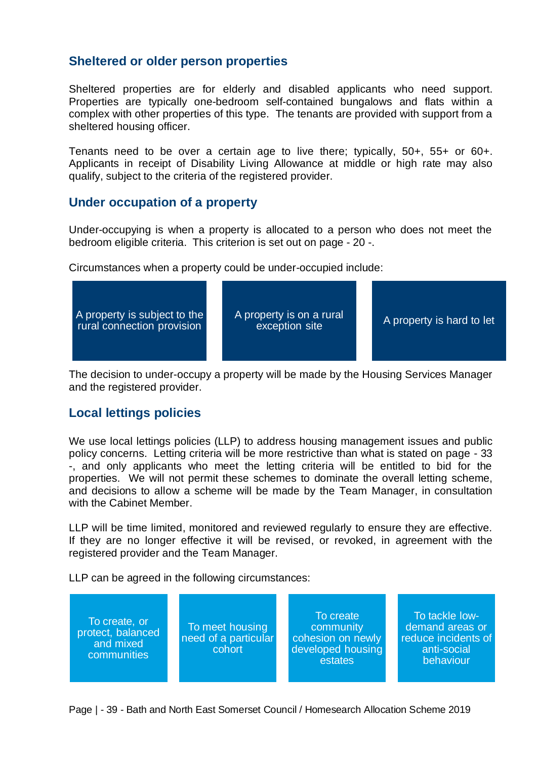## Sheltered or older person properties

Sheltered properties are for elderly and disabled applicants who need support. Properties are typically one-bedroom self-contained bungalows and flats within a complex with other properties of this type. The tenants are provided with support from a sheltered housing officer.

Tenants need to be over a certain age to live there; typically, 50+, 55+ or 60+. Applicants in receipt of Disability Living Allowance at middle or high rate may also qualify, subject to the criteria of the registered provider.

## Under occupation of a property

Under-occupying is when a property is allocated to a person who does not meet the bedroom eligible criteria. This criterion is set out on page - 20 -.

Circumstances when a property could be under-occupied include:

- A property is subject to the rural connection provision
- A property is on a rural exception site
- A property is hard to let

The decision to under-occupy a property will be made by the Housing Services Manager and the registered provider.

## Local lettings policies

We use local lettings policies (LLP) to address housing management issues and public policy concerns. Letting criteria will be more restrictive than what is stated on page - 33 -, and only applicants who meet the letting criteria will be entitled to bid for the properties. We will not permit these schemes to dominate the overall letting scheme, and decisions to allow a scheme will be made by the Team Manager, in consultation with the Cabinet Member.

LLP will be time limited, monitored and reviewed regularly to ensure they are effective. If they are no longer effective it will be revised, or revoked, in agreement with the registered provider and the Team Manager.

LLP can be agreed in the following circumstances:

- To create, or protect, balanced and mixed communities
- To meet housing need of a particular cohort
- To create community cohesion on newly developed housing estates
- To tackle low-demand areas or reduce incidents of anti-social behaviour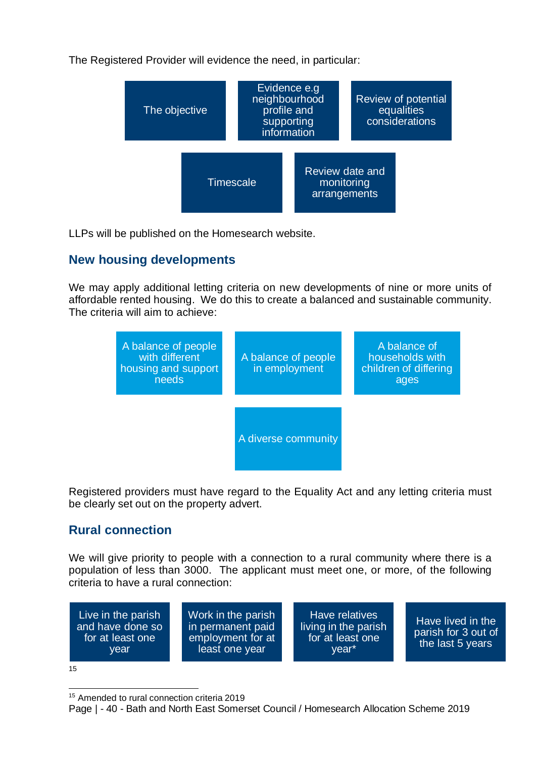The Registered Provider will evidence the need, in particular:

- The objective
- Evidence e.g neighbourhood profile and supporting information
- Review of potential equalities considerations
- Timescale
- Review date and monitoring arrangements

LLPs will be published on the Homesearch website.

## New housing developments

We may apply additional letting criteria on new developments of nine or more units of affordable rented housing. We do this to create a balanced and sustainable community. The criteria will aim to achieve:

- A balance of people with different housing and support needs
- A balance of people in employment
- A balance of households with children of differing ages
- A diverse community

Registered providers must have regard to the Equality Act and any letting criteria must be clearly set out on the property advert.

## Rural connection

We will give priority to people with a connection to a rural community where there is a population of less than 3000. The applicant must meet one, or more, of the following criteria to have a rural connection:

- Live in the parish and have done so for at least one year
- Work in the parish in permanent paid employment for at least one year
- Have relatives living in the parish for at least one year*
- Have lived in the parish for 3 out of the last 5 years

[15]

[15] Amended to rural connection criteria 2019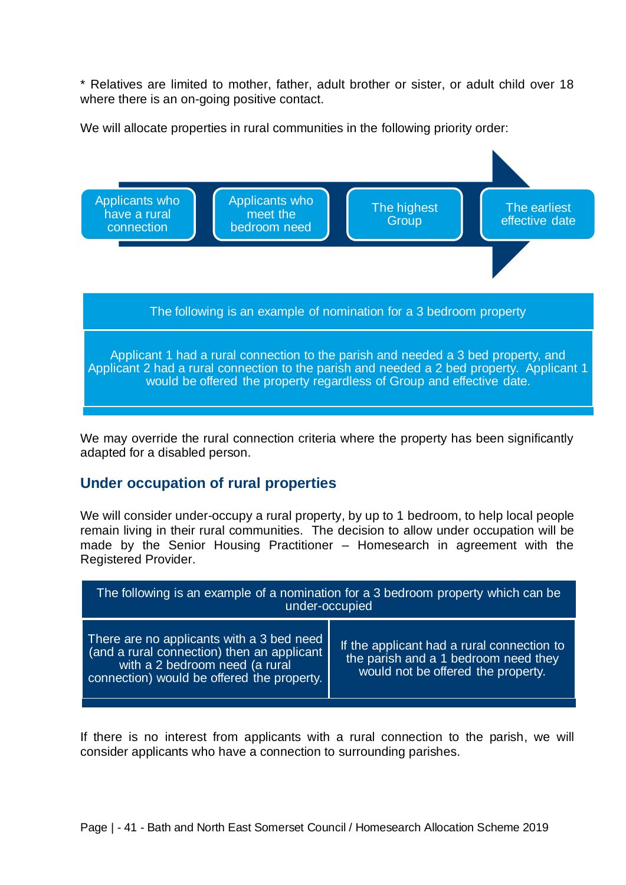* Relatives are limited to mother, father, adult brother or sister, or adult child over 18 where there is an on-going positive contact.

We will allocate properties in rural communities in the following priority order:

1. Applicants who have a rural connection
2. Applicants who meet the bedroom need
3. The highest Group
4. The earliest effective date

| The following is an example of nomination for a 3 bedroom property |
|---|
| Applicant 1 had a rural connection to the parish and needed a 3 bed property, and Applicant 2 had a rural connection to the parish and needed a 2 bed property. Applicant 1 would be offered the property regardless of Group and effective date. |

We may override the rural connection criteria where the property has been significantly adapted for a disabled person.

## Under occupation of rural properties

We will consider under-occupy a rural property, by up to 1 bedroom, to help local people remain living in their rural communities. The decision to allow under occupation will be made by the Senior Housing Practitioner – Homesearch in agreement with the Registered Provider.

| The following is an example of a nomination for a 3 bedroom property which can be under-occupied | |
|---|---|
| There are no applicants with a 3 bed need (and a rural connection) then an applicant with a 2 bedroom need (a rural connection) would be offered the property. | If the applicant had a rural connection to the parish and a 1 bedroom need they would not be offered the property. |

If there is no interest from applicants with a rural connection to the parish, we will consider applicants who have a connection to surrounding parishes.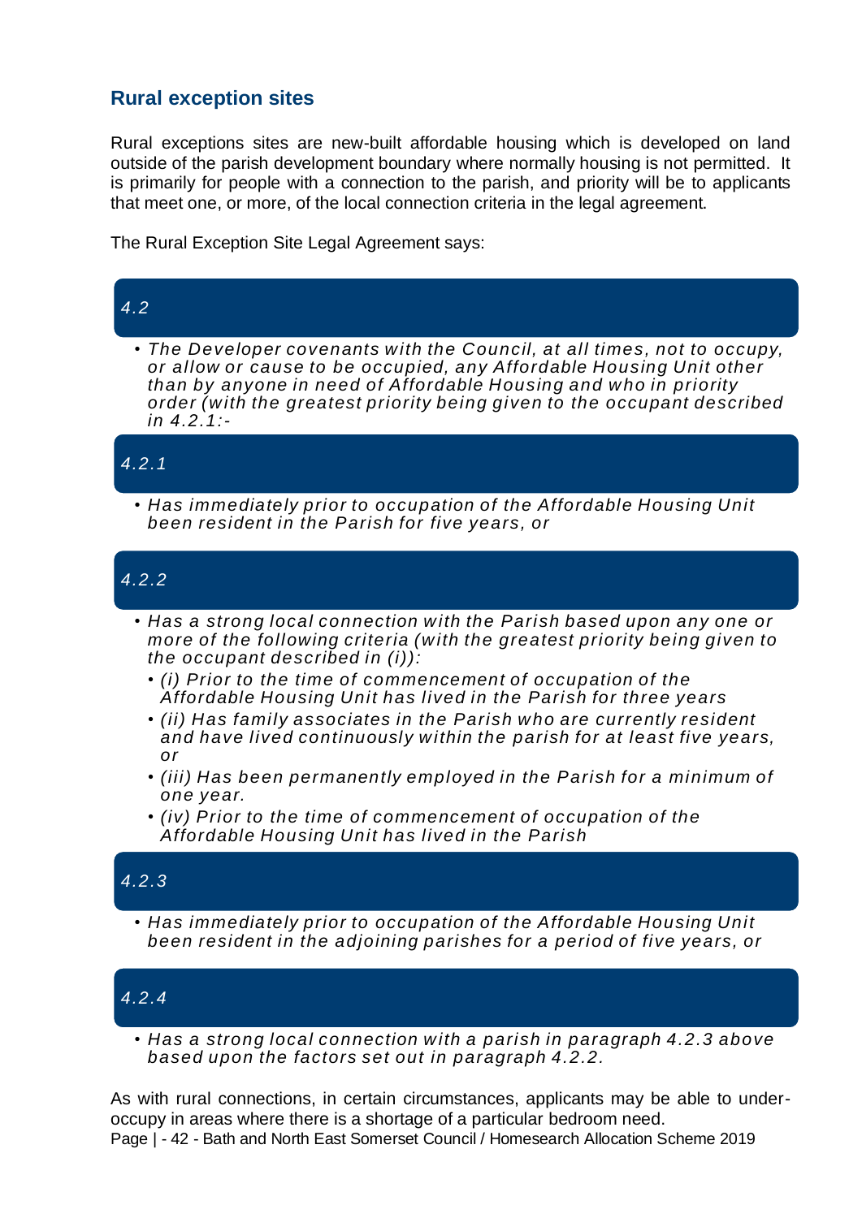## Rural exception sites

Rural exceptions sites are new-built affordable housing which is developed on land outside of the parish development boundary where normally housing is not permitted. It is primarily for people with a connection to the parish, and priority will be to applicants that meet one, or more, of the local connection criteria in the legal agreement.

The Rural Exception Site Legal Agreement says:

### *4.2*

- *The Developer covenants with the Council, at all times, not to occupy, or allow or cause to be occupied, any Affordable Housing Unit other than by anyone in need of Affordable Housing and who in priority order (with the greatest priority being given to the occupant described in 4.2.1:-*

### *4.2.1*

- *Has immediately prior to occupation of the Affordable Housing Unit been resident in the Parish for five years, or*

### *4.2.2*

- *Has a strong local connection with the Parish based upon any one or more of the following criteria (with the greatest priority being given to the occupant described in (i)):*
  - *(i) Prior to the time of commencement of occupation of the Affordable Housing Unit has lived in the Parish for three years*
  - *(ii) Has family associates in the Parish who are currently resident and have lived continuously within the parish for at least five years, or*
  - *(iii) Has been permanently employed in the Parish for a minimum of one year.*
  - *(iv) Prior to the time of commencement of occupation of the Affordable Housing Unit has lived in the Parish*

### *4.2.3*

- *Has immediately prior to occupation of the Affordable Housing Unit been resident in the adjoining parishes for a period of five years, or*

### *4.2.4*

- *Has a strong local connection with a parish in paragraph 4.2.3 above based upon the factors set out in paragraph 4.2.2.*

As with rural connections, in certain circumstances, applicants may be able to under-occupy in areas where there is a shortage of a particular bedroom need.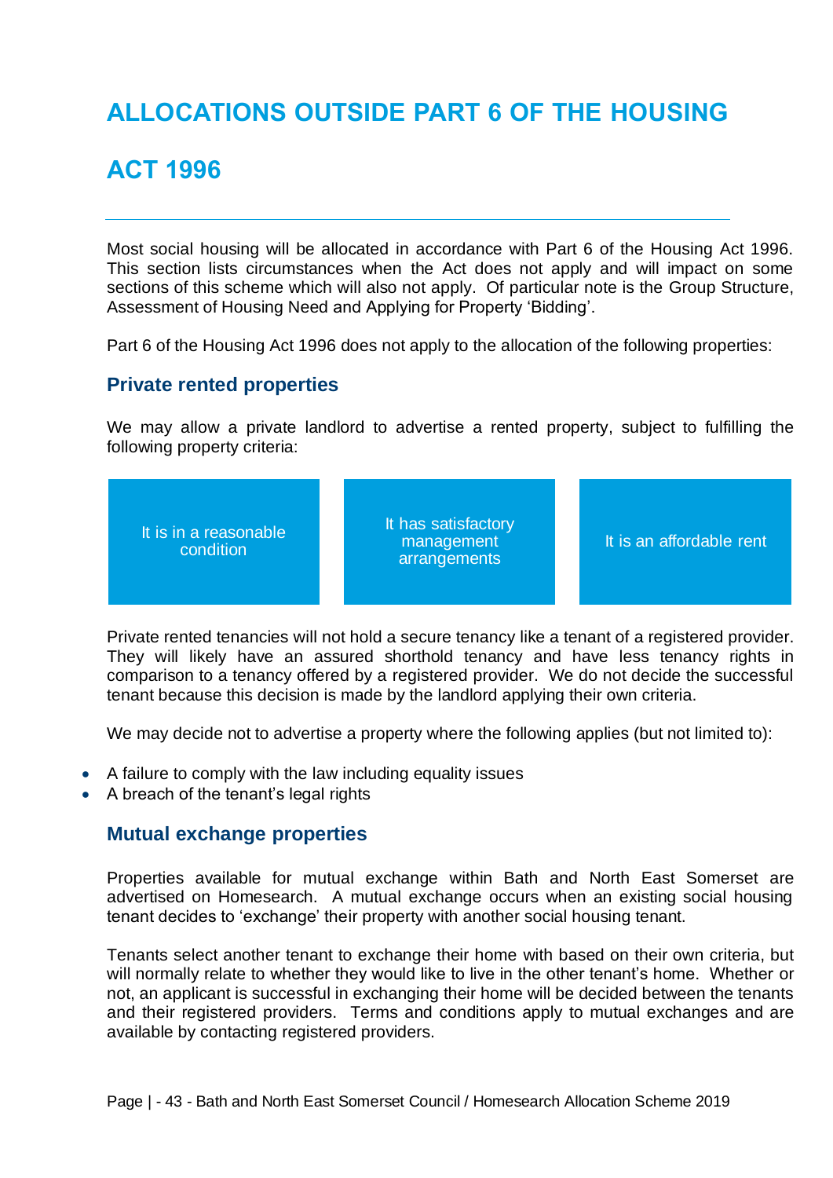# ALLOCATIONS OUTSIDE PART 6 OF THE HOUSING ACT 1996

Most social housing will be allocated in accordance with Part 6 of the Housing Act 1996. This section lists circumstances when the Act does not apply and will impact on some sections of this scheme which will also not apply. Of particular note is the Group Structure, Assessment of Housing Need and Applying for Property 'Bidding'.

Part 6 of the Housing Act 1996 does not apply to the allocation of the following properties:

## Private rented properties

We may allow a private landlord to advertise a rented property, subject to fulfilling the following property criteria:

- It is in a reasonable condition
- It has satisfactory management arrangements
- It is an affordable rent

Private rented tenancies will not hold a secure tenancy like a tenant of a registered provider. They will likely have an assured shorthold tenancy and have less tenancy rights in comparison to a tenancy offered by a registered provider. We do not decide the successful tenant because this decision is made by the landlord applying their own criteria.

We may decide not to advertise a property where the following applies (but not limited to):

- A failure to comply with the law including equality issues
- A breach of the tenant's legal rights

## Mutual exchange properties

Properties available for mutual exchange within Bath and North East Somerset are advertised on Homesearch. A mutual exchange occurs when an existing social housing tenant decides to 'exchange' their property with another social housing tenant.

Tenants select another tenant to exchange their home with based on their own criteria, but will normally relate to whether they would like to live in the other tenant's home. Whether or not, an applicant is successful in exchanging their home will be decided between the tenants and their registered providers. Terms and conditions apply to mutual exchanges and are available by contacting registered providers.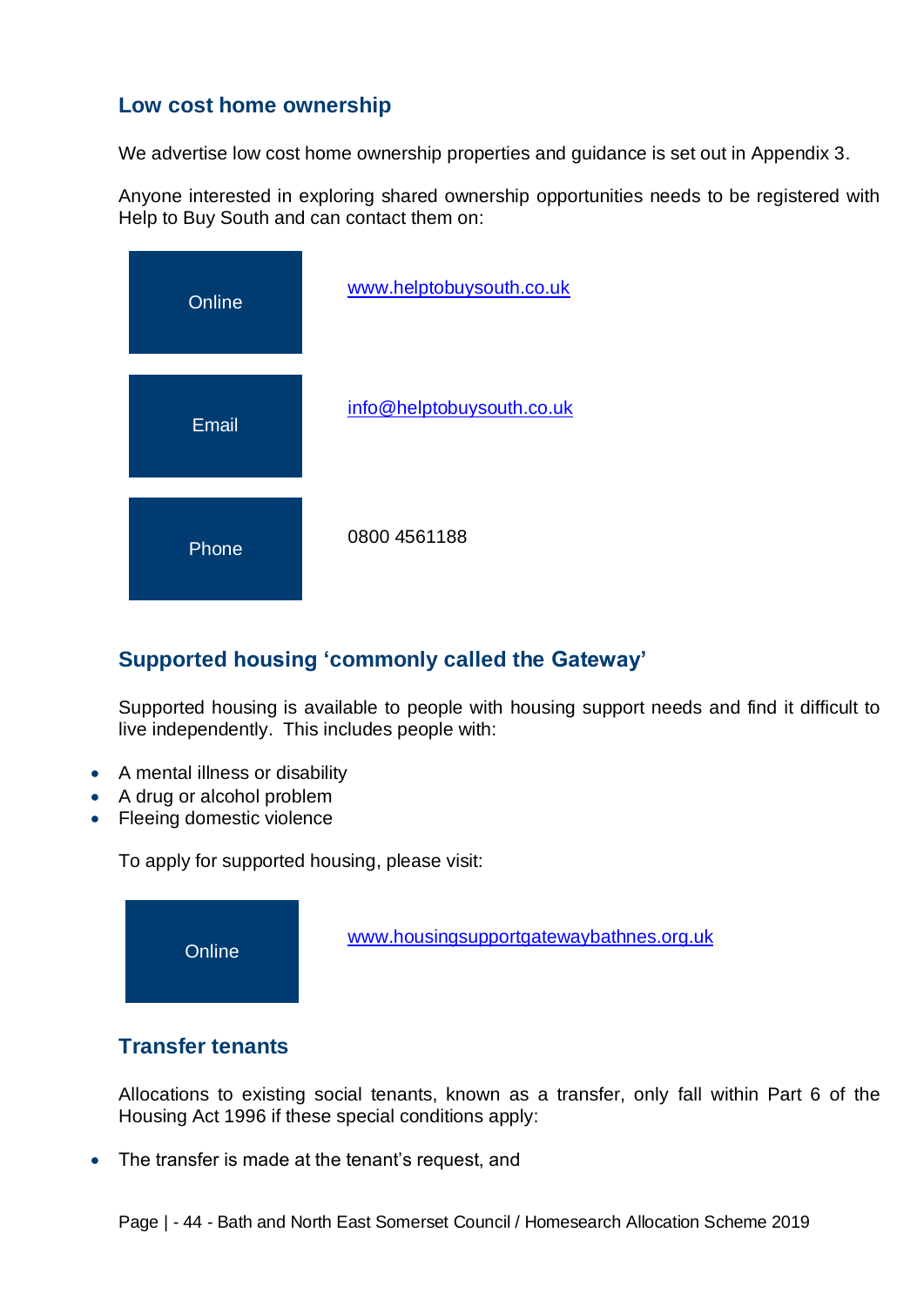## Low cost home ownership

We advertise low cost home ownership properties and guidance is set out in Appendix 3.

Anyone interested in exploring shared ownership opportunities needs to be registered with Help to Buy South and can contact them on:

| | |
|---|---|
| Online | www.helptobuysouth.co.uk |
| Email | info@helptobuysouth.co.uk |
| Phone | 0800 4561188 |

## Supported housing 'commonly called the Gateway'

Supported housing is available to people with housing support needs and find it difficult to live independently. This includes people with:

- A mental illness or disability
- A drug or alcohol problem
- Fleeing domestic violence

To apply for supported housing, please visit:

| | |
|---|---|
| Online | www.housingsupportgatewaybathnes.org.uk |

## Transfer tenants

Allocations to existing social tenants, known as a transfer, only fall within Part 6 of the Housing Act 1996 if these special conditions apply:

- The transfer is made at the tenant's request, and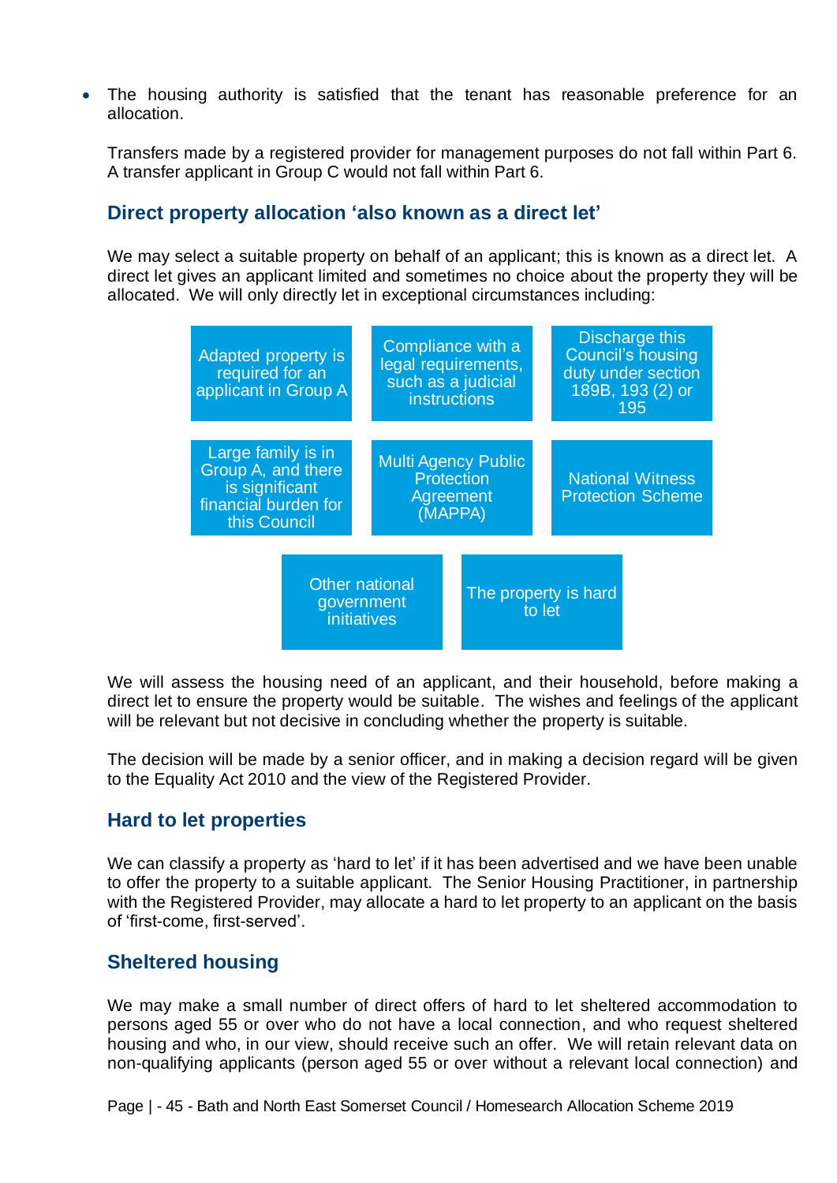- The housing authority is satisfied that the tenant has reasonable preference for an allocation.

  Transfers made by a registered provider for management purposes do not fall within Part 6. A transfer applicant in Group C would not fall within Part 6.

### Direct property allocation 'also known as a direct let'

We may select a suitable property on behalf of an applicant; this is known as a direct let. A direct let gives an applicant limited and sometimes no choice about the property they will be allocated. We will only directly let in exceptional circumstances including:

- Adapted property is required for an applicant in Group A
- Compliance with a legal requirements, such as a judicial instructions
- Discharge this Council's housing duty under section 189B, 193 (2) or 195
- Large family is in Group A, and there is significant financial burden for this Council
- Multi Agency Public Protection Agreement (MAPPA)
- National Witness Protection Scheme
- Other national government initiatives
- The property is hard to let

We will assess the housing need of an applicant, and their household, before making a direct let to ensure the property would be suitable. The wishes and feelings of the applicant will be relevant but not decisive in concluding whether the property is suitable.

The decision will be made by a senior officer, and in making a decision regard will be given to the Equality Act 2010 and the view of the Registered Provider.

### Hard to let properties

We can classify a property as 'hard to let' if it has been advertised and we have been unable to offer the property to a suitable applicant. The Senior Housing Practitioner, in partnership with the Registered Provider, may allocate a hard to let property to an applicant on the basis of 'first-come, first-served'.

### Sheltered housing

We may make a small number of direct offers of hard to let sheltered accommodation to persons aged 55 or over who do not have a local connection, and who request sheltered housing and who, in our view, should receive such an offer. We will retain relevant data on non-qualifying applicants (person aged 55 or over without a relevant local connection) and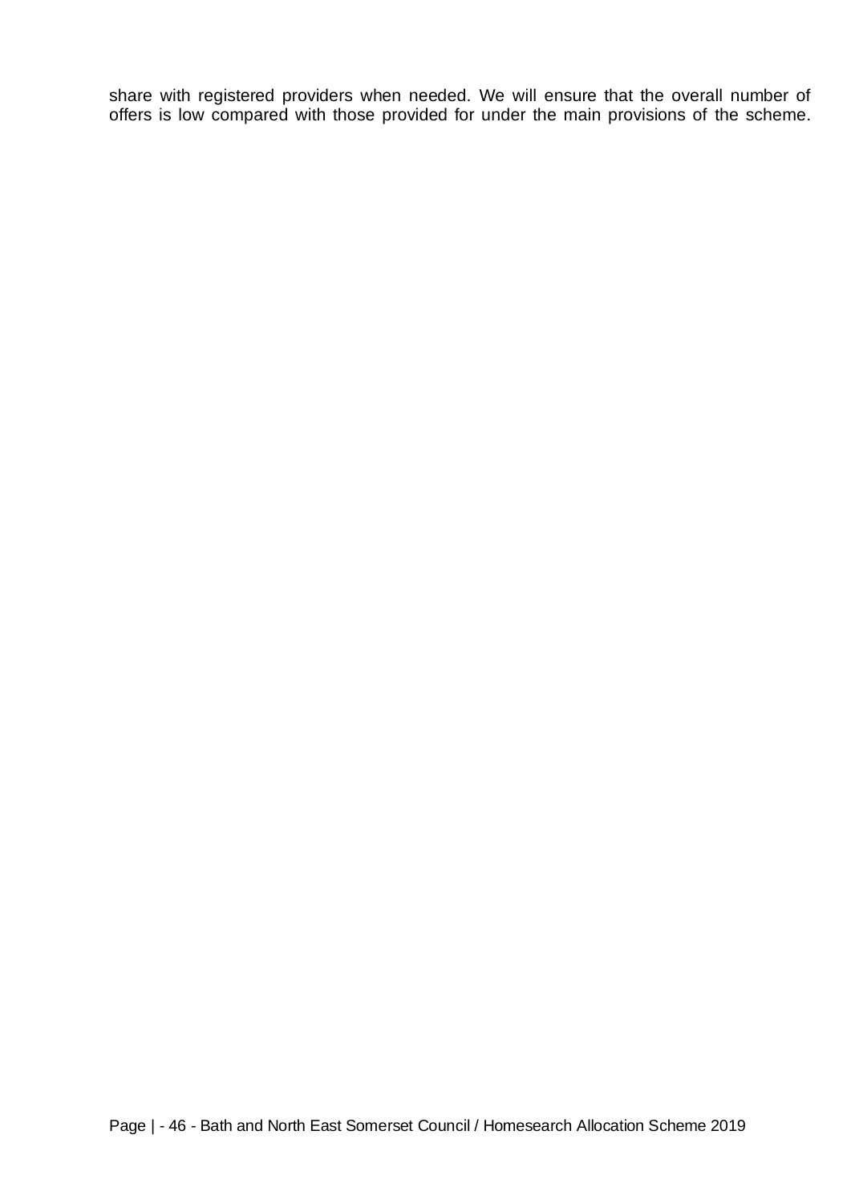share with registered providers when needed. We will ensure that the overall number of offers is low compared with those provided for under the main provisions of the scheme.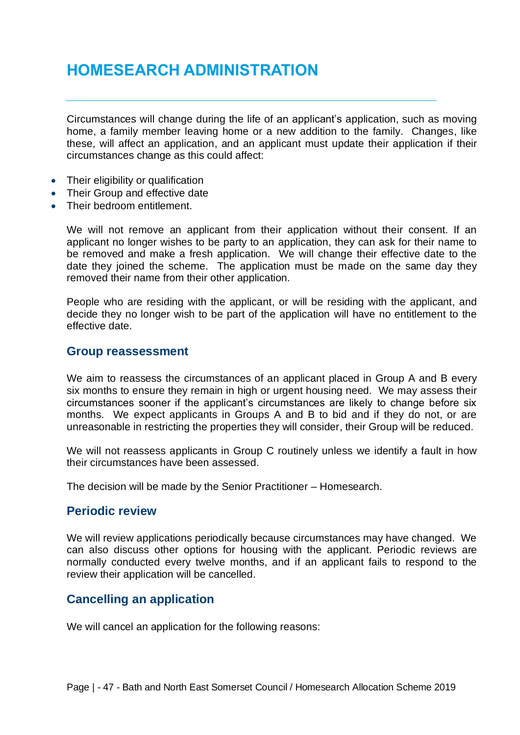# HOMESEARCH ADMINISTRATION

Circumstances will change during the life of an applicant's application, such as moving home, a family member leaving home or a new addition to the family. Changes, like these, will affect an application, and an applicant must update their application if their circumstances change as this could affect:

- Their eligibility or qualification
- Their Group and effective date
- Their bedroom entitlement.

We will not remove an applicant from their application without their consent. If an applicant no longer wishes to be party to an application, they can ask for their name to be removed and make a fresh application. We will change their effective date to the date they joined the scheme. The application must be made on the same day they removed their name from their other application.

People who are residing with the applicant, or will be residing with the applicant, and decide they no longer wish to be part of the application will have no entitlement to the effective date.

## Group reassessment

We aim to reassess the circumstances of an applicant placed in Group A and B every six months to ensure they remain in high or urgent housing need. We may assess their circumstances sooner if the applicant's circumstances are likely to change before six months. We expect applicants in Groups A and B to bid and if they do not, or are unreasonable in restricting the properties they will consider, their Group will be reduced.

We will not reassess applicants in Group C routinely unless we identify a fault in how their circumstances have been assessed.

The decision will be made by the Senior Practitioner – Homesearch.

## Periodic review

We will review applications periodically because circumstances may have changed. We can also discuss other options for housing with the applicant. Periodic reviews are normally conducted every twelve months, and if an applicant fails to respond to the review their application will be cancelled.

## Cancelling an application

We will cancel an application for the following reasons: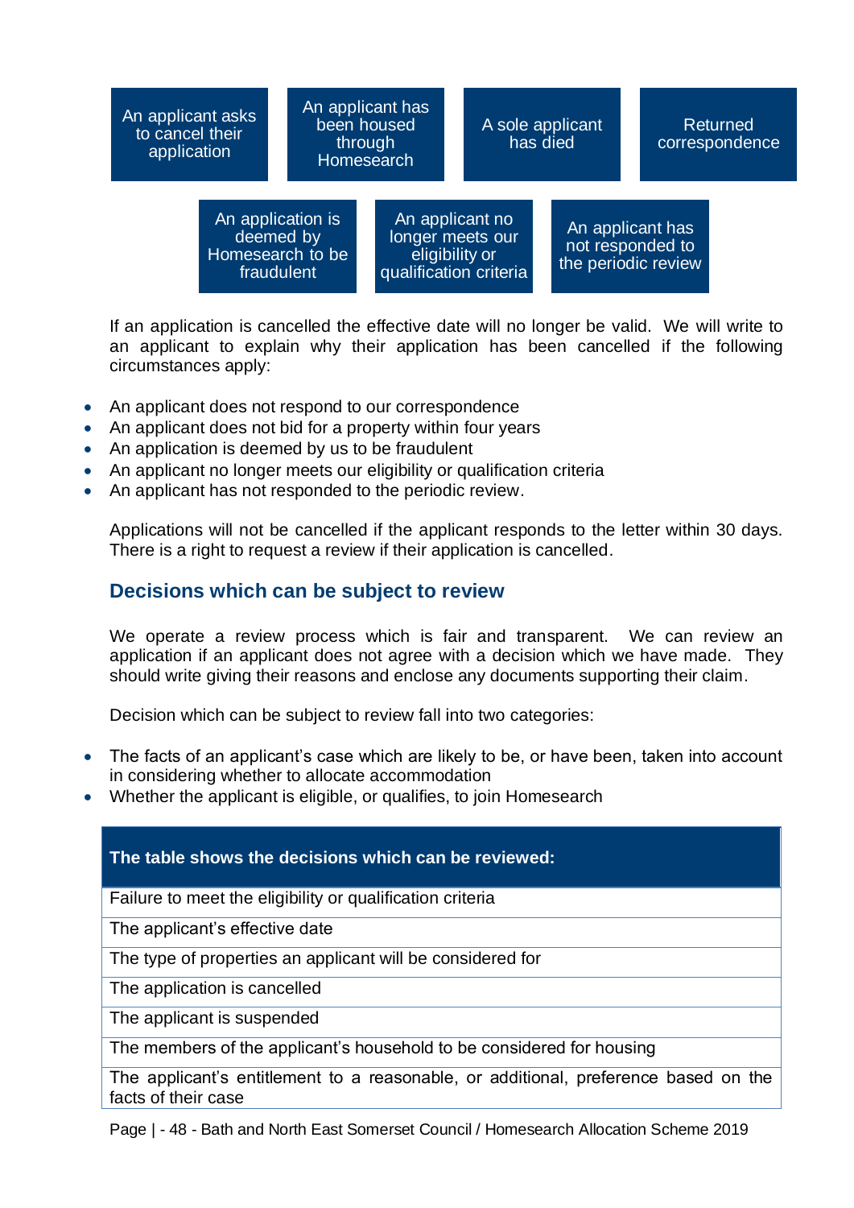- An applicant asks to cancel their application
- An applicant has been housed through Homesearch
- A sole applicant has died
- Returned correspondence
- An application is deemed by Homesearch to be fraudulent
- An applicant no longer meets our eligibility or qualification criteria
- An applicant has not responded to the periodic review

If an application is cancelled the effective date will no longer be valid. We will write to an applicant to explain why their application has been cancelled if the following circumstances apply:

- An applicant does not respond to our correspondence
- An applicant does not bid for a property within four years
- An application is deemed by us to be fraudulent
- An applicant no longer meets our eligibility or qualification criteria
- An applicant has not responded to the periodic review.

Applications will not be cancelled if the applicant responds to the letter within 30 days. There is a right to request a review if their application is cancelled.

## Decisions which can be subject to review

We operate a review process which is fair and transparent. We can review an application if an applicant does not agree with a decision which we have made. They should write giving their reasons and enclose any documents supporting their claim.

Decision which can be subject to review fall into two categories:

- The facts of an applicant's case which are likely to be, or have been, taken into account in considering whether to allocate accommodation
- Whether the applicant is eligible, or qualifies, to join Homesearch

| The table shows the decisions which can be reviewed: |
| --- |
| Failure to meet the eligibility or qualification criteria |
| The applicant's effective date |
| The type of properties an applicant will be considered for |
| The application is cancelled |
| The applicant is suspended |
| The members of the applicant's household to be considered for housing |
| The applicant's entitlement to a reasonable, or additional, preference based on the facts of their case |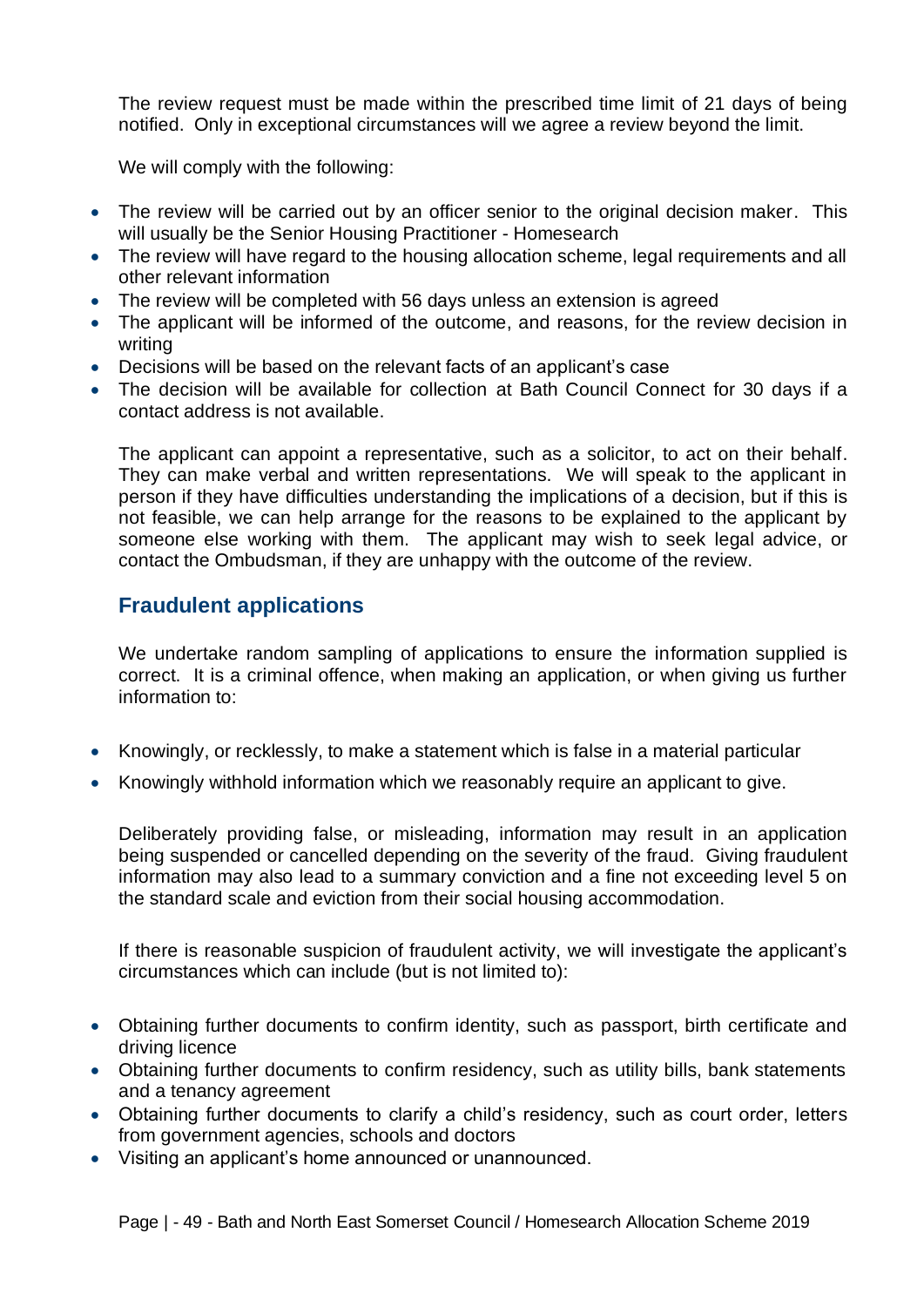The review request must be made within the prescribed time limit of 21 days of being notified. Only in exceptional circumstances will we agree a review beyond the limit.

We will comply with the following:

- The review will be carried out by an officer senior to the original decision maker. This will usually be the Senior Housing Practitioner - Homesearch
- The review will have regard to the housing allocation scheme, legal requirements and all other relevant information
- The review will be completed with 56 days unless an extension is agreed
- The applicant will be informed of the outcome, and reasons, for the review decision in writing
- Decisions will be based on the relevant facts of an applicant's case
- The decision will be available for collection at Bath Council Connect for 30 days if a contact address is not available.

The applicant can appoint a representative, such as a solicitor, to act on their behalf. They can make verbal and written representations. We will speak to the applicant in person if they have difficulties understanding the implications of a decision, but if this is not feasible, we can help arrange for the reasons to be explained to the applicant by someone else working with them. The applicant may wish to seek legal advice, or contact the Ombudsman, if they are unhappy with the outcome of the review.

## Fraudulent applications

We undertake random sampling of applications to ensure the information supplied is correct. It is a criminal offence, when making an application, or when giving us further information to:

- Knowingly, or recklessly, to make a statement which is false in a material particular
- Knowingly withhold information which we reasonably require an applicant to give.

Deliberately providing false, or misleading, information may result in an application being suspended or cancelled depending on the severity of the fraud. Giving fraudulent information may also lead to a summary conviction and a fine not exceeding level 5 on the standard scale and eviction from their social housing accommodation.

If there is reasonable suspicion of fraudulent activity, we will investigate the applicant's circumstances which can include (but is not limited to):

- Obtaining further documents to confirm identity, such as passport, birth certificate and driving licence
- Obtaining further documents to confirm residency, such as utility bills, bank statements and a tenancy agreement
- Obtaining further documents to clarify a child's residency, such as court order, letters from government agencies, schools and doctors
- Visiting an applicant's home announced or unannounced.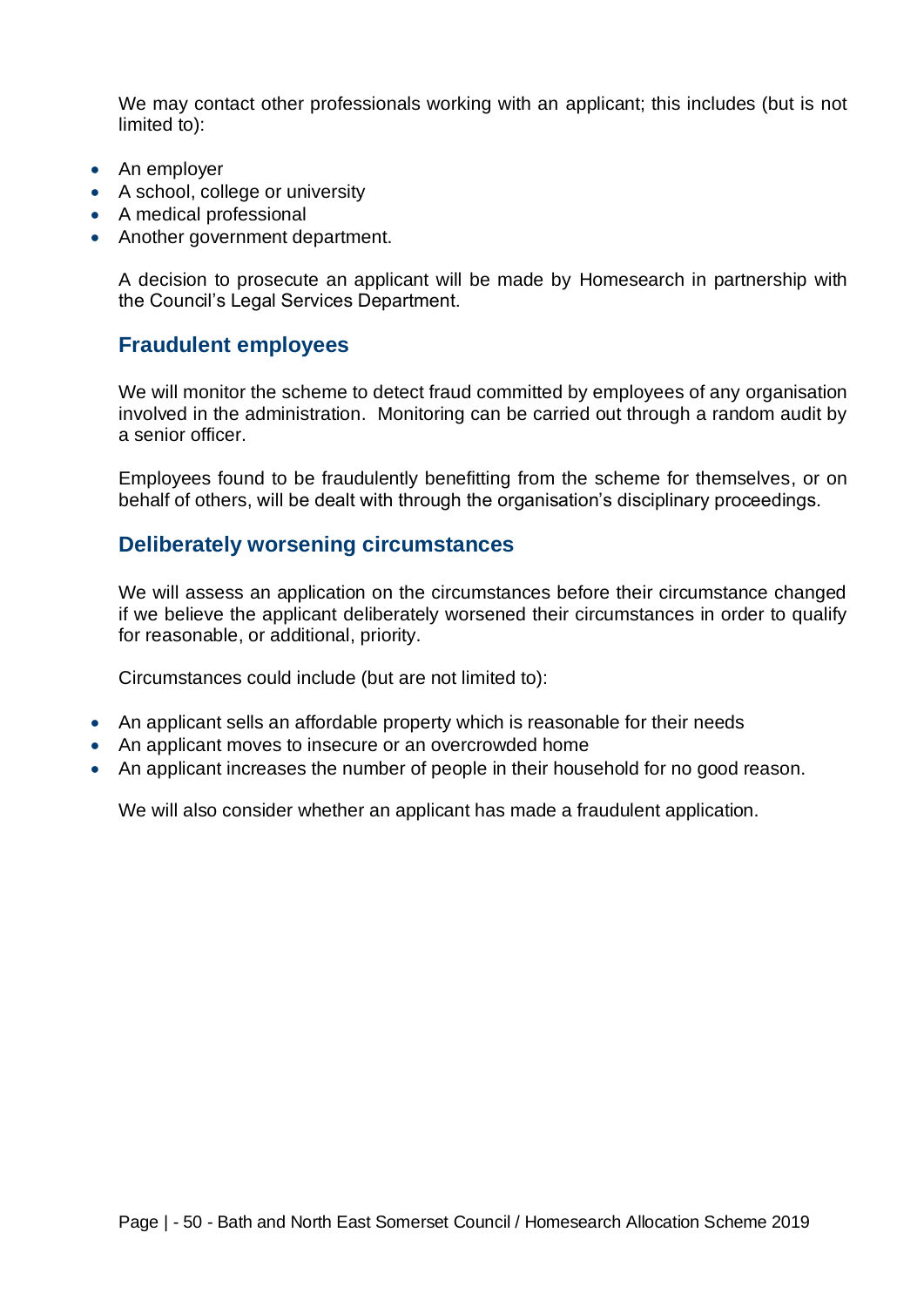We may contact other professionals working with an applicant; this includes (but is not limited to):

- An employer
- A school, college or university
- A medical professional
- Another government department.

A decision to prosecute an applicant will be made by Homesearch in partnership with the Council's Legal Services Department.

## Fraudulent employees

We will monitor the scheme to detect fraud committed by employees of any organisation involved in the administration. Monitoring can be carried out through a random audit by a senior officer.

Employees found to be fraudulently benefitting from the scheme for themselves, or on behalf of others, will be dealt with through the organisation's disciplinary proceedings.

## Deliberately worsening circumstances

We will assess an application on the circumstances before their circumstance changed if we believe the applicant deliberately worsened their circumstances in order to qualify for reasonable, or additional, priority.

Circumstances could include (but are not limited to):

- An applicant sells an affordable property which is reasonable for their needs
- An applicant moves to insecure or an overcrowded home
- An applicant increases the number of people in their household for no good reason.

We will also consider whether an applicant has made a fraudulent application.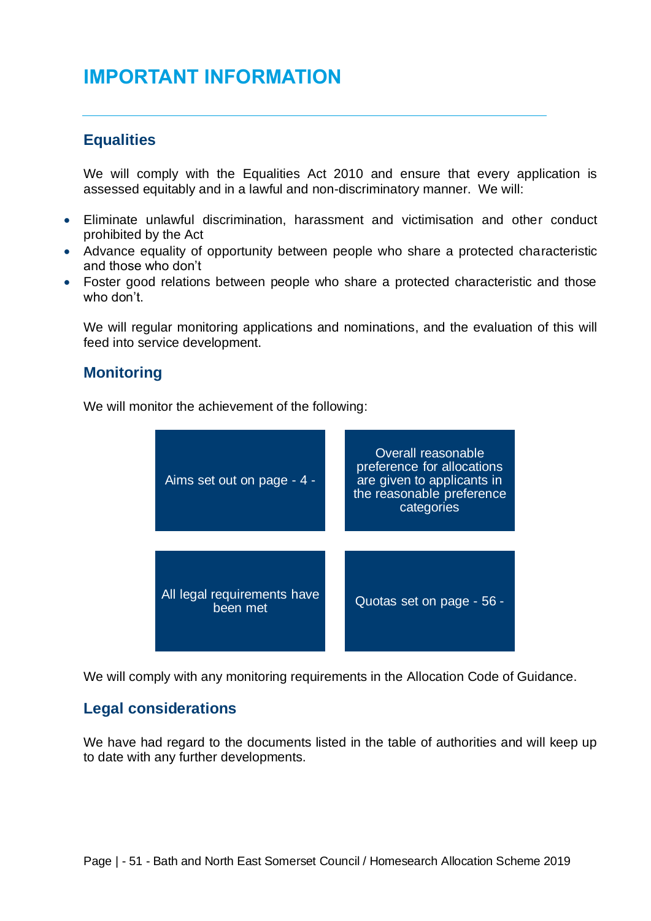# IMPORTANT INFORMATION

## Equalities

We will comply with the Equalities Act 2010 and ensure that every application is assessed equitably and in a lawful and non-discriminatory manner. We will:

- Eliminate unlawful discrimination, harassment and victimisation and other conduct prohibited by the Act
- Advance equality of opportunity between people who share a protected characteristic and those who don't
- Foster good relations between people who share a protected characteristic and those who don't.

We will regular monitoring applications and nominations, and the evaluation of this will feed into service development.

## Monitoring

We will monitor the achievement of the following:

- Aims set out on page - 4 -
- Overall reasonable preference for allocations are given to applicants in the reasonable preference categories
- All legal requirements have been met
- Quotas set on page - 56 -

We will comply with any monitoring requirements in the Allocation Code of Guidance.

## Legal considerations

We have had regard to the documents listed in the table of authorities and will keep up to date with any further developments.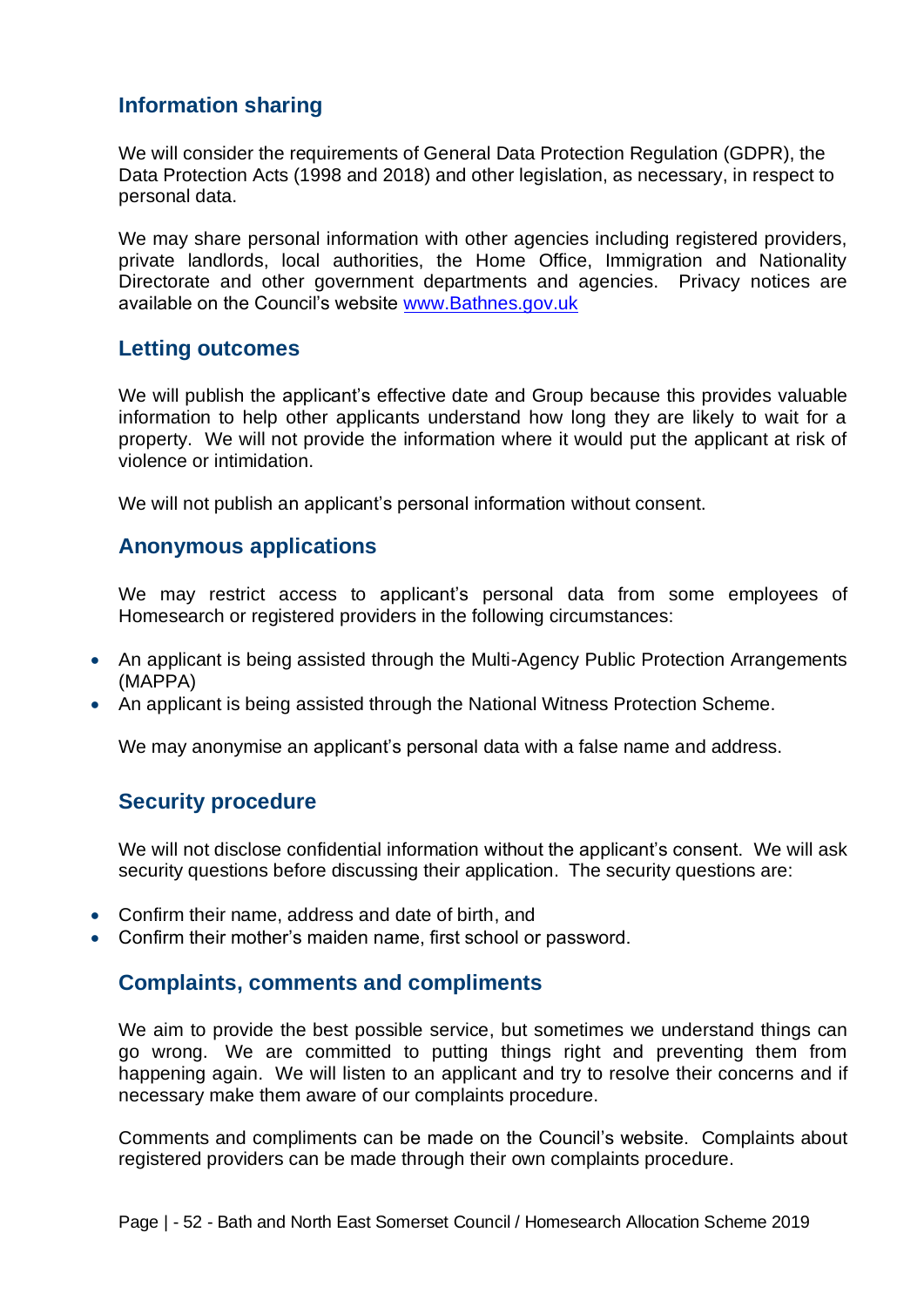## Information sharing

We will consider the requirements of General Data Protection Regulation (GDPR), the Data Protection Acts (1998 and 2018) and other legislation, as necessary, in respect to personal data.

We may share personal information with other agencies including registered providers, private landlords, local authorities, the Home Office, Immigration and Nationality Directorate and other government departments and agencies. Privacy notices are available on the Council's website [www.Bathnes.gov.uk](http://www.Bathnes.gov.uk)

## Letting outcomes

We will publish the applicant's effective date and Group because this provides valuable information to help other applicants understand how long they are likely to wait for a property. We will not provide the information where it would put the applicant at risk of violence or intimidation.

We will not publish an applicant's personal information without consent.

## Anonymous applications

We may restrict access to applicant's personal data from some employees of Homesearch or registered providers in the following circumstances:

- An applicant is being assisted through the Multi-Agency Public Protection Arrangements (MAPPA)
- An applicant is being assisted through the National Witness Protection Scheme.

We may anonymise an applicant's personal data with a false name and address.

## Security procedure

We will not disclose confidential information without the applicant's consent. We will ask security questions before discussing their application. The security questions are:

- Confirm their name, address and date of birth, and
- Confirm their mother's maiden name, first school or password.

## Complaints, comments and compliments

We aim to provide the best possible service, but sometimes we understand things can go wrong. We are committed to putting things right and preventing them from happening again. We will listen to an applicant and try to resolve their concerns and if necessary make them aware of our complaints procedure.

Comments and compliments can be made on the Council's website. Complaints about registered providers can be made through their own complaints procedure.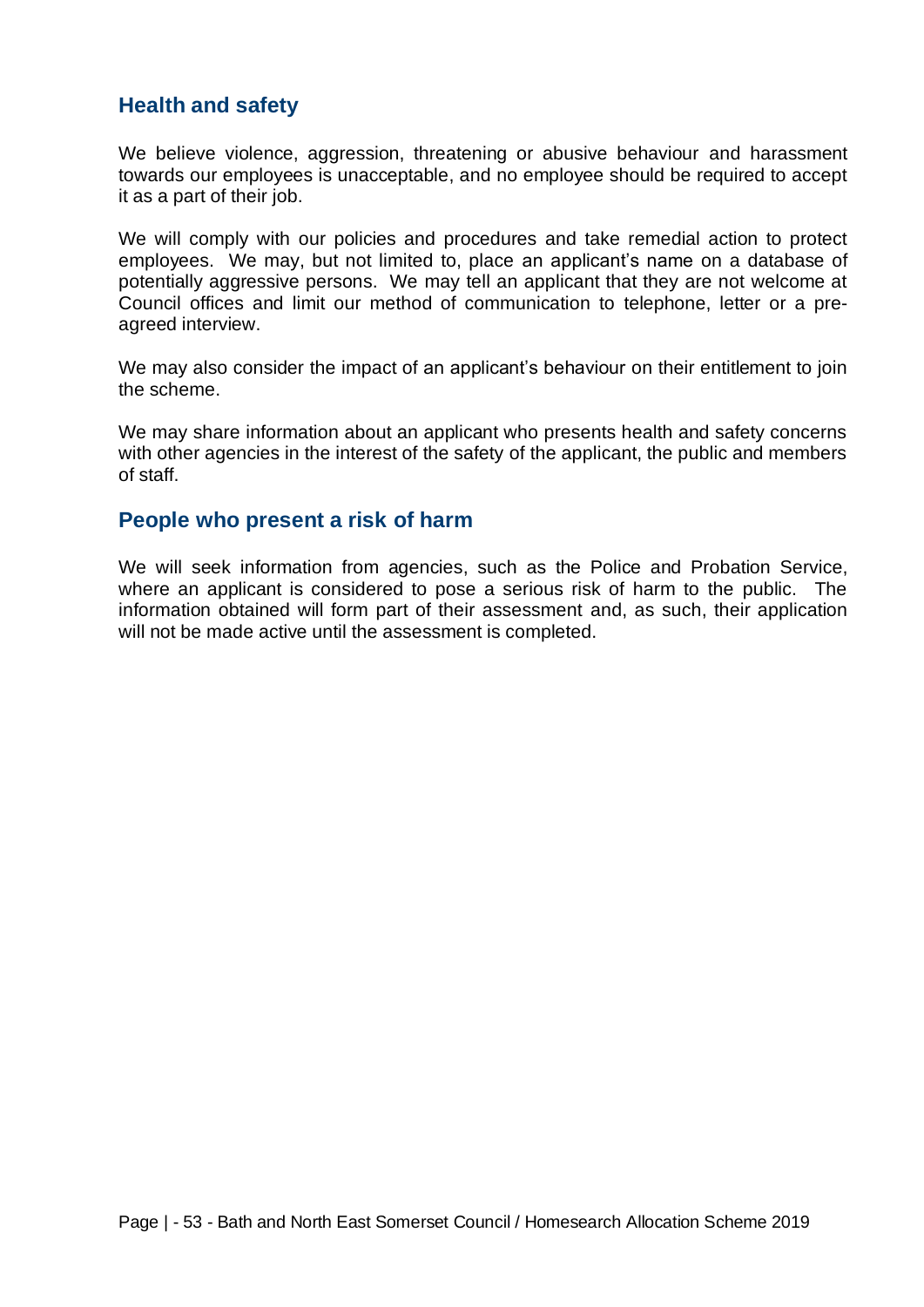## Health and safety

We believe violence, aggression, threatening or abusive behaviour and harassment towards our employees is unacceptable, and no employee should be required to accept it as a part of their job.

We will comply with our policies and procedures and take remedial action to protect employees. We may, but not limited to, place an applicant's name on a database of potentially aggressive persons. We may tell an applicant that they are not welcome at Council offices and limit our method of communication to telephone, letter or a pre-agreed interview.

We may also consider the impact of an applicant's behaviour on their entitlement to join the scheme.

We may share information about an applicant who presents health and safety concerns with other agencies in the interest of the safety of the applicant, the public and members of staff.

## People who present a risk of harm

We will seek information from agencies, such as the Police and Probation Service, where an applicant is considered to pose a serious risk of harm to the public. The information obtained will form part of their assessment and, as such, their application will not be made active until the assessment is completed.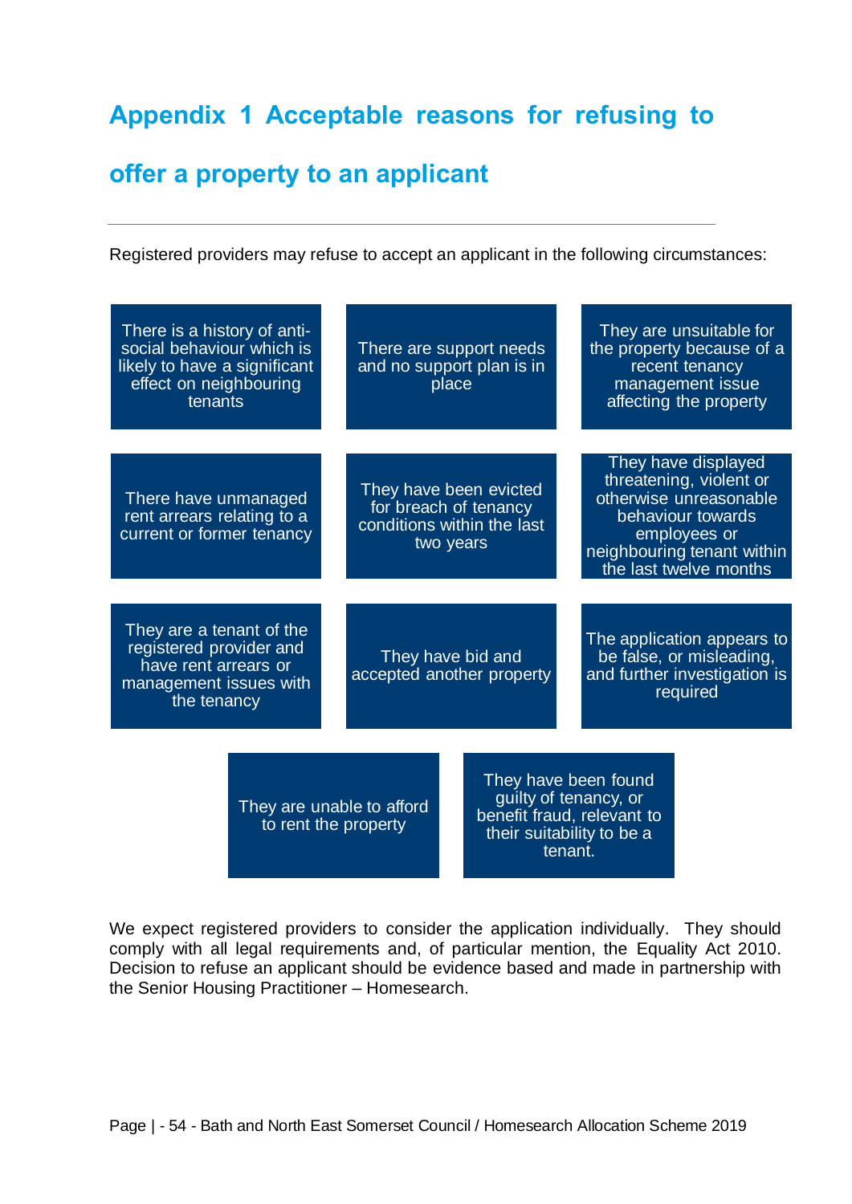# Appendix 1 Acceptable reasons for refusing to offer a property to an applicant

Registered providers may refuse to accept an applicant in the following circumstances:

- There is a history of anti-social behaviour which is likely to have a significant effect on neighbouring tenants
- There are support needs and no support plan is in place
- They are unsuitable for the property because of a recent tenancy management issue affecting the property
- There have unmanaged rent arrears relating to a current or former tenancy
- They have been evicted for breach of tenancy conditions within the last two years
- They have displayed threatening, violent or otherwise unreasonable behaviour towards employees or neighbouring tenant within the last twelve months
- They are a tenant of the registered provider and have rent arrears or management issues with the tenancy
- They have bid and accepted another property
- The application appears to be false, or misleading, and further investigation is required
- They are unable to afford to rent the property
- They have been found guilty of tenancy, or benefit fraud, relevant to their suitability to be a tenant.

We expect registered providers to consider the application individually. They should comply with all legal requirements and, of particular mention, the Equality Act 2010. Decision to refuse an applicant should be evidence based and made in partnership with the Senior Housing Practitioner – Homesearch.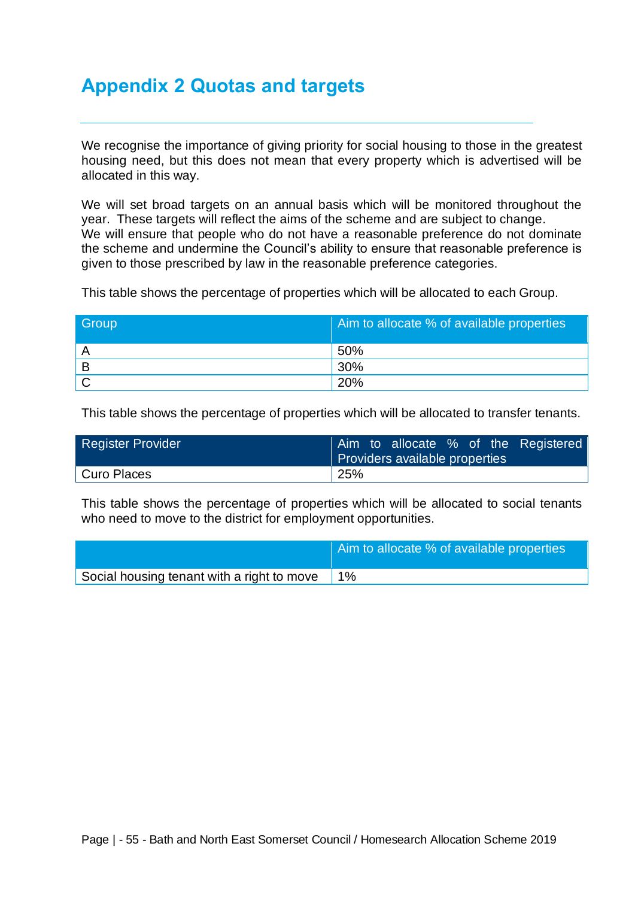# Appendix 2 Quotas and targets

We recognise the importance of giving priority for social housing to those in the greatest housing need, but this does not mean that every property which is advertised will be allocated in this way.

We will set broad targets on an annual basis which will be monitored throughout the year. These targets will reflect the aims of the scheme and are subject to change.
We will ensure that people who do not have a reasonable preference do not dominate the scheme and undermine the Council's ability to ensure that reasonable preference is given to those prescribed by law in the reasonable preference categories.

This table shows the percentage of properties which will be allocated to each Group.

| Group | Aim to allocate % of available properties |
|---|---|
| A | 50% |
| B | 30% |
| C | 20% |

This table shows the percentage of properties which will be allocated to transfer tenants.

| Register Provider | Aim to allocate % of the Registered Providers available properties |
|---|---|
| Curo Places | 25% |

This table shows the percentage of properties which will be allocated to social tenants who need to move to the district for employment opportunities.

| | Aim to allocate % of available properties |
|---|---|
| Social housing tenant with a right to move | 1% |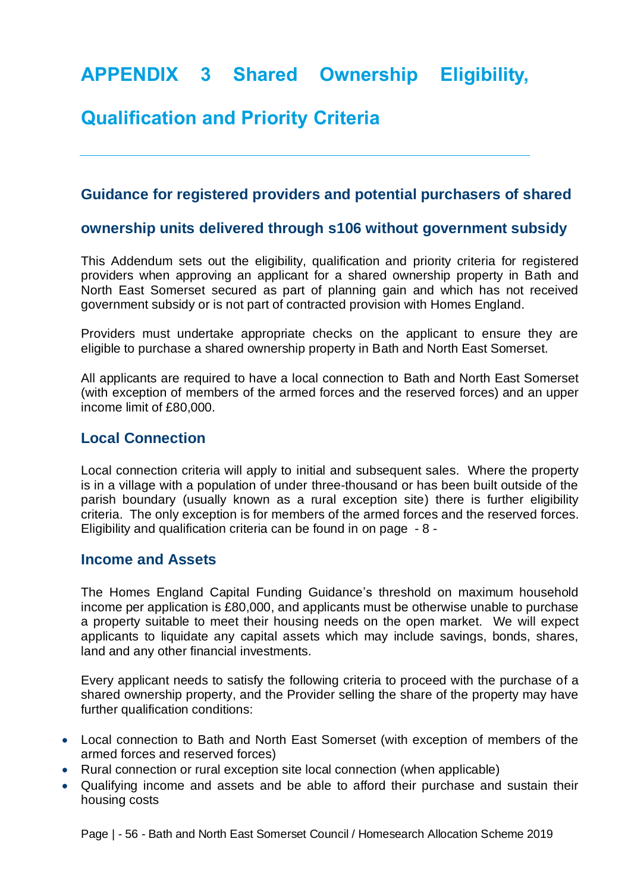# APPENDIX 3 Shared Ownership Eligibility, Qualification and Priority Criteria

---

## Guidance for registered providers and potential purchasers of shared ownership units delivered through s106 without government subsidy

This Addendum sets out the eligibility, qualification and priority criteria for registered providers when approving an applicant for a shared ownership property in Bath and North East Somerset secured as part of planning gain and which has not received government subsidy or is not part of contracted provision with Homes England.

Providers must undertake appropriate checks on the applicant to ensure they are eligible to purchase a shared ownership property in Bath and North East Somerset.

All applicants are required to have a local connection to Bath and North East Somerset (with exception of members of the armed forces and the reserved forces) and an upper income limit of £80,000.

### Local Connection

Local connection criteria will apply to initial and subsequent sales. Where the property is in a village with a population of under three-thousand or has been built outside of the parish boundary (usually known as a rural exception site) there is further eligibility criteria. The only exception is for members of the armed forces and the reserved forces. Eligibility and qualification criteria can be found in on page - 8 -

### Income and Assets

The Homes England Capital Funding Guidance's threshold on maximum household income per application is £80,000, and applicants must be otherwise unable to purchase a property suitable to meet their housing needs on the open market. We will expect applicants to liquidate any capital assets which may include savings, bonds, shares, land and any other financial investments.

Every applicant needs to satisfy the following criteria to proceed with the purchase of a shared ownership property, and the Provider selling the share of the property may have further qualification conditions:

- Local connection to Bath and North East Somerset (with exception of members of the armed forces and reserved forces)
- Rural connection or rural exception site local connection (when applicable)
- Qualifying income and assets and be able to afford their purchase and sustain their housing costs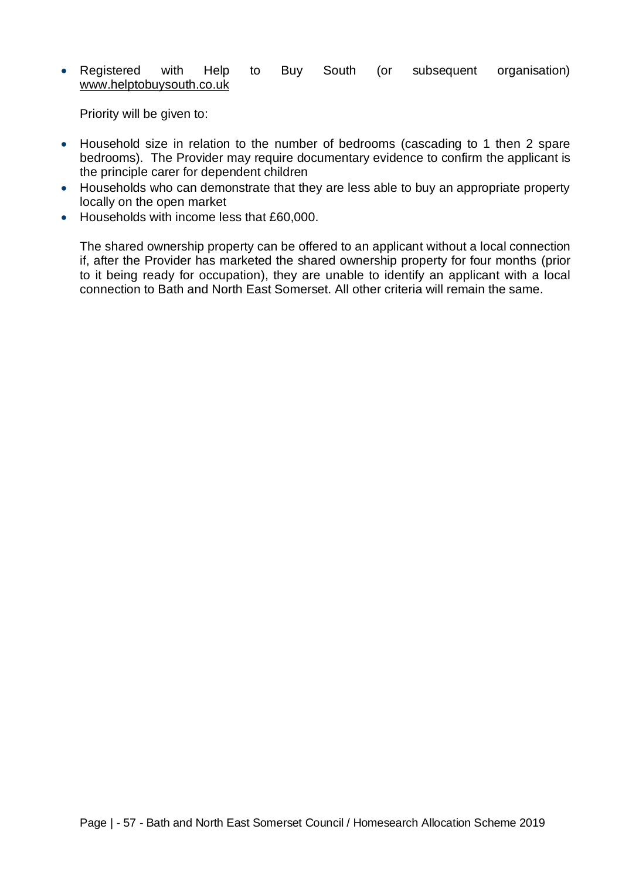- Registered with Help to Buy South (or subsequent organisation) www.helptobuysouth.co.uk

  Priority will be given to:

- Household size in relation to the number of bedrooms (cascading to 1 then 2 spare bedrooms). The Provider may require documentary evidence to confirm the applicant is the principle carer for dependent children
- Households who can demonstrate that they are less able to buy an appropriate property locally on the open market
- Households with income less that £60,000.

  The shared ownership property can be offered to an applicant without a local connection if, after the Provider has marketed the shared ownership property for four months (prior to it being ready for occupation), they are unable to identify an applicant with a local connection to Bath and North East Somerset. All other criteria will remain the same.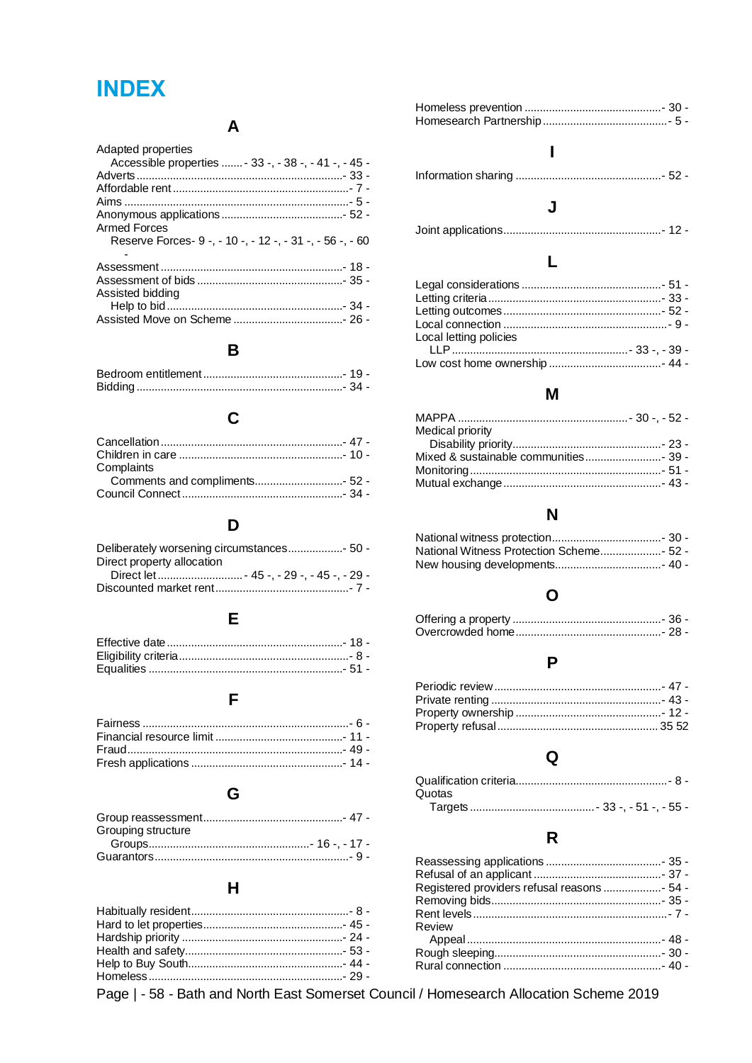# INDEX

## A

Adapted properties
- Accessible properties ....... - 33 -, - 38 -, - 41 -, - 45 -

Adverts ................................................................... - 33 -
Affordable rent ......................................................... - 7 -
Aims .......................................................................... - 5 -
Anonymous applications ........................................ - 52 -
Armed Forces
- Reserve Forces- 9 -, - 10 -, - 12 -, - 31 -, - 56 -, - 60 -

Assessment ............................................................ - 18 -
Assessment of bids ................................................ - 35 -
Assisted bidding
- Help to bid .......................................................... - 34 -

Assisted Move on Scheme .................................... - 26 -

## B

Bedroom entitlement .............................................. - 19 -
Bidding .................................................................... - 34 -

## C

Cancellation ............................................................ - 47 -
Children in care ...................................................... - 10 -
Complaints
- Comments and compliments............................. - 52 -

Council Connect ..................................................... - 34 -

## D

Deliberately worsening circumstances.................. - 50 -
Direct property allocation
- Direct let ............................ - 45 -, - 29 -, - 45 -, - 29 -

Discounted market rent ........................................... - 7 -

## E

Effective date .......................................................... - 18 -
Eligibility criteria ........................................................ - 8 -
Equalities ................................................................ - 51 -

## F

Fairness .................................................................... - 6 -
Financial resource limit .......................................... - 11 -
Fraud ....................................................................... - 49 -
Fresh applications .................................................. - 14 -

## G

Group reassessment.............................................. - 47 -
Grouping structure
- Groups .................................................... - 16 -, - 17 -

Guarantors ................................................................ - 9 -

## H

Habitually resident .................................................... - 8 -
Hard to let properties .............................................. - 45 -
Hardship priority ..................................................... - 24 -
Health and safety.................................................... - 53 -
Help to Buy South .................................................. - 44 -
Homeless ................................................................ - 29 -
Homeless prevention ............................................. - 30 -
Homesearch Partnership ......................................... - 5 -

## I

Information sharing ................................................ - 52 -

## J

Joint applications .................................................... - 12 -

## L

Legal considerations .............................................. - 51 -
Letting criteria ......................................................... - 33 -
Letting outcomes .................................................... - 52 -
Local connection ...................................................... - 9 -
Local letting policies
- LLP ......................................................... - 33 -, - 39 -

Low cost home ownership ..................................... - 44 -

## M

MAPPA ........................................................ - 30 -, - 52 -
Medical priority
- Disability priority ................................................. - 23 -

Mixed & sustainable communities ......................... - 39 -
Monitoring ............................................................... - 51 -
Mutual exchange .................................................... - 43 -

## N

National witness protection.................................... - 30 -
National Witness Protection Scheme.................... - 52 -
New housing developments................................... - 40 -

## O

Offering a property ................................................. - 36 -
Overcrowded home ................................................ - 28 -

## P

Periodic review ....................................................... - 47 -
Private renting ........................................................ - 43 -
Property ownership ................................................ - 12 -
Property refusal ..................................................... 35 52

## Q

Qualification criteria.................................................. - 8 -
Quotas
- Targets ........................................... - 33 -, - 51 -, - 55 -

## R

Reassessing applications ...................................... - 35 -
Refusal of an applicant .......................................... - 37 -
Registered providers refusal reasons ................... - 54 -
Removing bids........................................................ - 35 -
Rent levels ................................................................ - 7 -
Review
- Appeal ................................................................ - 48 -

Rough sleeping....................................................... - 30 -
Rural connection .................................................... - 40 -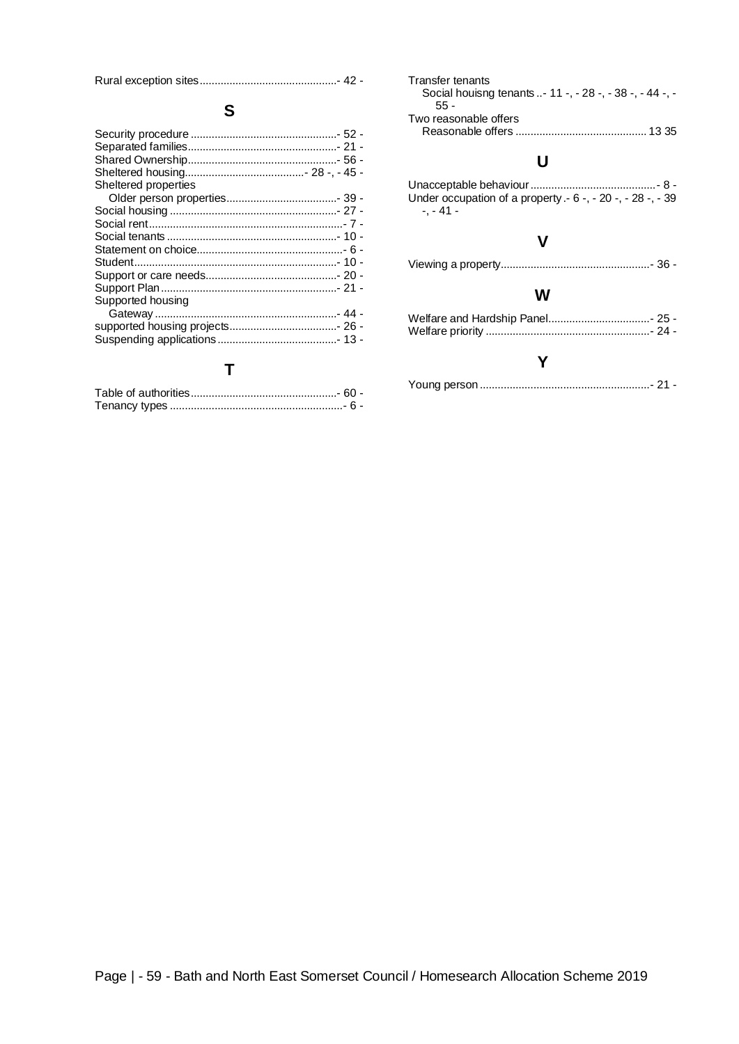Rural exception sites .............................................. - 42 -

## S

Security procedure .................................................. - 52 -
Separated families.................................................. - 21 -
Shared Ownership.................................................. - 56 -
Sheltered housing........................................ - 28 -, - 45 -
Sheltered properties
  Older person properties..................................... - 39 -
Social housing ........................................................ - 27 -
Social rent................................................................ - 7 -
Social tenants ......................................................... - 10 -
Statement on choice................................................. - 6 -
Student.................................................................... - 10 -
Support or care needs............................................ - 20 -
Support Plan ........................................................... - 21 -
Supported housing
  Gateway ............................................................. - 44 -
supported housing projects.................................... - 26 -
Suspending applications ........................................ - 13 -

## T

Table of authorities................................................. - 60 -
Tenancy types .......................................................... - 6 -

Transfer tenants
  Social houisng tenants ..- 11 -, - 28 -, - 38 -, - 44 -, - 55 -
Two reasonable offers
  Reasonable offers ........................................... 13 35

## U

Unacceptable behaviour .......................................... - 8 -
Under occupation of a property .- 6 -, - 20 -, - 28 -, - 39 -, - 41 -

## V

Viewing a property.................................................. - 36 -

## W

Welfare and Hardship Panel.................................. - 25 -
Welfare priority ...................................................... - 24 -

## Y

Young person ......................................................... - 21 -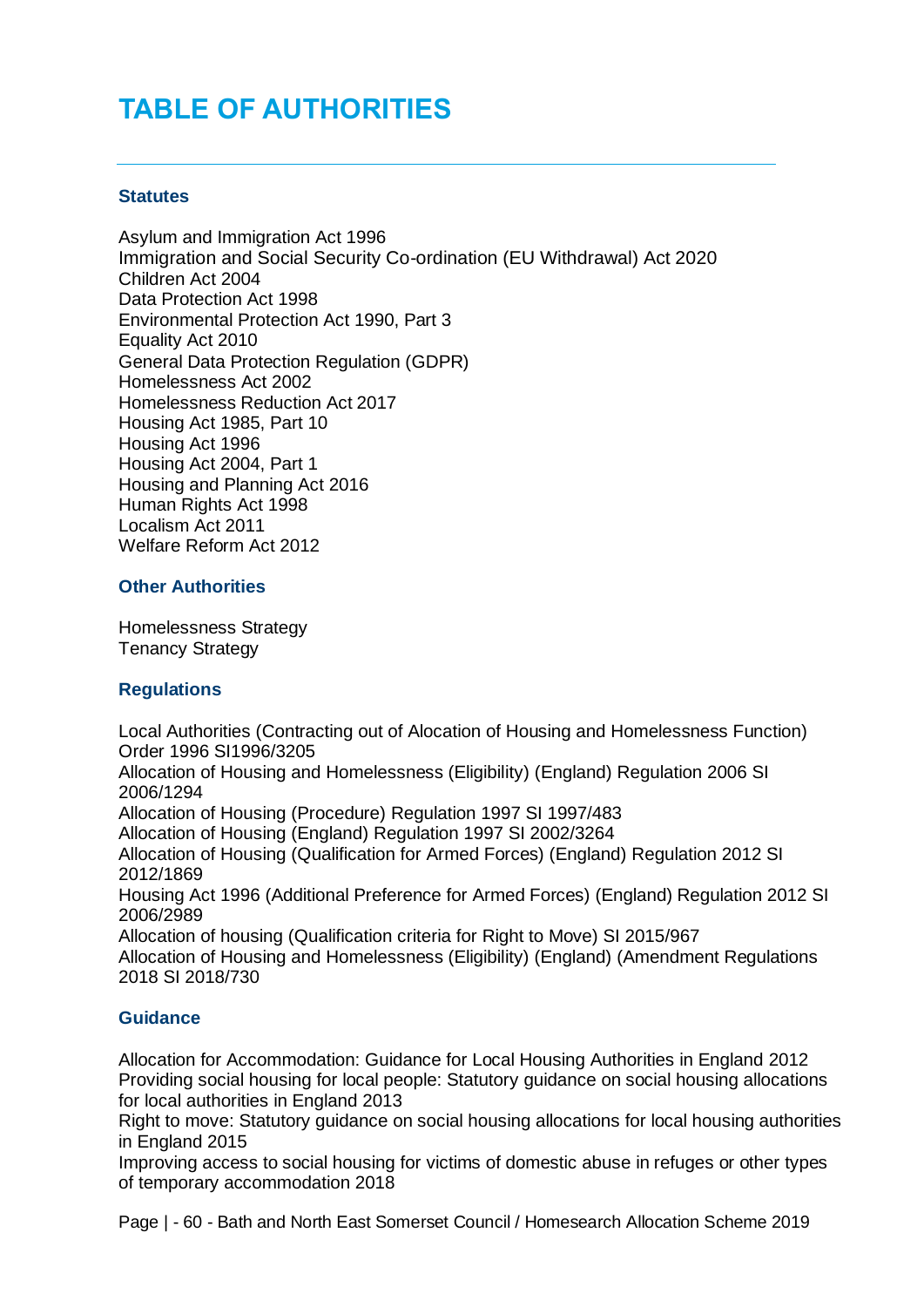# TABLE OF AUTHORITIES

### Statutes

Asylum and Immigration Act 1996
Immigration and Social Security Co-ordination (EU Withdrawal) Act 2020
Children Act 2004
Data Protection Act 1998
Environmental Protection Act 1990, Part 3
Equality Act 2010
General Data Protection Regulation (GDPR)
Homelessness Act 2002
Homelessness Reduction Act 2017
Housing Act 1985, Part 10
Housing Act 1996
Housing Act 2004, Part 1
Housing and Planning Act 2016
Human Rights Act 1998
Localism Act 2011
Welfare Reform Act 2012

### Other Authorities

Homelessness Strategy
Tenancy Strategy

### Regulations

Local Authorities (Contracting out of Alocation of Housing and Homelessness Function) Order 1996 SI1996/3205
Allocation of Housing and Homelessness (Eligibility) (England) Regulation 2006 SI 2006/1294
Allocation of Housing (Procedure) Regulation 1997 SI 1997/483
Allocation of Housing (England) Regulation 1997 SI 2002/3264
Allocation of Housing (Qualification for Armed Forces) (England) Regulation 2012 SI 2012/1869
Housing Act 1996 (Additional Preference for Armed Forces) (England) Regulation 2012 SI 2006/2989
Allocation of housing (Qualification criteria for Right to Move) SI 2015/967
Allocation of Housing and Homelessness (Eligibility) (England) (Amendment Regulations 2018 SI 2018/730

### Guidance

Allocation for Accommodation: Guidance for Local Housing Authorities in England 2012
Providing social housing for local people: Statutory guidance on social housing allocations for local authorities in England 2013
Right to move: Statutory guidance on social housing allocations for local housing authorities in England 2015
Improving access to social housing for victims of domestic abuse in refuges or other types of temporary accommodation 2018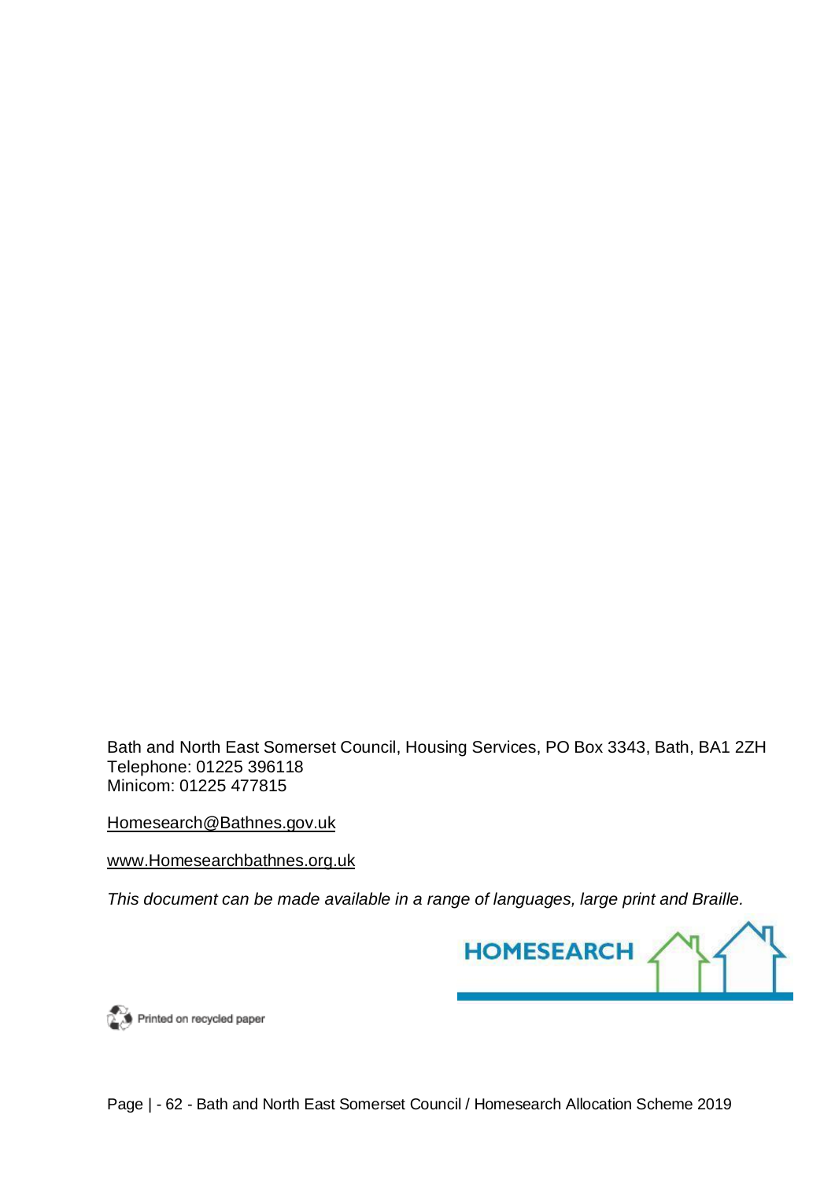Bath and North East Somerset Council, Housing Services, PO Box 3343, Bath, BA1 2ZH
Telephone: 01225 396118
Minicom: 01225 477815

Homesearch@Bathnes.gov.uk

www.Homesearchbathnes.org.uk

*This document can be made available in a range of languages, large print and Braille.*

HOMESEARCH

Printed on recycled paper